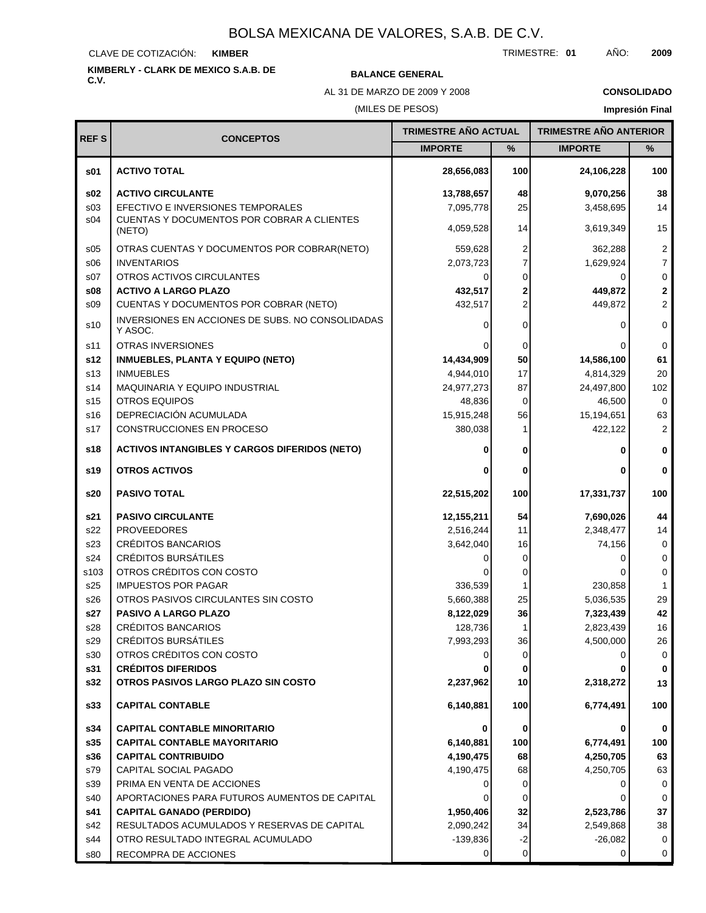# BOLSA MEXICANA DE VALORES, S.A.B. DE C.V.

CLAVE DE COTIZACIÓN: **KIMBER**

TRIMESTRE: **01** AÑO: **2009**

**KIMBERLY - CLARK DE MEXICO S.A.B. DE C.V.**

**BALANCE GENERAL**

AL 31 DE MARZO DE 2009 Y 2008

(MILES DE PESOS)

**CONSOLIDADO**

**Impresión Final**

| REF S | CONCEPTOS | TRIMESTRE AÑO ACTUAL | | TRIMESTRE AÑO ANTERIOR | |
|---|---|---|---|---|---|
| | | IMPORTE | % | IMPORTE | % |
| **s01** | **ACTIVO TOTAL** | **28,656,083** | **100** | **24,106,228** | **100** |
| **s02** | **ACTIVO CIRCULANTE** | **13,788,657** | **48** | **9,070,256** | **38** |
| s03 | EFECTIVO E INVERSIONES TEMPORALES | 7,095,778 | 25 | 3,458,695 | 14 |
| s04 | CUENTAS Y DOCUMENTOS POR COBRAR A CLIENTES (NETO) | 4,059,528 | 14 | 3,619,349 | 15 |
| s05 | OTRAS CUENTAS Y DOCUMENTOS POR COBRAR(NETO) | 559,628 | 2 | 362,288 | 2 |
| s06 | INVENTARIOS | 2,073,723 | 7 | 1,629,924 | 7 |
| s07 | OTROS ACTIVOS CIRCULANTES | 0 | 0 | 0 | 0 |
| **s08** | **ACTIVO A LARGO PLAZO** | **432,517** | **2** | **449,872** | **2** |
| s09 | CUENTAS Y DOCUMENTOS POR COBRAR (NETO) | 432,517 | 2 | 449,872 | 2 |
| s10 | INVERSIONES EN ACCIONES DE SUBS. NO CONSOLIDADAS Y ASOC. | 0 | 0 | 0 | 0 |
| s11 | OTRAS INVERSIONES | 0 | 0 | 0 | 0 |
| **s12** | **INMUEBLES, PLANTA Y EQUIPO (NETO)** | **14,434,909** | **50** | **14,586,100** | **61** |
| s13 | INMUEBLES | 4,944,010 | 17 | 4,814,329 | 20 |
| s14 | MAQUINARIA Y EQUIPO INDUSTRIAL | 24,977,273 | 87 | 24,497,800 | 102 |
| s15 | OTROS EQUIPOS | 48,836 | 0 | 46,500 | 0 |
| s16 | DEPRECIACIÓN ACUMULADA | 15,915,248 | 56 | 15,194,651 | 63 |
| s17 | CONSTRUCCIONES EN PROCESO | 380,038 | 1 | 422,122 | 2 |
| **s18** | **ACTIVOS INTANGIBLES Y CARGOS DIFERIDOS (NETO)** | **0** | **0** | **0** | **0** |
| **s19** | **OTROS ACTIVOS** | **0** | **0** | **0** | **0** |
| **s20** | **PASIVO TOTAL** | **22,515,202** | **100** | **17,331,737** | **100** |
| **s21** | **PASIVO CIRCULANTE** | **12,155,211** | **54** | **7,690,026** | **44** |
| s22 | PROVEEDORES | 2,516,244 | 11 | 2,348,477 | 14 |
| s23 | CRÉDITOS BANCARIOS | 3,642,040 | 16 | 74,156 | 0 |
| s24 | CRÉDITOS BURSÁTILES | 0 | 0 | 0 | 0 |
| s103 | OTROS CRÉDITOS CON COSTO | 0 | 0 | 0 | 0 |
| s25 | IMPUESTOS POR PAGAR | 336,539 | 1 | 230,858 | 1 |
| s26 | OTROS PASIVOS CIRCULANTES SIN COSTO | 5,660,388 | 25 | 5,036,535 | 29 |
| **s27** | **PASIVO A LARGO PLAZO** | **8,122,029** | **36** | **7,323,439** | **42** |
| s28 | CRÉDITOS BANCARIOS | 128,736 | 1 | 2,823,439 | 16 |
| s29 | CRÉDITOS BURSÁTILES | 7,993,293 | 36 | 4,500,000 | 26 |
| s30 | OTROS CRÉDITOS CON COSTO | 0 | 0 | 0 | 0 |
| **s31** | **CRÉDITOS DIFERIDOS** | **0** | **0** | **0** | **0** |
| **s32** | **OTROS PASIVOS LARGO PLAZO SIN COSTO** | **2,237,962** | **10** | **2,318,272** | **13** |
| **s33** | **CAPITAL CONTABLE** | **6,140,881** | **100** | **6,774,491** | **100** |
| **s34** | **CAPITAL CONTABLE MINORITARIO** | **0** | **0** | **0** | **0** |
| **s35** | **CAPITAL CONTABLE MAYORITARIO** | **6,140,881** | **100** | **6,774,491** | **100** |
| **s36** | **CAPITAL CONTRIBUIDO** | **4,190,475** | **68** | **4,250,705** | **63** |
| s79 | CAPITAL SOCIAL PAGADO | 4,190,475 | 68 | 4,250,705 | 63 |
| s39 | PRIMA EN VENTA DE ACCIONES | 0 | 0 | 0 | 0 |
| s40 | APORTACIONES PARA FUTUROS AUMENTOS DE CAPITAL | 0 | 0 | 0 | 0 |
| **s41** | **CAPITAL GANADO (PERDIDO)** | **1,950,406** | **32** | **2,523,786** | **37** |
| s42 | RESULTADOS ACUMULADOS Y RESERVAS DE CAPITAL | 2,090,242 | 34 | 2,549,868 | 38 |
| s44 | OTRO RESULTADO INTEGRAL ACUMULADO | -139,836 | -2 | -26,082 | 0 |
| s80 | RECOMPRA DE ACCIONES | 0 | 0 | 0 | 0 |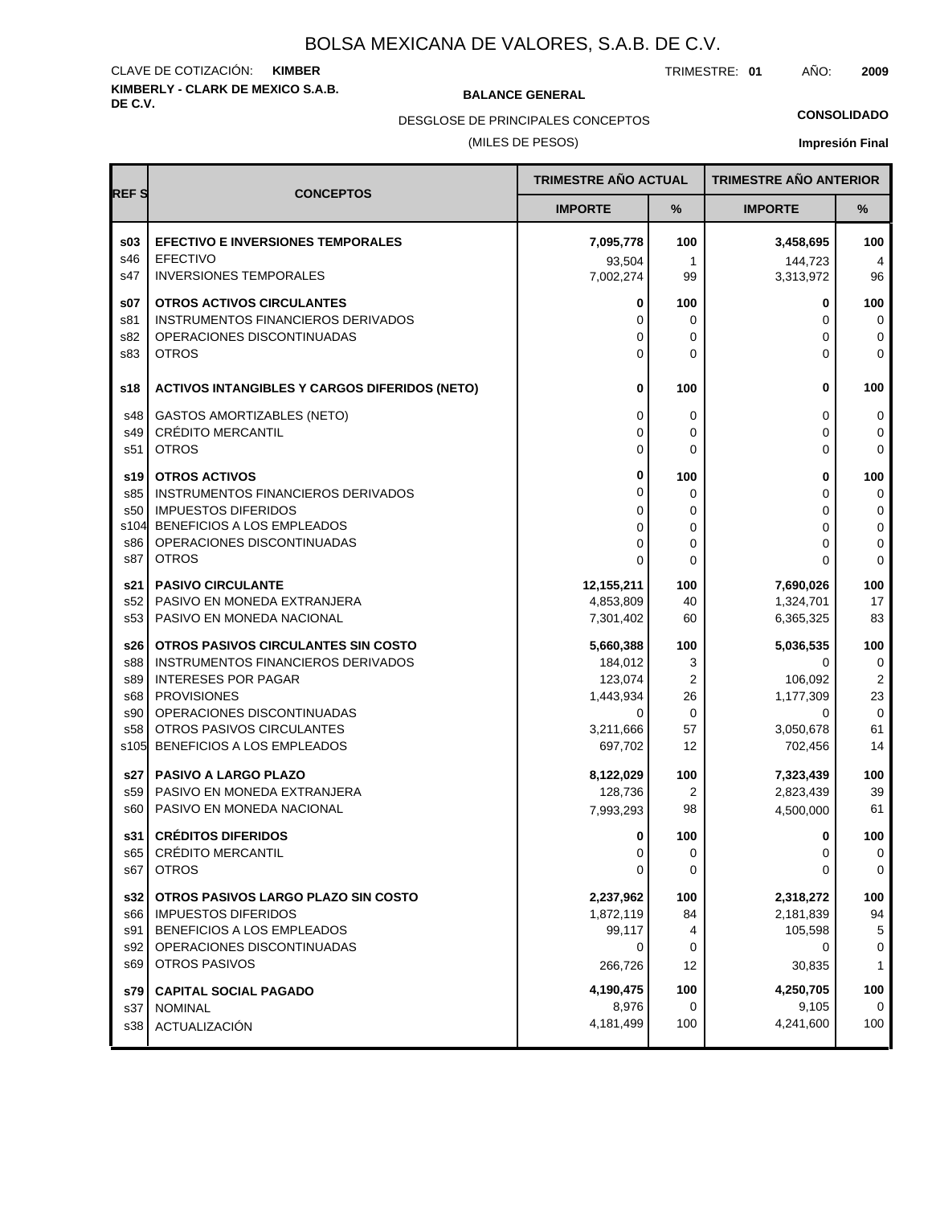# BOLSA MEXICANA DE VALORES, S.A.B. DE C.V.

CLAVE DE COTIZACIÓN: **KIMBER**

TRIMESTRE: **01** AÑO: **2009**

**KIMBERLY - CLARK DE MEXICO S.A.B. DE C.V.**

**BALANCE GENERAL**

DESGLOSE DE PRINCIPALES CONCEPTOS

(MILES DE PESOS)

**CONSOLIDADO**

**Impresión Final**

| REF S | CONCEPTOS | TRIMESTRE AÑO ACTUAL | | TRIMESTRE AÑO ANTERIOR | |
|---|---|---|---|---|---|
| | | IMPORTE | % | IMPORTE | % |
| **s03** | **EFECTIVO E INVERSIONES TEMPORALES** | **7,095,778** | **100** | **3,458,695** | **100** |
| s46 | EFECTIVO | 93,504 | 1 | 144,723 | 4 |
| s47 | INVERSIONES TEMPORALES | 7,002,274 | 99 | 3,313,972 | 96 |
| **s07** | **OTROS ACTIVOS CIRCULANTES** | **0** | **100** | **0** | **100** |
| s81 | INSTRUMENTOS FINANCIEROS DERIVADOS | 0 | 0 | 0 | 0 |
| s82 | OPERACIONES DISCONTINUADAS | 0 | 0 | 0 | 0 |
| s83 | OTROS | 0 | 0 | 0 | 0 |
| **s18** | **ACTIVOS INTANGIBLES Y CARGOS DIFERIDOS (NETO)** | **0** | **100** | **0** | **100** |
| s48 | GASTOS AMORTIZABLES (NETO) | 0 | 0 | 0 | 0 |
| s49 | CRÉDITO MERCANTIL | 0 | 0 | 0 | 0 |
| s51 | OTROS | 0 | 0 | 0 | 0 |
| **s19** | **OTROS ACTIVOS** | **0** | **100** | **0** | **100** |
| s85 | INSTRUMENTOS FINANCIEROS DERIVADOS | 0 | 0 | 0 | 0 |
| s50 | IMPUESTOS DIFERIDOS | 0 | 0 | 0 | 0 |
| s104 | BENEFICIOS A LOS EMPLEADOS | 0 | 0 | 0 | 0 |
| s86 | OPERACIONES DISCONTINUADAS | 0 | 0 | 0 | 0 |
| s87 | OTROS | 0 | 0 | 0 | 0 |
| **s21** | **PASIVO CIRCULANTE** | **12,155,211** | **100** | **7,690,026** | **100** |
| s52 | PASIVO EN MONEDA EXTRANJERA | 4,853,809 | 40 | 1,324,701 | 17 |
| s53 | PASIVO EN MONEDA NACIONAL | 7,301,402 | 60 | 6,365,325 | 83 |
| **s26** | **OTROS PASIVOS CIRCULANTES SIN COSTO** | **5,660,388** | **100** | **5,036,535** | **100** |
| s88 | INSTRUMENTOS FINANCIEROS DERIVADOS | 184,012 | 3 | 0 | 0 |
| s89 | INTERESES POR PAGAR | 123,074 | 2 | 106,092 | 2 |
| s68 | PROVISIONES | 1,443,934 | 26 | 1,177,309 | 23 |
| s90 | OPERACIONES DISCONTINUADAS | 0 | 0 | 0 | 0 |
| s58 | OTROS PASIVOS CIRCULANTES | 3,211,666 | 57 | 3,050,678 | 61 |
| s105 | BENEFICIOS A LOS EMPLEADOS | 697,702 | 12 | 702,456 | 14 |
| **s27** | **PASIVO A LARGO PLAZO** | **8,122,029** | **100** | **7,323,439** | **100** |
| s59 | PASIVO EN MONEDA EXTRANJERA | 128,736 | 2 | 2,823,439 | 39 |
| s60 | PASIVO EN MONEDA NACIONAL | 7,993,293 | 98 | 4,500,000 | 61 |
| **s31** | **CRÉDITOS DIFERIDOS** | **0** | **100** | **0** | **100** |
| s65 | CRÉDITO MERCANTIL | 0 | 0 | 0 | 0 |
| s67 | OTROS | 0 | 0 | 0 | 0 |
| **s32** | **OTROS PASIVOS LARGO PLAZO SIN COSTO** | **2,237,962** | **100** | **2,318,272** | **100** |
| s66 | IMPUESTOS DIFERIDOS | 1,872,119 | 84 | 2,181,839 | 94 |
| s91 | BENEFICIOS A LOS EMPLEADOS | 99,117 | 4 | 105,598 | 5 |
| s92 | OPERACIONES DISCONTINUADAS | 0 | 0 | 0 | 0 |
| s69 | OTROS PASIVOS | 266,726 | 12 | 30,835 | 1 |
| **s79** | **CAPITAL SOCIAL PAGADO** | **4,190,475** | **100** | **4,250,705** | **100** |
| s37 | NOMINAL | 8,976 | 0 | 9,105 | 0 |
| s38 | ACTUALIZACIÓN | 4,181,499 | 100 | 4,241,600 | 100 |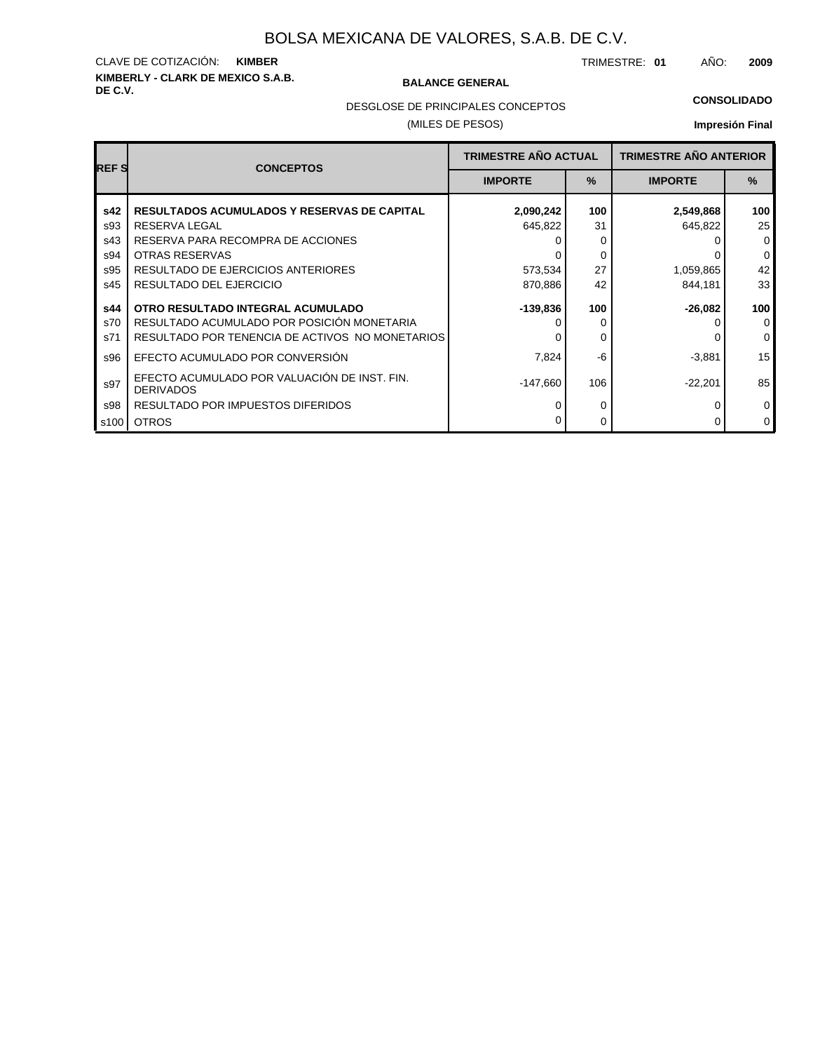# BOLSA MEXICANA DE VALORES, S.A.B. DE C.V.

CLAVE DE COTIZACIÓN: **KIMBER**

TRIMESTRE: **01** AÑO: **2009**

**KIMBERLY - CLARK DE MEXICO S.A.B. DE C.V.**

**BALANCE GENERAL**

DESGLOSE DE PRINCIPALES CONCEPTOS

(MILES DE PESOS)

**CONSOLIDADO**

**Impresión Final**

| REF S | CONCEPTOS | TRIMESTRE AÑO ACTUAL | | TRIMESTRE AÑO ANTERIOR | |
|---|---|---|---|---|---|
| | | IMPORTE | % | IMPORTE | % |
| **s42** | **RESULTADOS ACUMULADOS Y RESERVAS DE CAPITAL** | **2,090,242** | **100** | **2,549,868** | **100** |
| s93 | RESERVA LEGAL | 645,822 | 31 | 645,822 | 25 |
| s43 | RESERVA PARA RECOMPRA DE ACCIONES | 0 | 0 | 0 | 0 |
| s94 | OTRAS RESERVAS | 0 | 0 | 0 | 0 |
| s95 | RESULTADO DE EJERCICIOS ANTERIORES | 573,534 | 27 | 1,059,865 | 42 |
| s45 | RESULTADO DEL EJERCICIO | 870,886 | 42 | 844,181 | 33 |
| **s44** | **OTRO RESULTADO INTEGRAL ACUMULADO** | **-139,836** | **100** | **-26,082** | **100** |
| s70 | RESULTADO ACUMULADO POR POSICIÓN MONETARIA | 0 | 0 | 0 | 0 |
| s71 | RESULTADO POR TENENCIA DE ACTIVOS NO MONETARIOS | 0 | 0 | 0 | 0 |
| s96 | EFECTO ACUMULADO POR CONVERSIÓN | 7,824 | -6 | -3,881 | 15 |
| s97 | EFECTO ACUMULADO POR VALUACIÓN DE INST. FIN. DERIVADOS | -147,660 | 106 | -22,201 | 85 |
| s98 | RESULTADO POR IMPUESTOS DIFERIDOS | 0 | 0 | 0 | 0 |
| s100 | OTROS | 0 | 0 | 0 | 0 |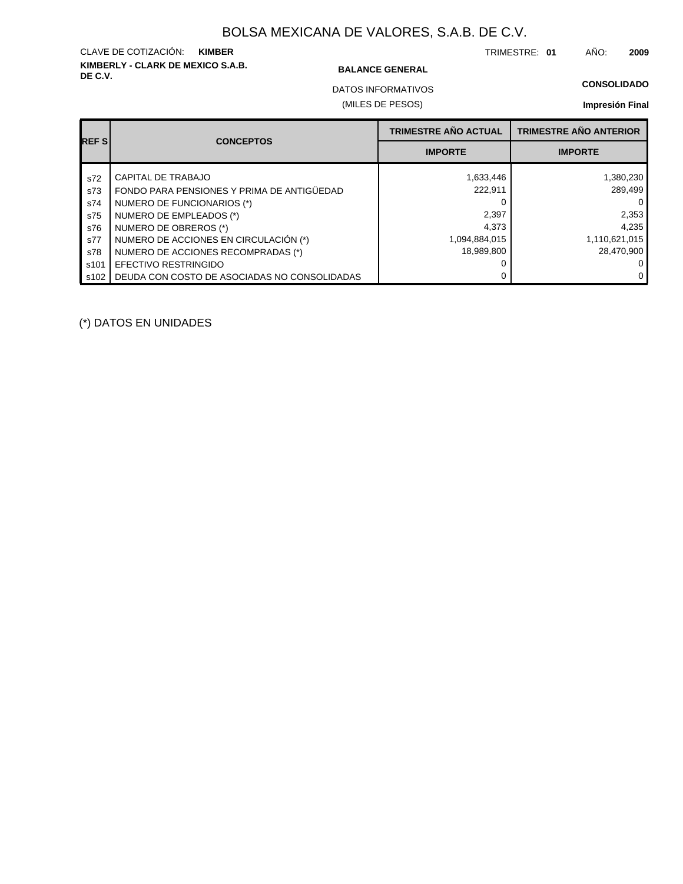# BOLSA MEXICANA DE VALORES, S.A.B. DE C.V.

CLAVE DE COTIZACIÓN: **KIMBER**

TRIMESTRE: **01** AÑO: **2009**

**KIMBERLY - CLARK DE MEXICO S.A.B. DE C.V.**

**BALANCE GENERAL**

DATOS INFORMATIVOS

(MILES DE PESOS)

**CONSOLIDADO**

**Impresión Final**

| REF S | CONCEPTOS | TRIMESTRE AÑO ACTUAL IMPORTE | TRIMESTRE AÑO ANTERIOR IMPORTE |
|---|---|---|---|
| s72 | CAPITAL DE TRABAJO | 1,633,446 | 1,380,230 |
| s73 | FONDO PARA PENSIONES Y PRIMA DE ANTIGÜEDAD | 222,911 | 289,499 |
| s74 | NUMERO DE FUNCIONARIOS (*) | 0 | 0 |
| s75 | NUMERO DE EMPLEADOS (*) | 2,397 | 2,353 |
| s76 | NUMERO DE OBREROS (*) | 4,373 | 4,235 |
| s77 | NUMERO DE ACCIONES EN CIRCULACIÓN (*) | 1,094,884,015 | 1,110,621,015 |
| s78 | NUMERO DE ACCIONES RECOMPRADAS (*) | 18,989,800 | 28,470,900 |
| s101 | EFECTIVO RESTRINGIDO | 0 | 0 |
| s102 | DEUDA CON COSTO DE ASOCIADAS NO CONSOLIDADAS | 0 | 0 |

(*) DATOS EN UNIDADES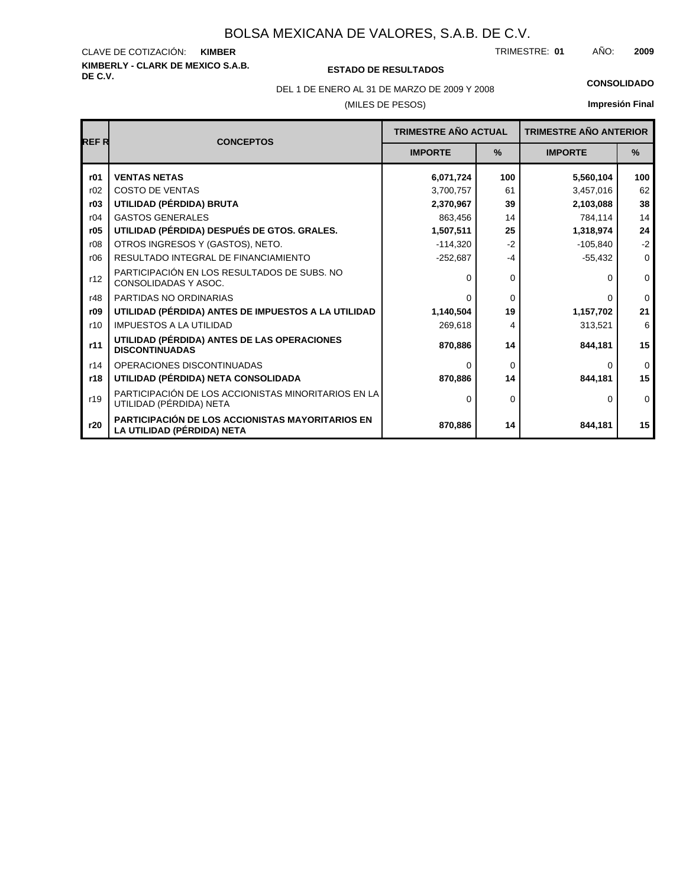# BOLSA MEXICANA DE VALORES, S.A.B. DE C.V.

CLAVE DE COTIZACIÓN: **KIMBER**

TRIMESTRE: **01** AÑO: **2009**

**KIMBERLY - CLARK DE MEXICO S.A.B. DE C.V.**

**ESTADO DE RESULTADOS**

DEL 1 DE ENERO AL 31 DE MARZO DE 2009 Y 2008

(MILES DE PESOS)

**CONSOLIDADO**

**Impresión Final**

| REF R | CONCEPTOS | TRIMESTRE AÑO ACTUAL | | TRIMESTRE AÑO ANTERIOR | |
|---|---|---|---|---|---|
| | | IMPORTE | % | IMPORTE | % |
| **r01** | **VENTAS NETAS** | **6,071,724** | **100** | **5,560,104** | **100** |
| r02 | COSTO DE VENTAS | 3,700,757 | 61 | 3,457,016 | 62 |
| **r03** | **UTILIDAD (PÉRDIDA) BRUTA** | **2,370,967** | **39** | **2,103,088** | **38** |
| r04 | GASTOS GENERALES | 863,456 | 14 | 784,114 | 14 |
| **r05** | **UTILIDAD (PÉRDIDA) DESPUÉS DE GTOS. GRALES.** | **1,507,511** | **25** | **1,318,974** | **24** |
| r08 | OTROS INGRESOS Y (GASTOS), NETO. | -114,320 | -2 | -105,840 | -2 |
| r06 | RESULTADO INTEGRAL DE FINANCIAMIENTO | -252,687 | -4 | -55,432 | 0 |
| r12 | PARTICIPACIÓN EN LOS RESULTADOS DE SUBS. NO CONSOLIDADAS Y ASOC. | 0 | 0 | 0 | 0 |
| r48 | PARTIDAS NO ORDINARIAS | 0 | 0 | 0 | 0 |
| **r09** | **UTILIDAD (PÉRDIDA) ANTES DE IMPUESTOS A LA UTILIDAD** | **1,140,504** | **19** | **1,157,702** | **21** |
| r10 | IMPUESTOS A LA UTILIDAD | 269,618 | 4 | 313,521 | 6 |
| **r11** | **UTILIDAD (PÉRDIDA) ANTES DE LAS OPERACIONES DISCONTINUADAS** | **870,886** | **14** | **844,181** | **15** |
| r14 | OPERACIONES DISCONTINUADAS | 0 | 0 | 0 | 0 |
| **r18** | **UTILIDAD (PÉRDIDA) NETA CONSOLIDADA** | **870,886** | **14** | **844,181** | **15** |
| r19 | PARTICIPACIÓN DE LOS ACCIONISTAS MINORITARIOS EN LA UTILIDAD (PÉRDIDA) NETA | 0 | 0 | 0 | 0 |
| **r20** | **PARTICIPACIÓN DE LOS ACCIONISTAS MAYORITARIOS EN LA UTILIDAD (PÉRDIDA) NETA** | **870,886** | **14** | **844,181** | **15** |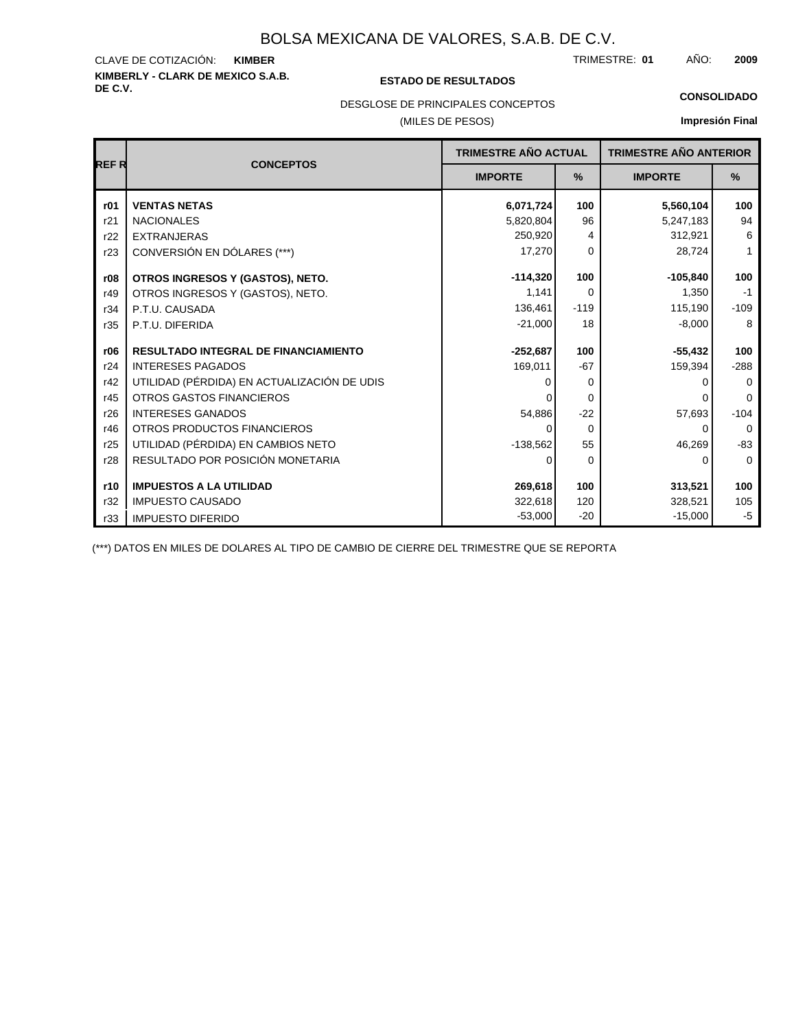# BOLSA MEXICANA DE VALORES, S.A.B. DE C.V.

CLAVE DE COTIZACIÓN: **KIMBER**

TRIMESTRE: **01** AÑO: **2009**

**KIMBERLY - CLARK DE MEXICO S.A.B. DE C.V.**

**ESTADO DE RESULTADOS**

DESGLOSE DE PRINCIPALES CONCEPTOS

(MILES DE PESOS)

**CONSOLIDADO**

**Impresión Final**

| REF R | CONCEPTOS | TRIMESTRE AÑO ACTUAL | | TRIMESTRE AÑO ANTERIOR | |
|---|---|---|---|---|---|
| | | IMPORTE | % | IMPORTE | % |
| **r01** | **VENTAS NETAS** | **6,071,724** | **100** | **5,560,104** | **100** |
| r21 | NACIONALES | 5,820,804 | 96 | 5,247,183 | 94 |
| r22 | EXTRANJERAS | 250,920 | 4 | 312,921 | 6 |
| r23 | CONVERSIÓN EN DÓLARES (***) | 17,270 | 0 | 28,724 | 1 |
| **r08** | **OTROS INGRESOS Y (GASTOS), NETO.** | **-114,320** | **100** | **-105,840** | **100** |
| r49 | OTROS INGRESOS Y (GASTOS), NETO. | 1,141 | 0 | 1,350 | -1 |
| r34 | P.T.U. CAUSADA | 136,461 | -119 | 115,190 | -109 |
| r35 | P.T.U. DIFERIDA | -21,000 | 18 | -8,000 | 8 |
| **r06** | **RESULTADO INTEGRAL DE FINANCIAMIENTO** | **-252,687** | **100** | **-55,432** | **100** |
| r24 | INTERESES PAGADOS | 169,011 | -67 | 159,394 | -288 |
| r42 | UTILIDAD (PÉRDIDA) EN ACTUALIZACIÓN DE UDIS | 0 | 0 | 0 | 0 |
| r45 | OTROS GASTOS FINANCIEROS | 0 | 0 | 0 | 0 |
| r26 | INTERESES GANADOS | 54,886 | -22 | 57,693 | -104 |
| r46 | OTROS PRODUCTOS FINANCIEROS | 0 | 0 | 0 | 0 |
| r25 | UTILIDAD (PÉRDIDA) EN CAMBIOS NETO | -138,562 | 55 | 46,269 | -83 |
| r28 | RESULTADO POR POSICIÓN MONETARIA | 0 | 0 | 0 | 0 |
| **r10** | **IMPUESTOS A LA UTILIDAD** | **269,618** | **100** | **313,521** | **100** |
| r32 | IMPUESTO CAUSADO | 322,618 | 120 | 328,521 | 105 |
| r33 | IMPUESTO DIFERIDO | -53,000 | -20 | -15,000 | -5 |

(***) DATOS EN MILES DE DOLARES AL TIPO DE CAMBIO DE CIERRE DEL TRIMESTRE QUE SE REPORTA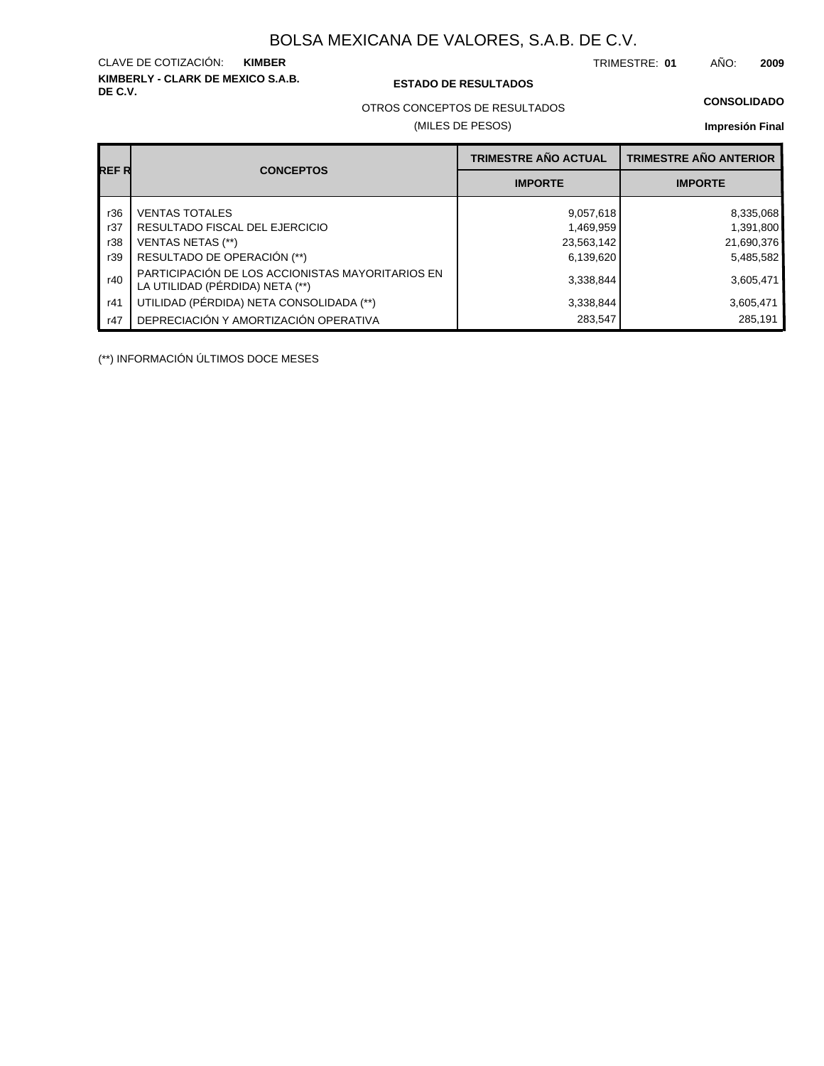# BOLSA MEXICANA DE VALORES, S.A.B. DE C.V.

CLAVE DE COTIZACIÓN: **KIMBER** TRIMESTRE: **01** AÑO: **2009**

**KIMBERLY - CLARK DE MEXICO S.A.B. DE C.V.**

**ESTADO DE RESULTADOS**

OTROS CONCEPTOS DE RESULTADOS

(MILES DE PESOS)

**CONSOLIDADO**

**Impresión Final**

| REF R | CONCEPTOS | TRIMESTRE AÑO ACTUAL | TRIMESTRE AÑO ANTERIOR |
|---|---|---|---|
| | | IMPORTE | IMPORTE |
| r36 | VENTAS TOTALES | 9,057,618 | 8,335,068 |
| r37 | RESULTADO FISCAL DEL EJERCICIO | 1,469,959 | 1,391,800 |
| r38 | VENTAS NETAS (**) | 23,563,142 | 21,690,376 |
| r39 | RESULTADO DE OPERACIÓN (**) | 6,139,620 | 5,485,582 |
| r40 | PARTICIPACIÓN DE LOS ACCIONISTAS MAYORITARIOS EN LA UTILIDAD (PÉRDIDA) NETA (**) | 3,338,844 | 3,605,471 |
| r41 | UTILIDAD (PÉRDIDA) NETA CONSOLIDADA (**) | 3,338,844 | 3,605,471 |
| r47 | DEPRECIACIÓN Y AMORTIZACIÓN OPERATIVA | 283,547 | 285,191 |

(**) INFORMACIÓN ÚLTIMOS DOCE MESES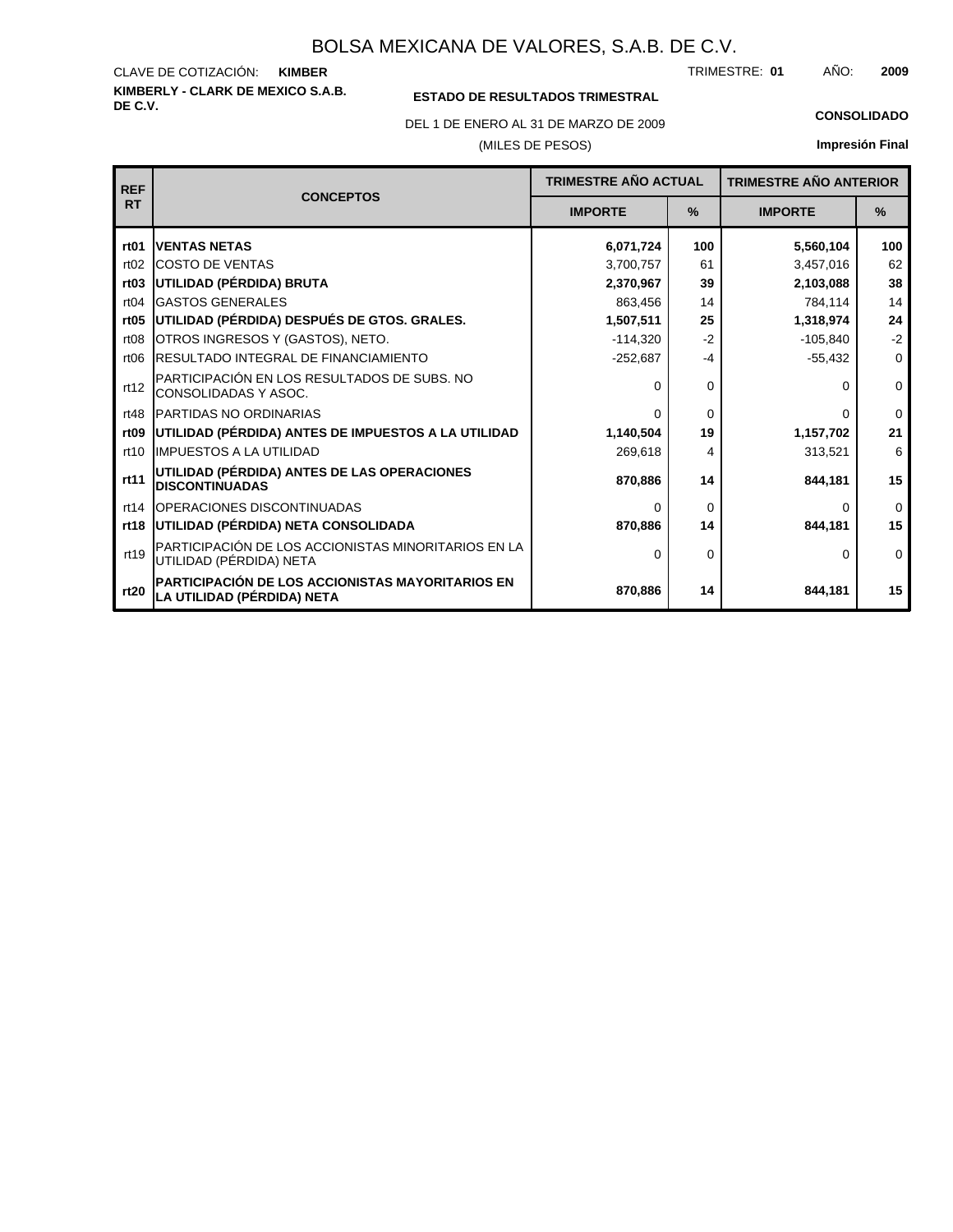# BOLSA MEXICANA DE VALORES, S.A.B. DE C.V.

CLAVE DE COTIZACIÓN: **KIMBER**

TRIMESTRE: **01** AÑO: **2009**

**KIMBERLY - CLARK DE MEXICO S.A.B. DE C.V.**

**ESTADO DE RESULTADOS TRIMESTRAL**

DEL 1 DE ENERO AL 31 DE MARZO DE 2009

(MILES DE PESOS)

**CONSOLIDADO**

**Impresión Final**

| REF RT | CONCEPTOS | TRIMESTRE AÑO ACTUAL | | TRIMESTRE AÑO ANTERIOR | |
|---|---|---|---|---|---|
| | | IMPORTE | % | IMPORTE | % |
| **rt01** | **VENTAS NETAS** | **6,071,724** | **100** | **5,560,104** | **100** |
| rt02 | COSTO DE VENTAS | 3,700,757 | 61 | 3,457,016 | 62 |
| **rt03** | **UTILIDAD (PÉRDIDA) BRUTA** | **2,370,967** | **39** | **2,103,088** | **38** |
| rt04 | GASTOS GENERALES | 863,456 | 14 | 784,114 | 14 |
| **rt05** | **UTILIDAD (PÉRDIDA) DESPUÉS DE GTOS. GRALES.** | **1,507,511** | **25** | **1,318,974** | **24** |
| rt08 | OTROS INGRESOS Y (GASTOS), NETO. | -114,320 | -2 | -105,840 | -2 |
| rt06 | RESULTADO INTEGRAL DE FINANCIAMIENTO | -252,687 | -4 | -55,432 | 0 |
| rt12 | PARTICIPACIÓN EN LOS RESULTADOS DE SUBS. NO CONSOLIDADAS Y ASOC. | 0 | 0 | 0 | 0 |
| rt48 | PARTIDAS NO ORDINARIAS | 0 | 0 | 0 | 0 |
| **rt09** | **UTILIDAD (PÉRDIDA) ANTES DE IMPUESTOS A LA UTILIDAD** | **1,140,504** | **19** | **1,157,702** | **21** |
| rt10 | IMPUESTOS A LA UTILIDAD | 269,618 | 4 | 313,521 | 6 |
| **rt11** | **UTILIDAD (PÉRDIDA) ANTES DE LAS OPERACIONES DISCONTINUADAS** | **870,886** | **14** | **844,181** | **15** |
| rt14 | OPERACIONES DISCONTINUADAS | 0 | 0 | 0 | 0 |
| **rt18** | **UTILIDAD (PÉRDIDA) NETA CONSOLIDADA** | **870,886** | **14** | **844,181** | **15** |
| rt19 | PARTICIPACIÓN DE LOS ACCIONISTAS MINORITARIOS EN LA UTILIDAD (PÉRDIDA) NETA | 0 | 0 | 0 | 0 |
| **rt20** | **PARTICIPACIÓN DE LOS ACCIONISTAS MAYORITARIOS EN LA UTILIDAD (PÉRDIDA) NETA** | **870,886** | **14** | **844,181** | **15** |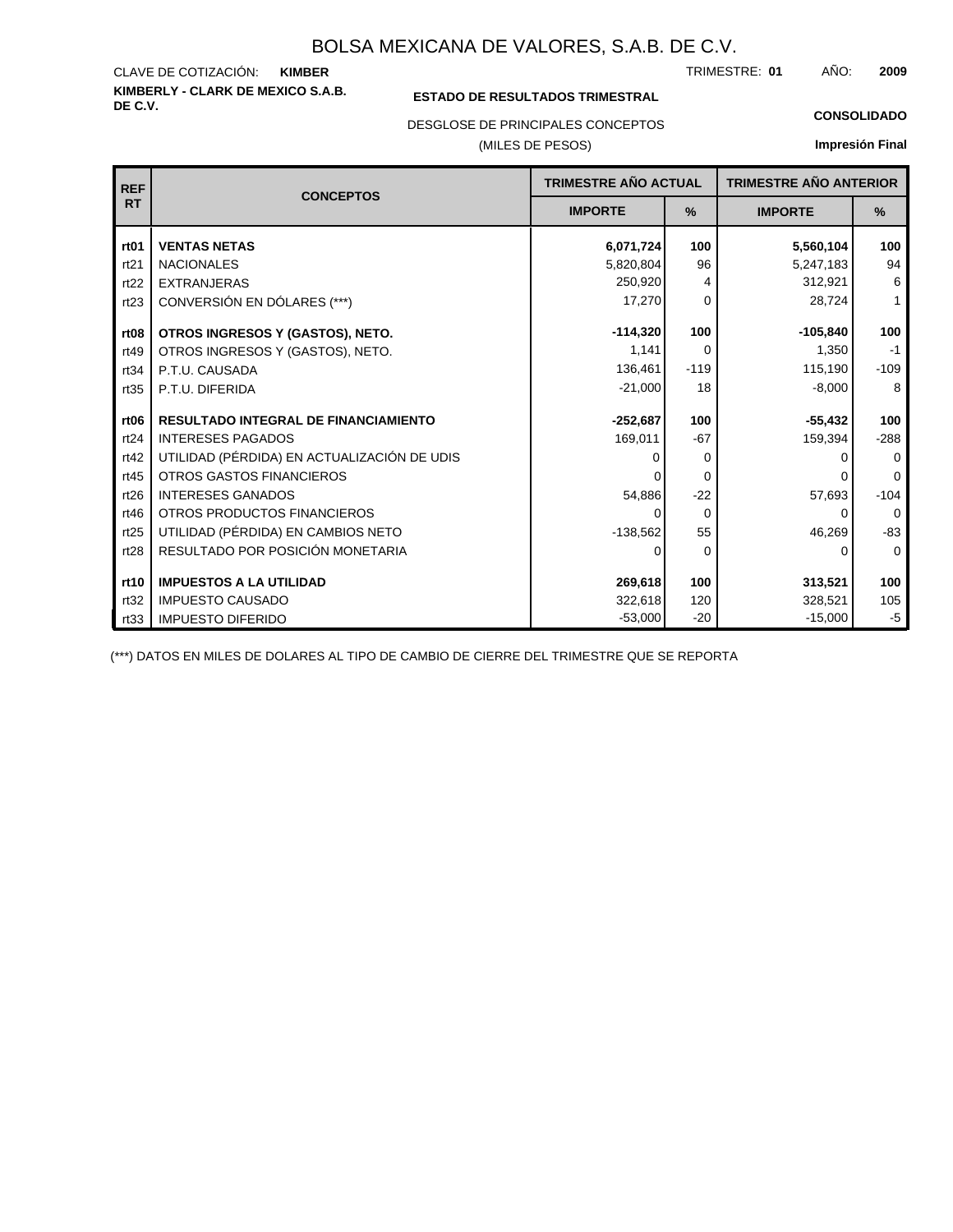# BOLSA MEXICANA DE VALORES, S.A.B. DE C.V.

CLAVE DE COTIZACIÓN: **KIMBER**

TRIMESTRE: **01** AÑO: **2009**

**KIMBERLY - CLARK DE MEXICO S.A.B. DE C.V.**

**ESTADO DE RESULTADOS TRIMESTRAL**

**CONSOLIDADO**

DESGLOSE DE PRINCIPALES CONCEPTOS

(MILES DE PESOS)

**Impresión Final**

| REF RT | CONCEPTOS | TRIMESTRE AÑO ACTUAL | | TRIMESTRE AÑO ANTERIOR | |
|---|---|---|---|---|---|
| | | IMPORTE | % | IMPORTE | % |
| **rt01** | **VENTAS NETAS** | **6,071,724** | **100** | **5,560,104** | **100** |
| rt21 | NACIONALES | 5,820,804 | 96 | 5,247,183 | 94 |
| rt22 | EXTRANJERAS | 250,920 | 4 | 312,921 | 6 |
| rt23 | CONVERSIÓN EN DÓLARES (***) | 17,270 | 0 | 28,724 | 1 |
| **rt08** | **OTROS INGRESOS Y (GASTOS), NETO.** | **-114,320** | **100** | **-105,840** | **100** |
| rt49 | OTROS INGRESOS Y (GASTOS), NETO. | 1,141 | 0 | 1,350 | -1 |
| rt34 | P.T.U. CAUSADA | 136,461 | -119 | 115,190 | -109 |
| rt35 | P.T.U. DIFERIDA | -21,000 | 18 | -8,000 | 8 |
| **rt06** | **RESULTADO INTEGRAL DE FINANCIAMIENTO** | **-252,687** | **100** | **-55,432** | **100** |
| rt24 | INTERESES PAGADOS | 169,011 | -67 | 159,394 | -288 |
| rt42 | UTILIDAD (PÉRDIDA) EN ACTUALIZACIÓN DE UDIS | 0 | 0 | 0 | 0 |
| rt45 | OTROS GASTOS FINANCIEROS | 0 | 0 | 0 | 0 |
| rt26 | INTERESES GANADOS | 54,886 | -22 | 57,693 | -104 |
| rt46 | OTROS PRODUCTOS FINANCIEROS | 0 | 0 | 0 | 0 |
| rt25 | UTILIDAD (PÉRDIDA) EN CAMBIOS NETO | -138,562 | 55 | 46,269 | -83 |
| rt28 | RESULTADO POR POSICIÓN MONETARIA | 0 | 0 | 0 | 0 |
| **rt10** | **IMPUESTOS A LA UTILIDAD** | **269,618** | **100** | **313,521** | **100** |
| rt32 | IMPUESTO CAUSADO | 322,618 | 120 | 328,521 | 105 |
| rt33 | IMPUESTO DIFERIDO | -53,000 | -20 | -15,000 | -5 |

(***) DATOS EN MILES DE DOLARES AL TIPO DE CAMBIO DE CIERRE DEL TRIMESTRE QUE SE REPORTA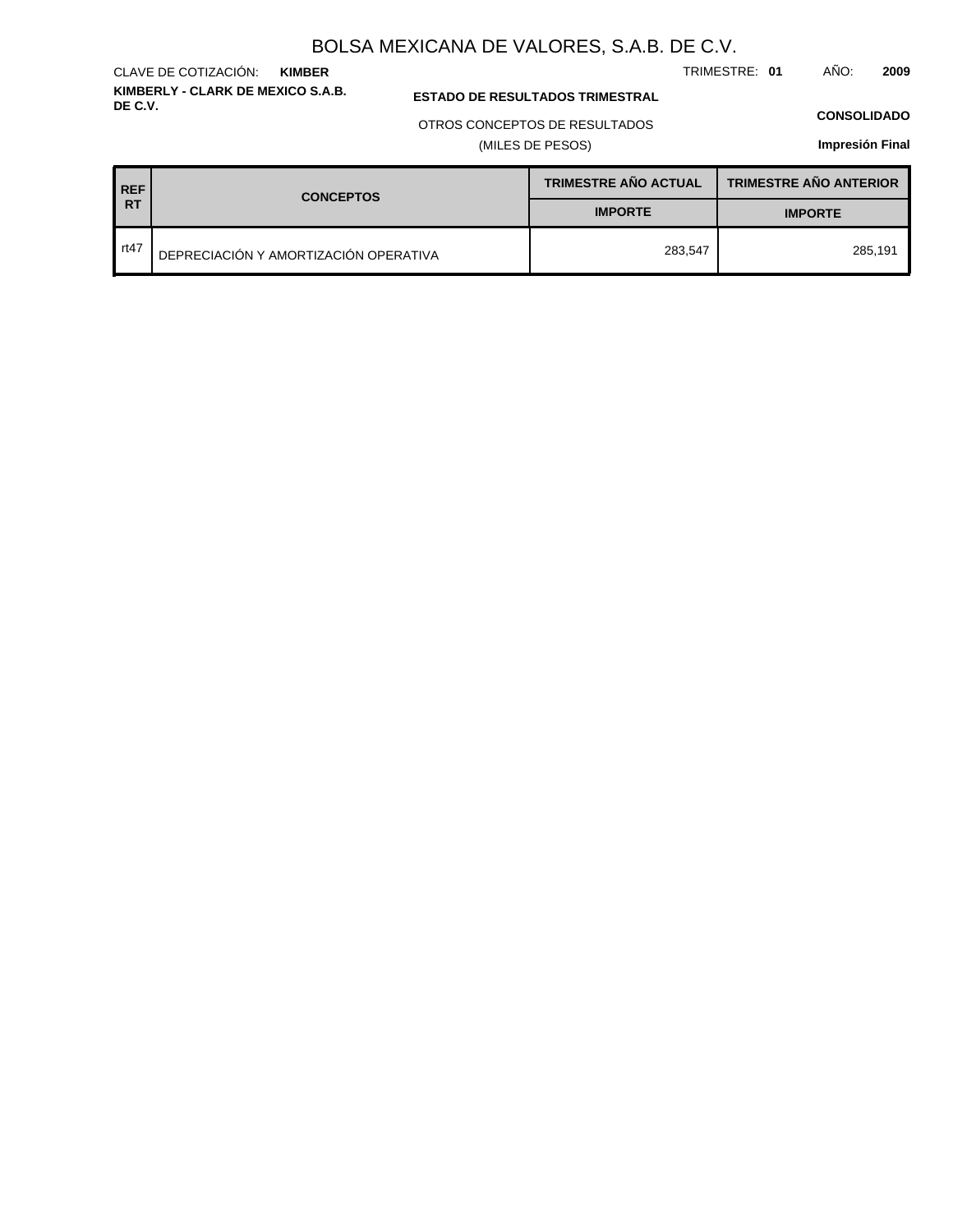# BOLSA MEXICANA DE VALORES, S.A.B. DE C.V.

CLAVE DE COTIZACIÓN: **KIMBER**

TRIMESTRE: **01** AÑO: **2009**

**KIMBERLY - CLARK DE MEXICO S.A.B. DE C.V.**

**ESTADO DE RESULTADOS TRIMESTRAL**

OTROS CONCEPTOS DE RESULTADOS

(MILES DE PESOS)

**CONSOLIDADO**

**Impresión Final**

| REF RT | CONCEPTOS | TRIMESTRE AÑO ACTUAL | TRIMESTRE AÑO ANTERIOR |
|---|---|---|---|
| | | IMPORTE | IMPORTE |
| rt47 | DEPRECIACIÓN Y AMORTIZACIÓN OPERATIVA | 283,547 | 285,191 |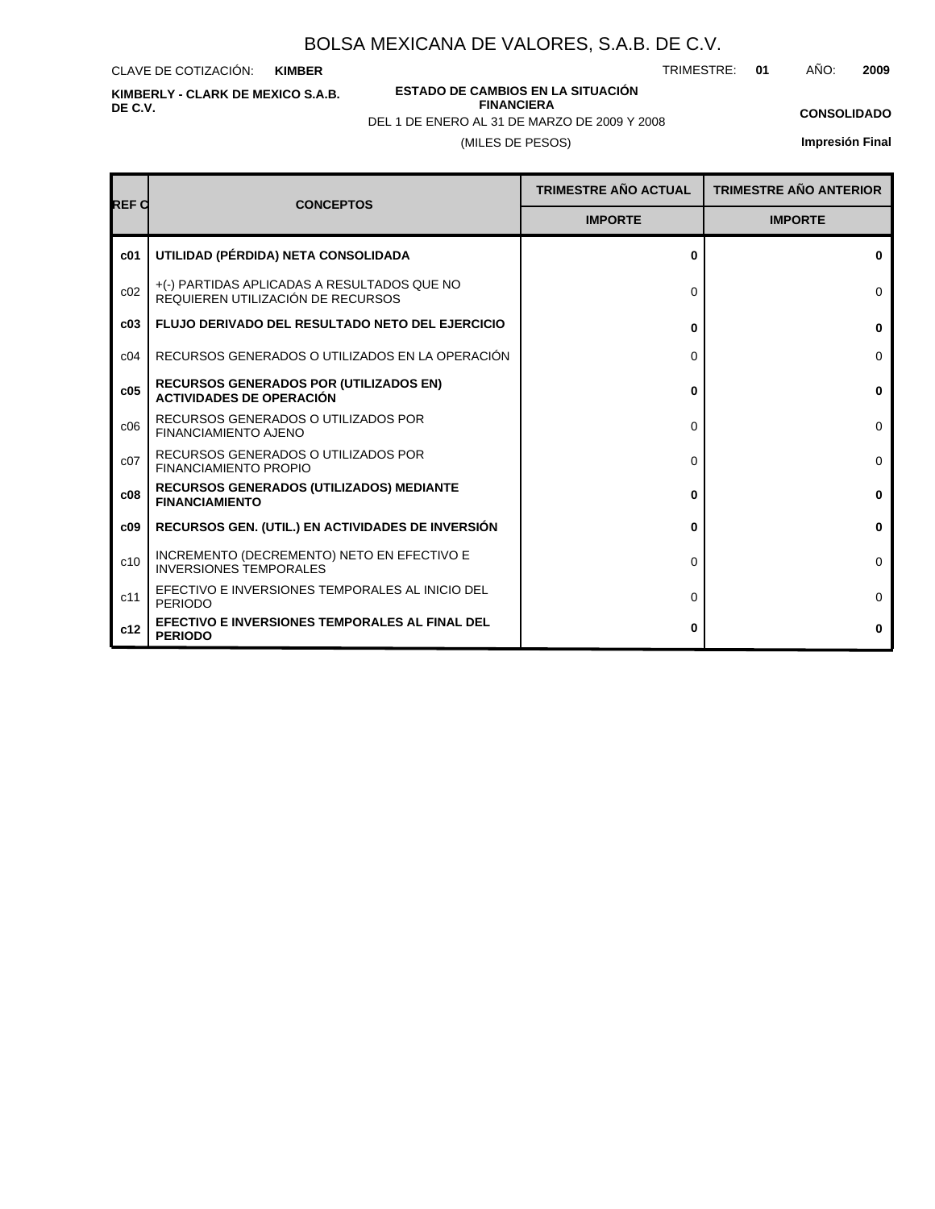# BOLSA MEXICANA DE VALORES, S.A.B. DE C.V.

CLAVE DE COTIZACIÓN: **KIMBER**

TRIMESTRE: **01** AÑO: **2009**

**KIMBERLY - CLARK DE MEXICO S.A.B. DE C.V.**

**ESTADO DE CAMBIOS EN LA SITUACIÓN FINANCIERA**

DEL 1 DE ENERO AL 31 DE MARZO DE 2009 Y 2008

(MILES DE PESOS)

**CONSOLIDADO**

**Impresión Final**

| REF C | CONCEPTOS | TRIMESTRE AÑO ACTUAL | TRIMESTRE AÑO ANTERIOR |
|---|---|---|---|
| | | IMPORTE | IMPORTE |
| **c01** | **UTILIDAD (PÉRDIDA) NETA CONSOLIDADA** | **0** | **0** |
| c02 | +(-) PARTIDAS APLICADAS A RESULTADOS QUE NO REQUIEREN UTILIZACIÓN DE RECURSOS | 0 | 0 |
| **c03** | **FLUJO DERIVADO DEL RESULTADO NETO DEL EJERCICIO** | **0** | **0** |
| c04 | RECURSOS GENERADOS O UTILIZADOS EN LA OPERACIÓN | 0 | 0 |
| **c05** | **RECURSOS GENERADOS POR (UTILIZADOS EN) ACTIVIDADES DE OPERACIÓN** | **0** | **0** |
| c06 | RECURSOS GENERADOS O UTILIZADOS POR FINANCIAMIENTO AJENO | 0 | 0 |
| c07 | RECURSOS GENERADOS O UTILIZADOS POR FINANCIAMIENTO PROPIO | 0 | 0 |
| **c08** | **RECURSOS GENERADOS (UTILIZADOS) MEDIANTE FINANCIAMIENTO** | **0** | **0** |
| **c09** | **RECURSOS GEN. (UTIL.) EN ACTIVIDADES DE INVERSIÓN** | **0** | **0** |
| c10 | INCREMENTO (DECREMENTO) NETO EN EFECTIVO E INVERSIONES TEMPORALES | 0 | 0 |
| c11 | EFECTIVO E INVERSIONES TEMPORALES AL INICIO DEL PERIODO | 0 | 0 |
| **c12** | **EFECTIVO E INVERSIONES TEMPORALES AL FINAL DEL PERIODO** | **0** | **0** |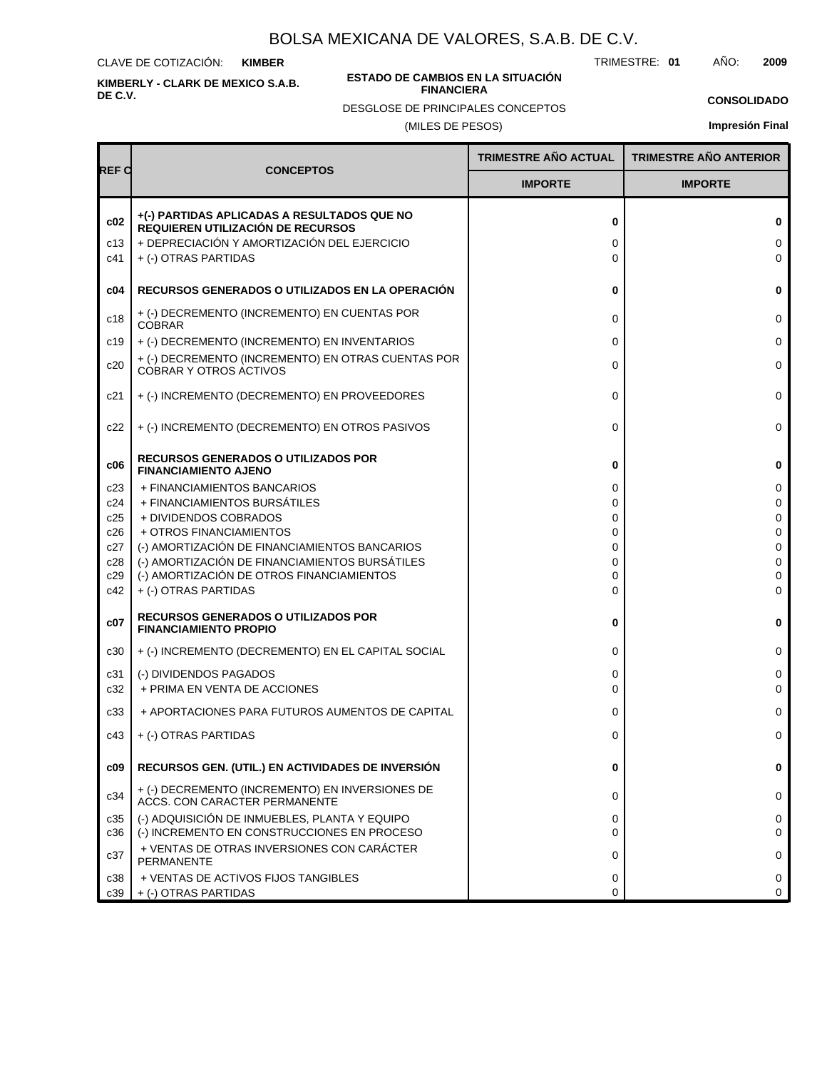# BOLSA MEXICANA DE VALORES, S.A.B. DE C.V.

CLAVE DE COTIZACIÓN: **KIMBER**

TRIMESTRE: **01** AÑO: **2009**

**KIMBERLY - CLARK DE MEXICO S.A.B. DE C.V.**

**ESTADO DE CAMBIOS EN LA SITUACIÓN FINANCIERA**

DESGLOSE DE PRINCIPALES CONCEPTOS

(MILES DE PESOS)

**CONSOLIDADO**

**Impresión Final**

| REF C | CONCEPTOS | TRIMESTRE AÑO ACTUAL | TRIMESTRE AÑO ANTERIOR |
|---|---|---|---|
| | | IMPORTE | IMPORTE |
| **c02** | **+(-) PARTIDAS APLICADAS A RESULTADOS QUE NO REQUIEREN UTILIZACIÓN DE RECURSOS** | **0** | **0** |
| c13 | + DEPRECIACIÓN Y AMORTIZACIÓN DEL EJERCICIO | 0 | 0 |
| c41 | + (-) OTRAS PARTIDAS | 0 | 0 |
| **c04** | **RECURSOS GENERADOS O UTILIZADOS EN LA OPERACIÓN** | **0** | **0** |
| c18 | + (-) DECREMENTO (INCREMENTO) EN CUENTAS POR COBRAR | 0 | 0 |
| c19 | + (-) DECREMENTO (INCREMENTO) EN INVENTARIOS | 0 | 0 |
| c20 | + (-) DECREMENTO (INCREMENTO) EN OTRAS CUENTAS POR COBRAR Y OTROS ACTIVOS | 0 | 0 |
| c21 | + (-) INCREMENTO (DECREMENTO) EN PROVEEDORES | 0 | 0 |
| c22 | + (-) INCREMENTO (DECREMENTO) EN OTROS PASIVOS | 0 | 0 |
| **c06** | **RECURSOS GENERADOS O UTILIZADOS POR FINANCIAMIENTO AJENO** | **0** | **0** |
| c23 | + FINANCIAMIENTOS BANCARIOS | 0 | 0 |
| c24 | + FINANCIAMIENTOS BURSÁTILES | 0 | 0 |
| c25 | + DIVIDENDOS COBRADOS | 0 | 0 |
| c26 | + OTROS FINANCIAMIENTOS | 0 | 0 |
| c27 | (-) AMORTIZACIÓN DE FINANCIAMIENTOS BANCARIOS | 0 | 0 |
| c28 | (-) AMORTIZACIÓN DE FINANCIAMIENTOS BURSÁTILES | 0 | 0 |
| c29 | (-) AMORTIZACIÓN DE OTROS FINANCIAMIENTOS | 0 | 0 |
| c42 | + (-) OTRAS PARTIDAS | 0 | 0 |
| **c07** | **RECURSOS GENERADOS O UTILIZADOS POR FINANCIAMIENTO PROPIO** | **0** | **0** |
| c30 | + (-) INCREMENTO (DECREMENTO) EN EL CAPITAL SOCIAL | 0 | 0 |
| c31 | (-) DIVIDENDOS PAGADOS | 0 | 0 |
| c32 | + PRIMA EN VENTA DE ACCIONES | 0 | 0 |
| c33 | + APORTACIONES PARA FUTUROS AUMENTOS DE CAPITAL | 0 | 0 |
| c43 | + (-) OTRAS PARTIDAS | 0 | 0 |
| **c09** | **RECURSOS GEN. (UTIL.) EN ACTIVIDADES DE INVERSIÓN** | **0** | **0** |
| c34 | + (-) DECREMENTO (INCREMENTO) EN INVERSIONES DE ACCS. CON CARACTER PERMANENTE | 0 | 0 |
| c35 | (-) ADQUISICIÓN DE INMUEBLES, PLANTA Y EQUIPO | 0 | 0 |
| c36 | (-) INCREMENTO EN CONSTRUCCIONES EN PROCESO | 0 | 0 |
| c37 | + VENTAS DE OTRAS INVERSIONES CON CARÁCTER PERMANENTE | 0 | 0 |
| c38 | + VENTAS DE ACTIVOS FIJOS TANGIBLES | 0 | 0 |
| c39 | + (-) OTRAS PARTIDAS | 0 | 0 |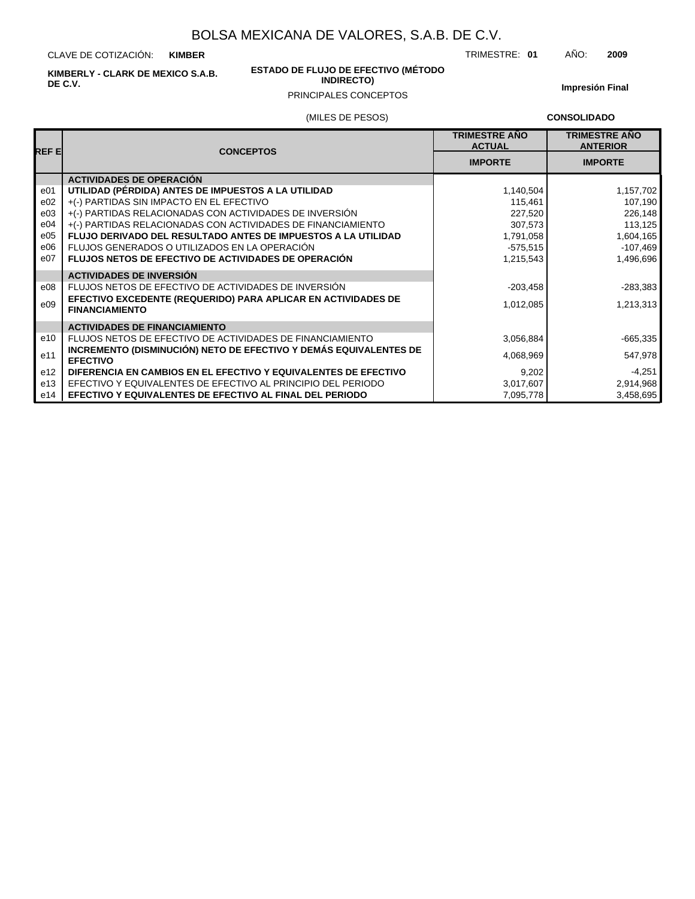# BOLSA MEXICANA DE VALORES, S.A.B. DE C.V.

CLAVE DE COTIZACIÓN: **KIMBER** TRIMESTRE: **01** AÑO: **2009**

**KIMBERLY - CLARK DE MEXICO S.A.B. DE C.V.**

**ESTADO DE FLUJO DE EFECTIVO (MÉTODO INDIRECTO)**

PRINCIPALES CONCEPTOS

**Impresión Final**

(MILES DE PESOS) **CONSOLIDADO**

| REF E | CONCEPTOS | TRIMESTRE AÑO ACTUAL | TRIMESTRE AÑO ANTERIOR |
|---|---|---|---|
| | | IMPORTE | IMPORTE |
| | **ACTIVIDADES DE OPERACIÓN** | | |
| e01 | **UTILIDAD (PÉRDIDA) ANTES DE IMPUESTOS A LA UTILIDAD** | 1,140,504 | 1,157,702 |
| e02 | +(-) PARTIDAS SIN IMPACTO EN EL EFECTIVO | 115,461 | 107,190 |
| e03 | +(-) PARTIDAS RELACIONADAS CON ACTIVIDADES DE INVERSIÓN | 227,520 | 226,148 |
| e04 | +(-) PARTIDAS RELACIONADAS CON ACTIVIDADES DE FINANCIAMIENTO | 307,573 | 113,125 |
| e05 | **FLUJO DERIVADO DEL RESULTADO ANTES DE IMPUESTOS A LA UTILIDAD** | 1,791,058 | 1,604,165 |
| e06 | FLUJOS GENERADOS O UTILIZADOS EN LA OPERACIÓN | -575,515 | -107,469 |
| e07 | **FLUJOS NETOS DE EFECTIVO DE ACTIVIDADES DE OPERACIÓN** | 1,215,543 | 1,496,696 |
| | **ACTIVIDADES DE INVERSIÓN** | | |
| e08 | FLUJOS NETOS DE EFECTIVO DE ACTIVIDADES DE INVERSIÓN | -203,458 | -283,383 |
| e09 | **EFECTIVO EXCEDENTE (REQUERIDO) PARA APLICAR EN ACTIVIDADES DE FINANCIAMIENTO** | 1,012,085 | 1,213,313 |
| | **ACTIVIDADES DE FINANCIAMIENTO** | | |
| e10 | FLUJOS NETOS DE EFECTIVO DE ACTIVIDADES DE FINANCIAMIENTO | 3,056,884 | -665,335 |
| e11 | **INCREMENTO (DISMINUCIÓN) NETO DE EFECTIVO Y DEMÁS EQUIVALENTES DE EFECTIVO** | 4,068,969 | 547,978 |
| e12 | **DIFERENCIA EN CAMBIOS EN EL EFECTIVO Y EQUIVALENTES DE EFECTIVO** | 9,202 | -4,251 |
| e13 | EFECTIVO Y EQUIVALENTES DE EFECTIVO AL PRINCIPIO DEL PERIODO | 3,017,607 | 2,914,968 |
| e14 | **EFECTIVO Y EQUIVALENTES DE EFECTIVO AL FINAL DEL PERIODO** | 7,095,778 | 3,458,695 |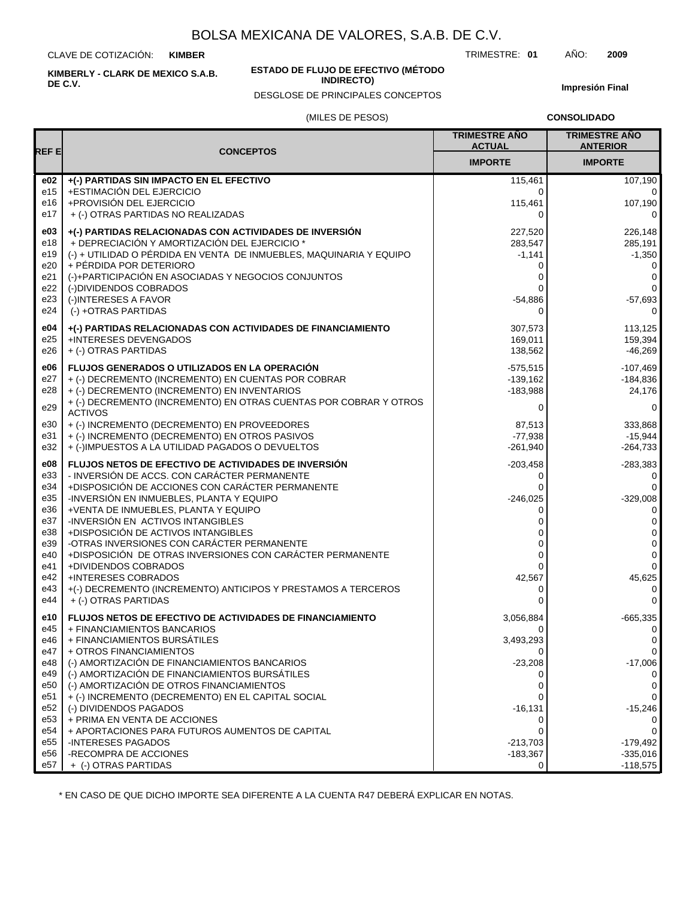# BOLSA MEXICANA DE VALORES, S.A.B. DE C.V.

CLAVE DE COTIZACIÓN: **KIMBER** TRIMESTRE: **01** AÑO: **2009**

**KIMBERLY - CLARK DE MEXICO S.A.B. DE C.V.**

**ESTADO DE FLUJO DE EFECTIVO (MÉTODO INDIRECTO)**

DESGLOSE DE PRINCIPALES CONCEPTOS

**Impresión Final**

(MILES DE PESOS) **CONSOLIDADO**

| REF E | CONCEPTOS | TRIMESTRE AÑO ACTUAL IMPORTE | TRIMESTRE AÑO ANTERIOR IMPORTE |
|---|---|---|---|
| **e02** | **+(-) PARTIDAS SIN IMPACTO EN EL EFECTIVO** | 115,461 | 107,190 |
| e15 | +ESTIMACIÓN DEL EJERCICIO | 0 | 0 |
| e16 | +PROVISIÓN DEL EJERCICIO | 115,461 | 107,190 |
| e17 | + (-) OTRAS PARTIDAS NO REALIZADAS | 0 | 0 |
| **e03** | **+(-) PARTIDAS RELACIONADAS CON ACTIVIDADES DE INVERSIÓN** | 227,520 | 226,148 |
| e18 | + DEPRECIACIÓN Y AMORTIZACIÓN DEL EJERCICIO * | 283,547 | 285,191 |
| e19 | (-) + UTILIDAD O PÉRDIDA EN VENTA DE INMUEBLES, MAQUINARIA Y EQUIPO | -1,141 | -1,350 |
| e20 | + PÉRDIDA POR DETERIORO | 0 | 0 |
| e21 | (-)+PARTICIPACIÓN EN ASOCIADAS Y NEGOCIOS CONJUNTOS | 0 | 0 |
| e22 | (-)DIVIDENDOS COBRADOS | 0 | 0 |
| e23 | (-)INTERESES A FAVOR | -54,886 | -57,693 |
| e24 | (-) +OTRAS PARTIDAS | 0 | 0 |
| **e04** | **+(-) PARTIDAS RELACIONADAS CON ACTIVIDADES DE FINANCIAMIENTO** | 307,573 | 113,125 |
| e25 | +INTERESES DEVENGADOS | 169,011 | 159,394 |
| e26 | + (-) OTRAS PARTIDAS | 138,562 | -46,269 |
| **e06** | **FLUJOS GENERADOS O UTILIZADOS EN LA OPERACIÓN** | -575,515 | -107,469 |
| e27 | + (-) DECREMENTO (INCREMENTO) EN CUENTAS POR COBRAR | -139,162 | -184,836 |
| e28 | + (-) DECREMENTO (INCREMENTO) EN INVENTARIOS | -183,988 | 24,176 |
| e29 | + (-) DECREMENTO (INCREMENTO) EN OTRAS CUENTAS POR COBRAR Y OTROS ACTIVOS | 0 | 0 |
| e30 | + (-) INCREMENTO (DECREMENTO) EN PROVEEDORES | 87,513 | 333,868 |
| e31 | + (-) INCREMENTO (DECREMENTO) EN OTROS PASIVOS | -77,938 | -15,944 |
| e32 | + (-)IMPUESTOS A LA UTILIDAD PAGADOS O DEVUELTOS | -261,940 | -264,733 |
| **e08** | **FLUJOS NETOS DE EFECTIVO DE ACTIVIDADES DE INVERSIÓN** | -203,458 | -283,383 |
| e33 | - INVERSIÓN DE ACCS. CON CARÁCTER PERMANENTE | 0 | 0 |
| e34 | +DISPOSICIÓN DE ACCIONES CON CARÁCTER PERMANENTE | 0 | 0 |
| e35 | -INVERSIÓN EN INMUEBLES, PLANTA Y EQUIPO | -246,025 | -329,008 |
| e36 | +VENTA DE INMUEBLES, PLANTA Y EQUIPO | 0 | 0 |
| e37 | -INVERSIÓN EN ACTIVOS INTANGIBLES | 0 | 0 |
| e38 | +DISPOSICIÓN DE ACTIVOS INTANGIBLES | 0 | 0 |
| e39 | -OTRAS INVERSIONES CON CARÁCTER PERMANENTE | 0 | 0 |
| e40 | +DISPOSICIÓN DE OTRAS INVERSIONES CON CARÁCTER PERMANENTE | 0 | 0 |
| e41 | +DIVIDENDOS COBRADOS | 0 | 0 |
| e42 | +INTERESES COBRADOS | 42,567 | 45,625 |
| e43 | +(-) DECREMENTO (INCREMENTO) ANTICIPOS Y PRESTAMOS A TERCEROS | 0 | 0 |
| e44 | + (-) OTRAS PARTIDAS | 0 | 0 |
| **e10** | **FLUJOS NETOS DE EFECTIVO DE ACTIVIDADES DE FINANCIAMIENTO** | 3,056,884 | -665,335 |
| e45 | + FINANCIAMIENTOS BANCARIOS | 0 | 0 |
| e46 | + FINANCIAMIENTOS BURSÁTILES | 3,493,293 | 0 |
| e47 | + OTROS FINANCIAMIENTOS | 0 | 0 |
| e48 | (-) AMORTIZACIÓN DE FINANCIAMIENTOS BANCARIOS | -23,208 | -17,006 |
| e49 | (-) AMORTIZACIÓN DE FINANCIAMIENTOS BURSÁTILES | 0 | 0 |
| e50 | (-) AMORTIZACIÓN DE OTROS FINANCIAMIENTOS | 0 | 0 |
| e51 | + (-) INCREMENTO (DECREMENTO) EN EL CAPITAL SOCIAL | 0 | 0 |
| e52 | (-) DIVIDENDOS PAGADOS | -16,131 | -15,246 |
| e53 | + PRIMA EN VENTA DE ACCIONES | 0 | 0 |
| e54 | + APORTACIONES PARA FUTUROS AUMENTOS DE CAPITAL | 0 | 0 |
| e55 | -INTERESES PAGADOS | -213,703 | -179,492 |
| e56 | -RECOMPRA DE ACCIONES | -183,367 | -335,016 |
| e57 | + (-) OTRAS PARTIDAS | 0 | -118,575 |

* EN CASO DE QUE DICHO IMPORTE SEA DIFERENTE A LA CUENTA R47 DEBERÁ EXPLICAR EN NOTAS.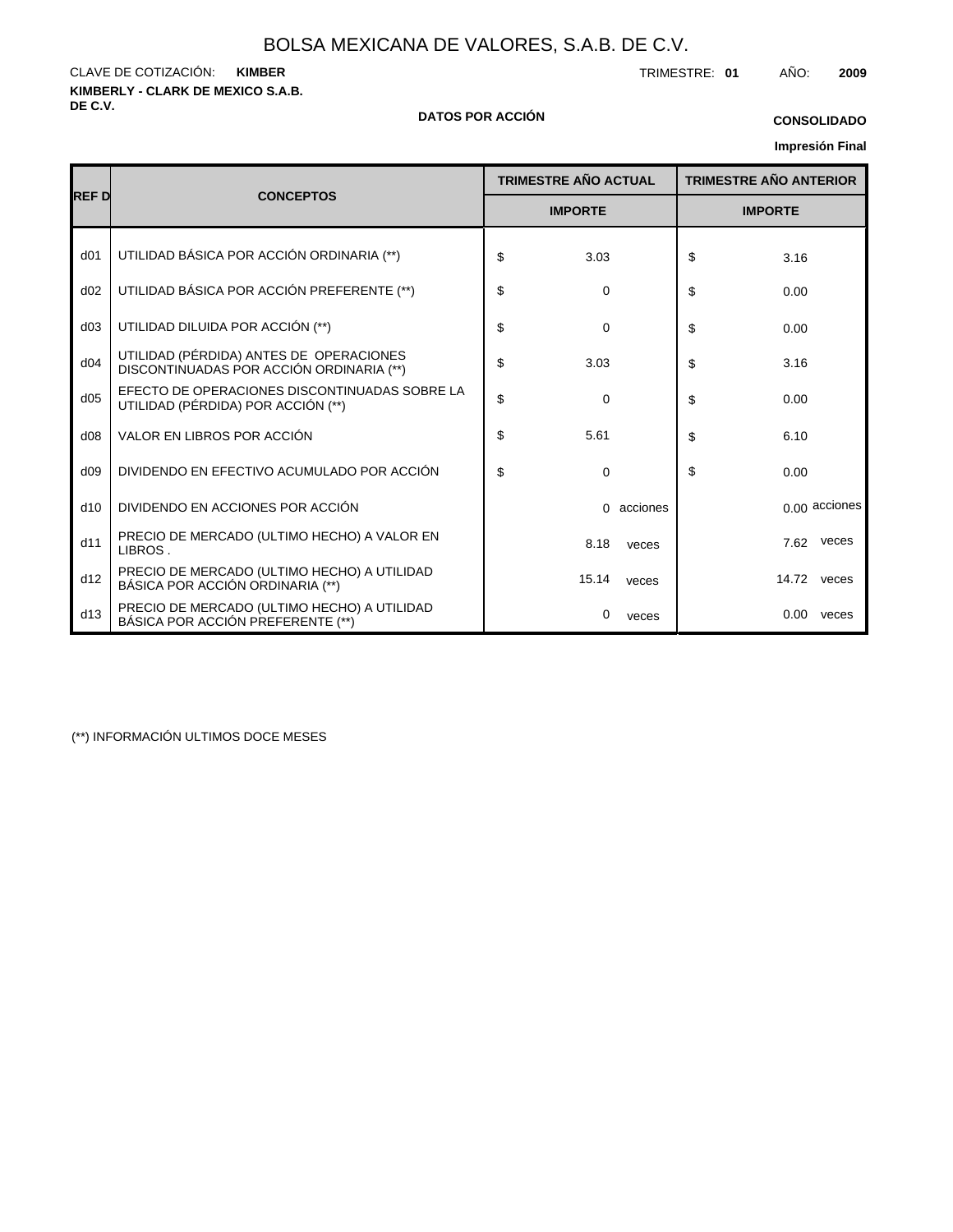# BOLSA MEXICANA DE VALORES, S.A.B. DE C.V.

CLAVE DE COTIZACIÓN: **KIMBER**

TRIMESTRE: **01** AÑO: **2009**

**KIMBERLY - CLARK DE MEXICO S.A.B. DE C.V.**

**DATOS POR ACCIÓN**

**CONSOLIDADO**

**Impresión Final**

| REF D | CONCEPTOS | TRIMESTRE AÑO ACTUAL | TRIMESTRE AÑO ANTERIOR |
|---|---|---|---|
| | | IMPORTE | IMPORTE |
| d01 | UTILIDAD BÁSICA POR ACCIÓN ORDINARIA (**) | $ 3.03 | $ 3.16 |
| d02 | UTILIDAD BÁSICA POR ACCIÓN PREFERENTE (**) | $ 0 | $ 0.00 |
| d03 | UTILIDAD DILUIDA POR ACCIÓN (**) | $ 0 | $ 0.00 |
| d04 | UTILIDAD (PÉRDIDA) ANTES DE OPERACIONES DISCONTINUADAS POR ACCIÓN ORDINARIA (**) | $ 3.03 | $ 3.16 |
| d05 | EFECTO DE OPERACIONES DISCONTINUADAS SOBRE LA UTILIDAD (PÉRDIDA) POR ACCIÓN (**) | $ 0 | $ 0.00 |
| d08 | VALOR EN LIBROS POR ACCIÓN | $ 5.61 | $ 6.10 |
| d09 | DIVIDENDO EN EFECTIVO ACUMULADO POR ACCIÓN | $ 0 | $ 0.00 |
| d10 | DIVIDENDO EN ACCIONES POR ACCIÓN | 0 acciones | 0.00 acciones |
| d11 | PRECIO DE MERCADO (ULTIMO HECHO) A VALOR EN LIBROS . | 8.18 veces | 7.62 veces |
| d12 | PRECIO DE MERCADO (ULTIMO HECHO) A UTILIDAD BÁSICA POR ACCIÓN ORDINARIA (**) | 15.14 veces | 14.72 veces |
| d13 | PRECIO DE MERCADO (ULTIMO HECHO) A UTILIDAD BÁSICA POR ACCIÓN PREFERENTE (**) | 0 veces | 0.00 veces |

(**) INFORMACIÓN ULTIMOS DOCE MESES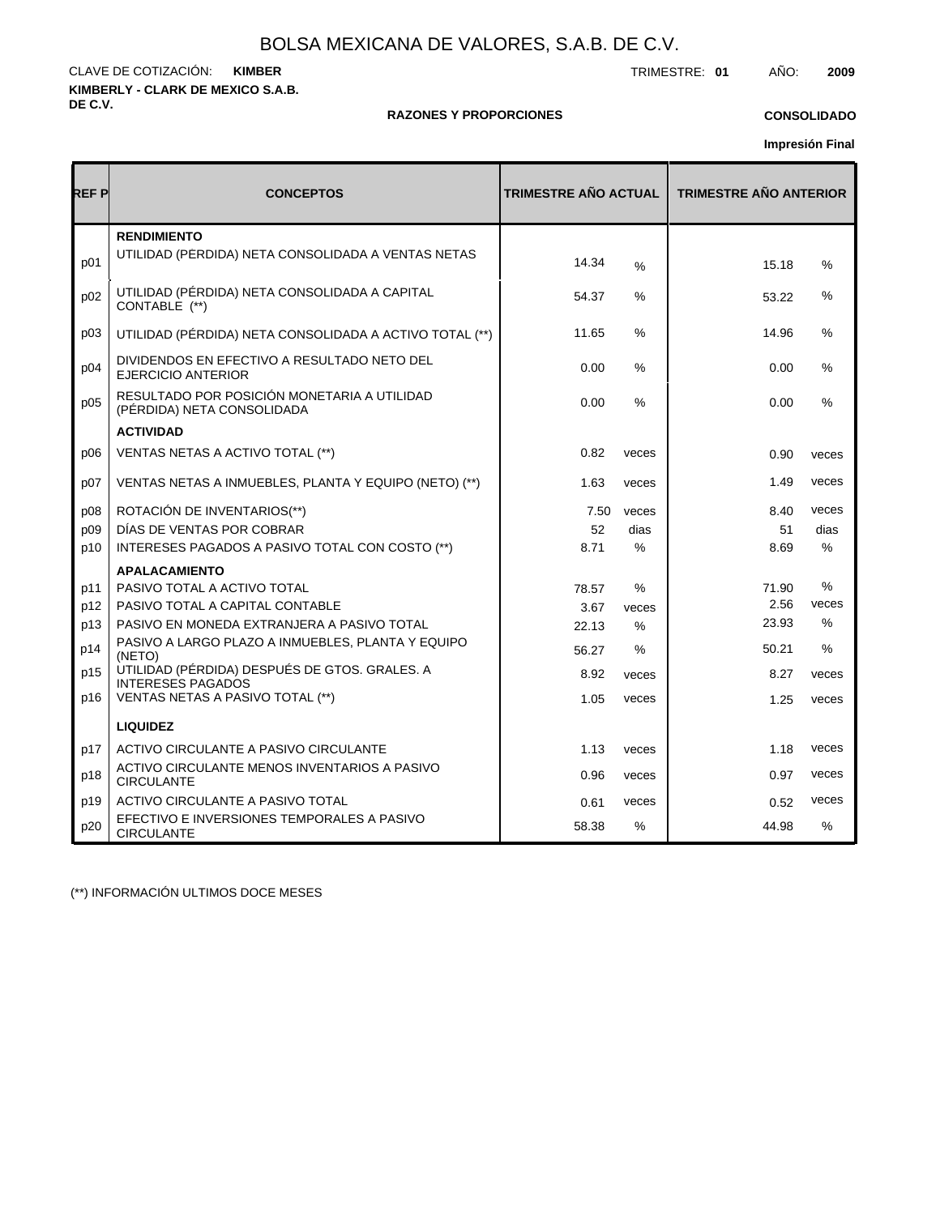# BOLSA MEXICANA DE VALORES, S.A.B. DE C.V.

CLAVE DE COTIZACIÓN: **KIMBER**

TRIMESTRE: **01** AÑO: **2009**

**KIMBERLY - CLARK DE MEXICO S.A.B. DE C.V.**

**RAZONES Y PROPORCIONES**

**CONSOLIDADO**

**Impresión Final**

| REF P | CONCEPTOS | TRIMESTRE AÑO ACTUAL | | TRIMESTRE AÑO ANTERIOR | |
|---|---|---|---|---|---|
| | **RENDIMIENTO** | | | | |
| p01 | UTILIDAD (PERDIDA) NETA CONSOLIDADA A VENTAS NETAS | 14.34 | % | 15.18 | % |
| p02 | UTILIDAD (PÉRDIDA) NETA CONSOLIDADA A CAPITAL CONTABLE (**) | 54.37 | % | 53.22 | % |
| p03 | UTILIDAD (PÉRDIDA) NETA CONSOLIDADA A ACTIVO TOTAL (**) | 11.65 | % | 14.96 | % |
| p04 | DIVIDENDOS EN EFECTIVO A RESULTADO NETO DEL EJERCICIO ANTERIOR | 0.00 | % | 0.00 | % |
| p05 | RESULTADO POR POSICIÓN MONETARIA A UTILIDAD (PÉRDIDA) NETA CONSOLIDADA | 0.00 | % | 0.00 | % |
| | **ACTIVIDAD** | | | | |
| p06 | VENTAS NETAS A ACTIVO TOTAL (**) | 0.82 | veces | 0.90 | veces |
| p07 | VENTAS NETAS A INMUEBLES, PLANTA Y EQUIPO (NETO) (**) | 1.63 | veces | 1.49 | veces |
| p08 | ROTACIÓN DE INVENTARIOS(**) | 7.50 | veces | 8.40 | veces |
| p09 | DÍAS DE VENTAS POR COBRAR | 52 | dias | 51 | dias |
| p10 | INTERESES PAGADOS A PASIVO TOTAL CON COSTO (**) | 8.71 | % | 8.69 | % |
| | **APALACAMIENTO** | | | | |
| p11 | PASIVO TOTAL A ACTIVO TOTAL | 78.57 | % | 71.90 | % |
| p12 | PASIVO TOTAL A CAPITAL CONTABLE | 3.67 | veces | 2.56 | veces |
| p13 | PASIVO EN MONEDA EXTRANJERA A PASIVO TOTAL | 22.13 | % | 23.93 | % |
| p14 | PASIVO A LARGO PLAZO A INMUEBLES, PLANTA Y EQUIPO (NETO) | 56.27 | % | 50.21 | % |
| p15 | UTILIDAD (PÉRDIDA) DESPUÉS DE GTOS. GRALES. A INTERESES PAGADOS | 8.92 | veces | 8.27 | veces |
| p16 | VENTAS NETAS A PASIVO TOTAL (**) | 1.05 | veces | 1.25 | veces |
| | **LIQUIDEZ** | | | | |
| p17 | ACTIVO CIRCULANTE A PASIVO CIRCULANTE | 1.13 | veces | 1.18 | veces |
| p18 | ACTIVO CIRCULANTE MENOS INVENTARIOS A PASIVO CIRCULANTE | 0.96 | veces | 0.97 | veces |
| p19 | ACTIVO CIRCULANTE A PASIVO TOTAL | 0.61 | veces | 0.52 | veces |
| p20 | EFECTIVO E INVERSIONES TEMPORALES A PASIVO CIRCULANTE | 58.38 | % | 44.98 | % |

(**) INFORMACIÓN ULTIMOS DOCE MESES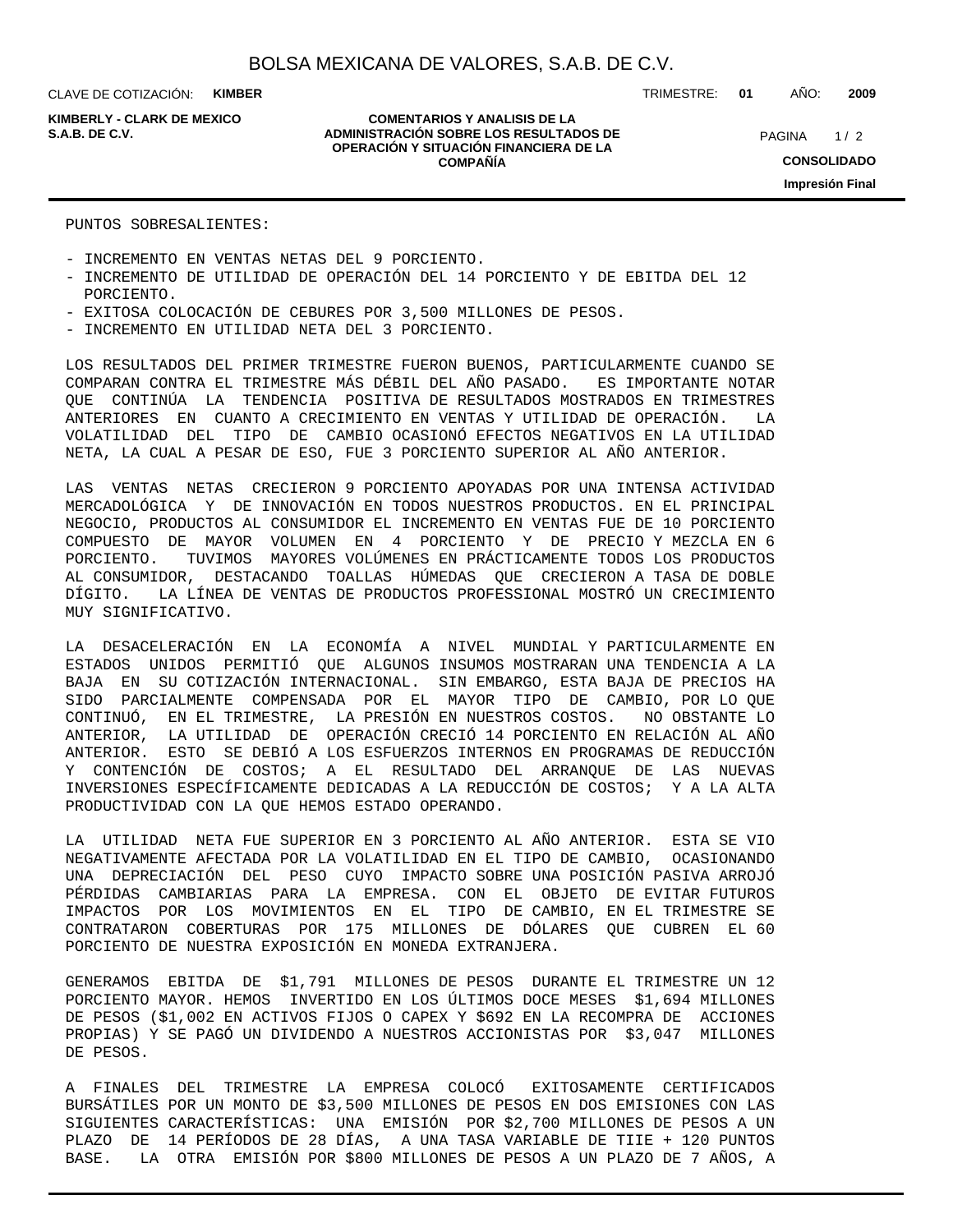PUNTOS SOBRESALIENTES:

- INCREMENTO EN VENTAS NETAS DEL 9 PORCIENTO.
- INCREMENTO DE UTILIDAD DE OPERACIÓN DEL 14 PORCIENTO Y DE EBITDA DEL 12 PORCIENTO.
- EXITOSA COLOCACIÓN DE CEBURES POR 3,500 MILLONES DE PESOS.
- INCREMENTO EN UTILIDAD NETA DEL 3 PORCIENTO.

LOS RESULTADOS DEL PRIMER TRIMESTRE FUERON BUENOS, PARTICULARMENTE CUANDO SE COMPARAN CONTRA EL TRIMESTRE MÁS DÉBIL DEL AÑO PASADO. ES IMPORTANTE NOTAR QUE CONTINÚA LA TENDENCIA POSITIVA DE RESULTADOS MOSTRADOS EN TRIMESTRES ANTERIORES EN CUANTO A CRECIMIENTO EN VENTAS Y UTILIDAD DE OPERACIÓN. LA VOLATILIDAD DEL TIPO DE CAMBIO OCASIONÓ EFECTOS NEGATIVOS EN LA UTILIDAD NETA, LA CUAL A PESAR DE ESO, FUE 3 PORCIENTO SUPERIOR AL AÑO ANTERIOR.

LAS VENTAS NETAS CRECIERON 9 PORCIENTO APOYADAS POR UNA INTENSA ACTIVIDAD MERCADOLÓGICA Y DE INNOVACIÓN EN TODOS NUESTROS PRODUCTOS. EN EL PRINCIPAL NEGOCIO, PRODUCTOS AL CONSUMIDOR EL INCREMENTO EN VENTAS FUE DE 10 PORCIENTO COMPUESTO DE MAYOR VOLUMEN EN 4 PORCIENTO Y DE PRECIO Y MEZCLA EN 6 PORCIENTO. TUVIMOS MAYORES VOLÚMENES EN PRÁCTICAMENTE TODOS LOS PRODUCTOS AL CONSUMIDOR, DESTACANDO TOALLAS HÚMEDAS QUE CRECIERON A TASA DE DOBLE DÍGITO. LA LÍNEA DE VENTAS DE PRODUCTOS PROFESSIONAL MOSTRÓ UN CRECIMIENTO MUY SIGNIFICATIVO.

LA DESACELERACIÓN EN LA ECONOMÍA A NIVEL MUNDIAL Y PARTICULARMENTE EN ESTADOS UNIDOS PERMITIÓ QUE ALGUNOS INSUMOS MOSTRARAN UNA TENDENCIA A LA BAJA EN SU COTIZACIÓN INTERNACIONAL. SIN EMBARGO, ESTA BAJA DE PRECIOS HA SIDO PARCIALMENTE COMPENSADA POR EL MAYOR TIPO DE CAMBIO, POR LO QUE CONTINUÓ, EN EL TRIMESTRE, LA PRESIÓN EN NUESTROS COSTOS. NO OBSTANTE LO ANTERIOR, LA UTILIDAD DE OPERACIÓN CRECIÓ 14 PORCIENTO EN RELACIÓN AL AÑO ANTERIOR. ESTO SE DEBIÓ A LOS ESFUERZOS INTERNOS EN PROGRAMAS DE REDUCCIÓN Y CONTENCIÓN DE COSTOS; A EL RESULTADO DEL ARRANQUE DE LAS NUEVAS INVERSIONES ESPECÍFICAMENTE DEDICADAS A LA REDUCCIÓN DE COSTOS; Y A LA ALTA PRODUCTIVIDAD CON LA QUE HEMOS ESTADO OPERANDO.

LA UTILIDAD NETA FUE SUPERIOR EN 3 PORCIENTO AL AÑO ANTERIOR. ESTA SE VIO NEGATIVAMENTE AFECTADA POR LA VOLATILIDAD EN EL TIPO DE CAMBIO, OCASIONANDO UNA DEPRECIACIÓN DEL PESO CUYO IMPACTO SOBRE UNA POSICIÓN PASIVA ARROJÓ PÉRDIDAS CAMBIARIAS PARA LA EMPRESA. CON EL OBJETO DE EVITAR FUTUROS IMPACTOS POR LOS MOVIMIENTOS EN EL TIPO DE CAMBIO, EN EL TRIMESTRE SE CONTRATARON COBERTURAS POR 175 MILLONES DE DÓLARES QUE CUBREN EL 60 PORCIENTO DE NUESTRA EXPOSICIÓN EN MONEDA EXTRANJERA.

GENERAMOS EBITDA DE $1,791 MILLONES DE PESOS DURANTE EL TRIMESTRE UN 12 PORCIENTO MAYOR. HEMOS INVERTIDO EN LOS ÚLTIMOS DOCE MESES $1,694 MILLONES DE PESOS ($1,002 EN ACTIVOS FIJOS O CAPEX Y $692 EN LA RECOMPRA DE ACCIONES PROPIAS) Y SE PAGÓ UN DIVIDENDO A NUESTROS ACCIONISTAS POR $3,047 MILLONES DE PESOS.

A FINALES DEL TRIMESTRE LA EMPRESA COLOCÓ EXITOSAMENTE CERTIFICADOS BURSÁTILES POR UN MONTO DE $3,500 MILLONES DE PESOS EN DOS EMISIONES CON LAS SIGUIENTES CARACTERÍSTICAS: UNA EMISIÓN POR $2,700 MILLONES DE PESOS A UN PLAZO DE 14 PERÍODOS DE 28 DÍAS, A UNA TASA VARIABLE DE TIIE + 120 PUNTOS BASE. LA OTRA EMISIÓN POR $800 MILLONES DE PESOS A UN PLAZO DE 7 AÑOS, A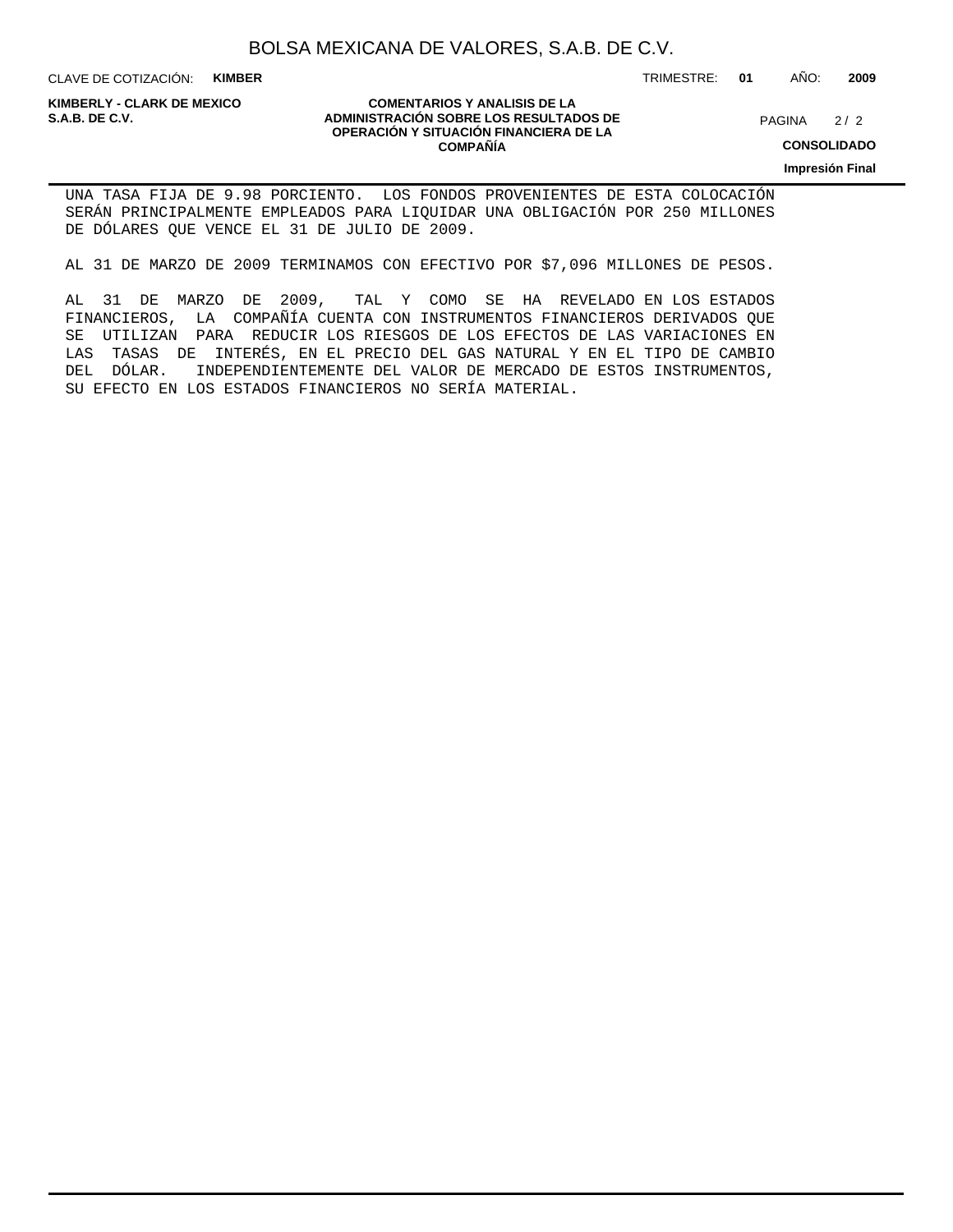UNA TASA FIJA DE 9.98 PORCIENTO. LOS FONDOS PROVENIENTES DE ESTA COLOCACIÓN SERÁN PRINCIPALMENTE EMPLEADOS PARA LIQUIDAR UNA OBLIGACIÓN POR 250 MILLONES DE DÓLARES QUE VENCE EL 31 DE JULIO DE 2009.

AL 31 DE MARZO DE 2009 TERMINAMOS CON EFECTIVO POR $7,096 MILLONES DE PESOS.

AL 31 DE MARZO DE 2009, TAL Y COMO SE HA REVELADO EN LOS ESTADOS FINANCIEROS, LA COMPAÑÍA CUENTA CON INSTRUMENTOS FINANCIEROS DERIVADOS QUE SE UTILIZAN PARA REDUCIR LOS RIESGOS DE LOS EFECTOS DE LAS VARIACIONES EN LAS TASAS DE INTERÉS, EN EL PRECIO DEL GAS NATURAL Y EN EL TIPO DE CAMBIO DEL DÓLAR. INDEPENDIENTEMENTE DEL VALOR DE MERCADO DE ESTOS INSTRUMENTOS, SU EFECTO EN LOS ESTADOS FINANCIEROS NO SERÍA MATERIAL.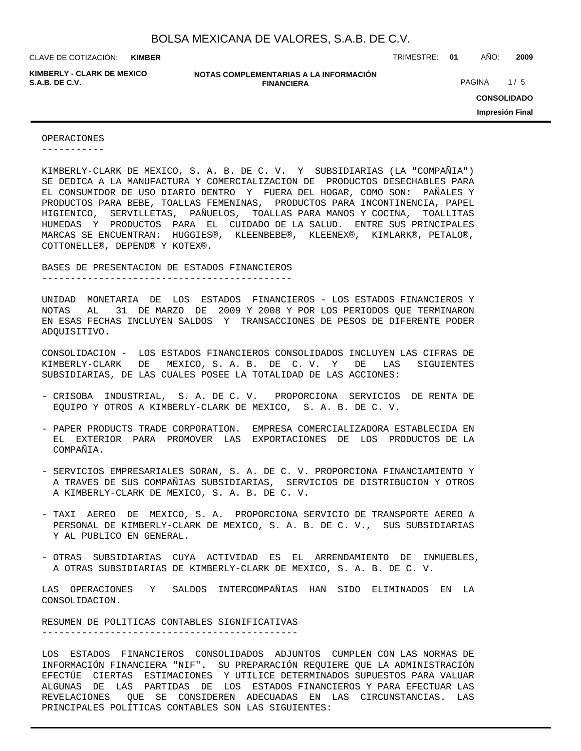## OPERACIONES

KIMBERLY-CLARK DE MEXICO, S. A. B. DE C. V. Y SUBSIDIARIAS (LA "COMPAÑIA") SE DEDICA A LA MANUFACTURA Y COMERCIALIZACION DE PRODUCTOS DESECHABLES PARA EL CONSUMIDOR DE USO DIARIO DENTRO Y FUERA DEL HOGAR, COMO SON: PAÑALES Y PRODUCTOS PARA BEBE, TOALLAS FEMENINAS, PRODUCTOS PARA INCONTINENCIA, PAPEL HIGIENICO, SERVILLETAS, PAÑUELOS, TOALLAS PARA MANOS Y COCINA, TOALLITAS HUMEDAS Y PRODUCTOS PARA EL CUIDADO DE LA SALUD. ENTRE SUS PRINCIPALES MARCAS SE ENCUENTRAN: HUGGIES®, KLEENBEBE®, KLEENEX®, KIMLARK®, PETALO®, COTTONELLE®, DEPEND® Y KOTEX®.

## BASES DE PRESENTACION DE ESTADOS FINANCIEROS

UNIDAD MONETARIA DE LOS ESTADOS FINANCIEROS - LOS ESTADOS FINANCIEROS Y NOTAS AL 31 DE MARZO DE 2009 Y 2008 Y POR LOS PERIODOS QUE TERMINARON EN ESAS FECHAS INCLUYEN SALDOS Y TRANSACCIONES DE PESOS DE DIFERENTE PODER ADQUISITIVO.

CONSOLIDACION - LOS ESTADOS FINANCIEROS CONSOLIDADOS INCLUYEN LAS CIFRAS DE KIMBERLY-CLARK DE MEXICO, S. A. B. DE C. V. Y DE LAS SIGUIENTES SUBSIDIARIAS, DE LAS CUALES POSEE LA TOTALIDAD DE LAS ACCIONES:

- CRISOBA INDUSTRIAL, S. A. DE C. V. PROPORCIONA SERVICIOS DE RENTA DE EQUIPO Y OTROS A KIMBERLY-CLARK DE MEXICO, S. A. B. DE C. V.
- PAPER PRODUCTS TRADE CORPORATION. EMPRESA COMERCIALIZADORA ESTABLECIDA EN EL EXTERIOR PARA PROMOVER LAS EXPORTACIONES DE LOS PRODUCTOS DE LA COMPAÑIA.
- SERVICIOS EMPRESARIALES SORAN, S. A. DE C. V. PROPORCIONA FINANCIAMIENTO Y A TRAVES DE SUS COMPAÑIAS SUBSIDIARIAS, SERVICIOS DE DISTRIBUCION Y OTROS A KIMBERLY-CLARK DE MEXICO, S. A. B. DE C. V.
- TAXI AEREO DE MEXICO, S. A. PROPORCIONA SERVICIO DE TRANSPORTE AEREO A PERSONAL DE KIMBERLY-CLARK DE MEXICO, S. A. B. DE C. V., SUS SUBSIDIARIAS Y AL PUBLICO EN GENERAL.
- OTRAS SUBSIDIARIAS CUYA ACTIVIDAD ES EL ARRENDAMIENTO DE INMUEBLES, A OTRAS SUBSIDIARIAS DE KIMBERLY-CLARK DE MEXICO, S. A. B. DE C. V.

LAS OPERACIONES Y SALDOS INTERCOMPAÑIAS HAN SIDO ELIMINADOS EN LA CONSOLIDACION.

## RESUMEN DE POLITICAS CONTABLES SIGNIFICATIVAS

LOS ESTADOS FINANCIEROS CONSOLIDADOS ADJUNTOS CUMPLEN CON LAS NORMAS DE INFORMACIÓN FINANCIERA "NIF". SU PREPARACIÓN REQUIERE QUE LA ADMINISTRACIÓN EFECTÚE CIERTAS ESTIMACIONES Y UTILICE DETERMINADOS SUPUESTOS PARA VALUAR ALGUNAS DE LAS PARTIDAS DE LOS ESTADOS FINANCIEROS Y PARA EFECTUAR LAS REVELACIONES QUE SE CONSIDEREN ADECUADAS EN LAS CIRCUNSTANCIAS. LAS PRINCIPALES POLÍTICAS CONTABLES SON LAS SIGUIENTES: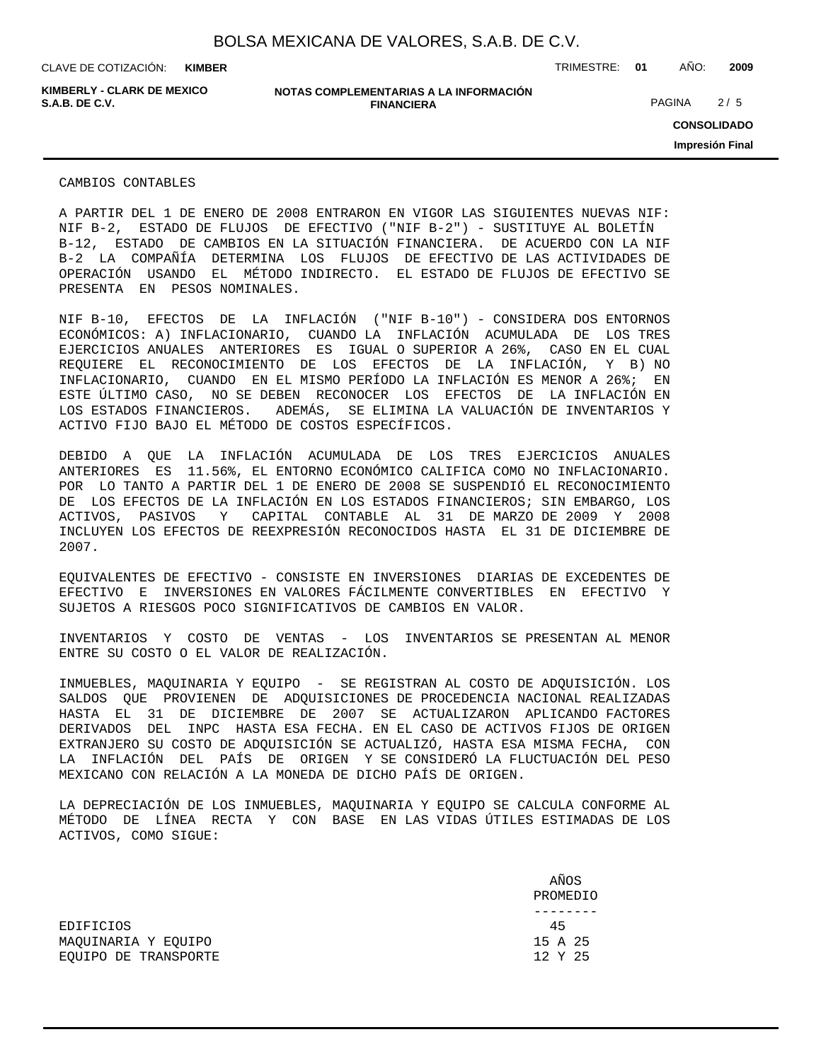CAMBIOS CONTABLES

A PARTIR DEL 1 DE ENERO DE 2008 ENTRARON EN VIGOR LAS SIGUIENTES NUEVAS NIF: NIF B-2, ESTADO DE FLUJOS DE EFECTIVO ("NIF B-2") - SUSTITUYE AL BOLETÍN B-12, ESTADO DE CAMBIOS EN LA SITUACIÓN FINANCIERA. DE ACUERDO CON LA NIF B-2 LA COMPAÑÍA DETERMINA LOS FLUJOS DE EFECTIVO DE LAS ACTIVIDADES DE OPERACIÓN USANDO EL MÉTODO INDIRECTO. EL ESTADO DE FLUJOS DE EFECTIVO SE PRESENTA EN PESOS NOMINALES.

NIF B-10, EFECTOS DE LA INFLACIÓN ("NIF B-10") - CONSIDERA DOS ENTORNOS ECONÓMICOS: A) INFLACIONARIO, CUANDO LA INFLACIÓN ACUMULADA DE LOS TRES EJERCICIOS ANUALES ANTERIORES ES IGUAL O SUPERIOR A 26%, CASO EN EL CUAL REQUIERE EL RECONOCIMIENTO DE LOS EFECTOS DE LA INFLACIÓN, Y B) NO INFLACIONARIO, CUANDO EN EL MISMO PERÍODO LA INFLACIÓN ES MENOR A 26%; EN ESTE ÚLTIMO CASO, NO SE DEBEN RECONOCER LOS EFECTOS DE LA INFLACIÓN EN LOS ESTADOS FINANCIEROS. ADEMÁS, SE ELIMINA LA VALUACIÓN DE INVENTARIOS Y ACTIVO FIJO BAJO EL MÉTODO DE COSTOS ESPECÍFICOS.

DEBIDO A QUE LA INFLACIÓN ACUMULADA DE LOS TRES EJERCICIOS ANUALES ANTERIORES ES 11.56%, EL ENTORNO ECONÓMICO CALIFICA COMO NO INFLACIONARIO. POR LO TANTO A PARTIR DEL 1 DE ENERO DE 2008 SE SUSPENDIÓ EL RECONOCIMIENTO DE LOS EFECTOS DE LA INFLACIÓN EN LOS ESTADOS FINANCIEROS; SIN EMBARGO, LOS ACTIVOS, PASIVOS Y CAPITAL CONTABLE AL 31 DE MARZO DE 2009 Y 2008 INCLUYEN LOS EFECTOS DE REEXPRESIÓN RECONOCIDOS HASTA EL 31 DE DICIEMBRE DE 2007.

EQUIVALENTES DE EFECTIVO - CONSISTE EN INVERSIONES DIARIAS DE EXCEDENTES DE EFECTIVO E INVERSIONES EN VALORES FÁCILMENTE CONVERTIBLES EN EFECTIVO Y SUJETOS A RIESGOS POCO SIGNIFICATIVOS DE CAMBIOS EN VALOR.

INVENTARIOS Y COSTO DE VENTAS - LOS INVENTARIOS SE PRESENTAN AL MENOR ENTRE SU COSTO O EL VALOR DE REALIZACIÓN.

INMUEBLES, MAQUINARIA Y EQUIPO - SE REGISTRAN AL COSTO DE ADQUISICIÓN. LOS SALDOS QUE PROVIENEN DE ADQUISICIONES DE PROCEDENCIA NACIONAL REALIZADAS HASTA EL 31 DE DICIEMBRE DE 2007 SE ACTUALIZARON APLICANDO FACTORES DERIVADOS DEL INPC HASTA ESA FECHA. EN EL CASO DE ACTIVOS FIJOS DE ORIGEN EXTRANJERO SU COSTO DE ADQUISICIÓN SE ACTUALIZÓ, HASTA ESA MISMA FECHA, CON LA INFLACIÓN DEL PAÍS DE ORIGEN Y SE CONSIDERÓ LA FLUCTUACIÓN DEL PESO MEXICANO CON RELACIÓN A LA MONEDA DE DICHO PAÍS DE ORIGEN.

LA DEPRECIACIÓN DE LOS INMUEBLES, MAQUINARIA Y EQUIPO SE CALCULA CONFORME AL MÉTODO DE LÍNEA RECTA Y CON BASE EN LAS VIDAS ÚTILES ESTIMADAS DE LOS ACTIVOS, COMO SIGUE:

| | AÑOS PROMEDIO |
|---|---|
| EDIFICIOS | 45 |
| MAQUINARIA Y EQUIPO | 15 A 25 |
| EQUIPO DE TRANSPORTE | 12 Y 25 |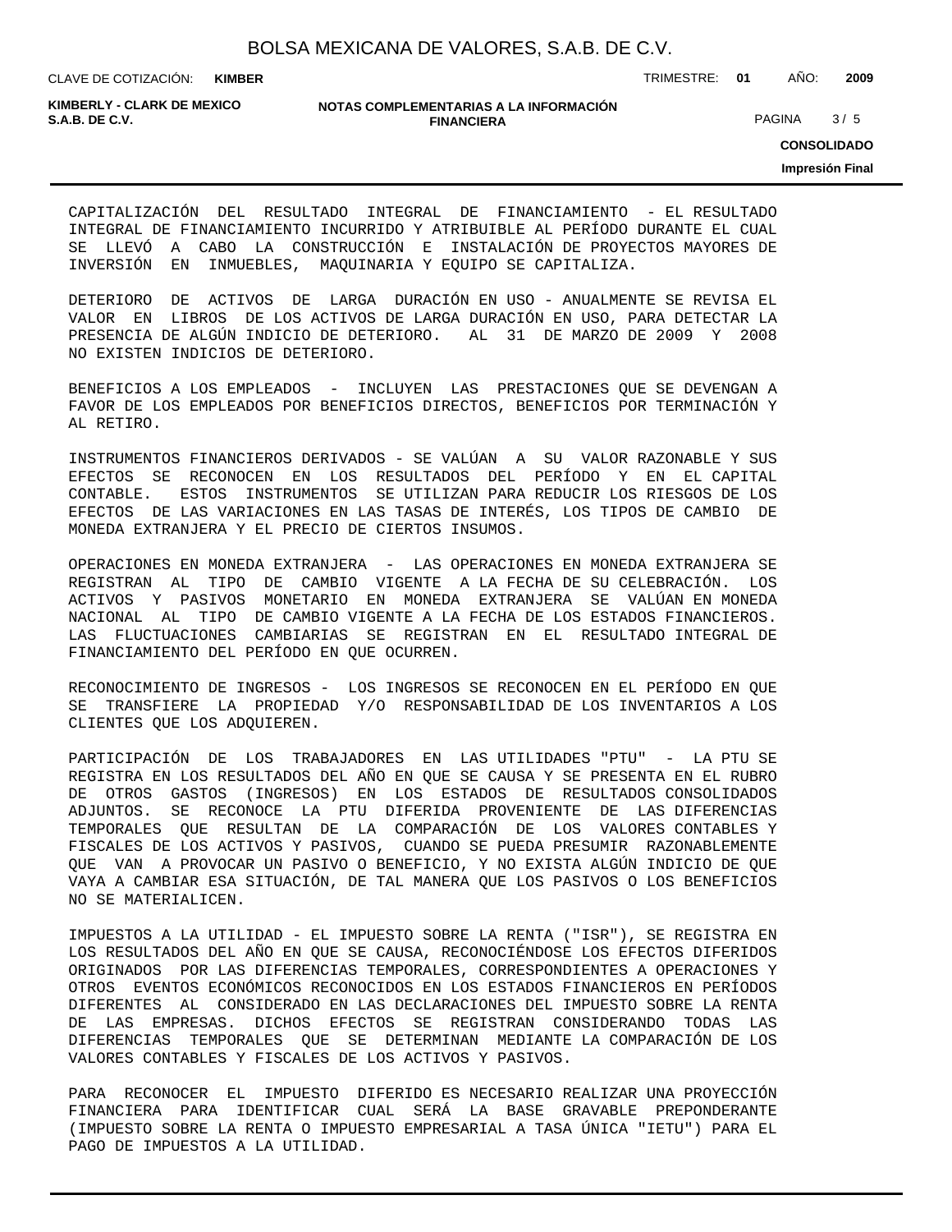CAPITALIZACIÓN DEL RESULTADO INTEGRAL DE FINANCIAMIENTO - EL RESULTADO INTEGRAL DE FINANCIAMIENTO INCURRIDO Y ATRIBUIBLE AL PERÍODO DURANTE EL CUAL SE LLEVÓ A CABO LA CONSTRUCCIÓN E INSTALACIÓN DE PROYECTOS MAYORES DE INVERSIÓN EN INMUEBLES, MAQUINARIA Y EQUIPO SE CAPITALIZA.

DETERIORO DE ACTIVOS DE LARGA DURACIÓN EN USO - ANUALMENTE SE REVISA EL VALOR EN LIBROS DE LOS ACTIVOS DE LARGA DURACIÓN EN USO, PARA DETECTAR LA PRESENCIA DE ALGÚN INDICIO DE DETERIORO. AL 31 DE MARZO DE 2009 Y 2008 NO EXISTEN INDICIOS DE DETERIORO.

BENEFICIOS A LOS EMPLEADOS - INCLUYEN LAS PRESTACIONES QUE SE DEVENGAN A FAVOR DE LOS EMPLEADOS POR BENEFICIOS DIRECTOS, BENEFICIOS POR TERMINACIÓN Y AL RETIRO.

INSTRUMENTOS FINANCIEROS DERIVADOS - SE VALÚAN A SU VALOR RAZONABLE Y SUS EFECTOS SE RECONOCEN EN LOS RESULTADOS DEL PERÍODO Y EN EL CAPITAL CONTABLE. ESTOS INSTRUMENTOS SE UTILIZAN PARA REDUCIR LOS RIESGOS DE LOS EFECTOS DE LAS VARIACIONES EN LAS TASAS DE INTERÉS, LOS TIPOS DE CAMBIO DE MONEDA EXTRANJERA Y EL PRECIO DE CIERTOS INSUMOS.

OPERACIONES EN MONEDA EXTRANJERA - LAS OPERACIONES EN MONEDA EXTRANJERA SE REGISTRAN AL TIPO DE CAMBIO VIGENTE A LA FECHA DE SU CELEBRACIÓN. LOS ACTIVOS Y PASIVOS MONETARIO EN MONEDA EXTRANJERA SE VALÚAN EN MONEDA NACIONAL AL TIPO DE CAMBIO VIGENTE A LA FECHA DE LOS ESTADOS FINANCIEROS. LAS FLUCTUACIONES CAMBIARIAS SE REGISTRAN EN EL RESULTADO INTEGRAL DE FINANCIAMIENTO DEL PERÍODO EN QUE OCURREN.

RECONOCIMIENTO DE INGRESOS - LOS INGRESOS SE RECONOCEN EN EL PERÍODO EN QUE SE TRANSFIERE LA PROPIEDAD Y/O RESPONSABILIDAD DE LOS INVENTARIOS A LOS CLIENTES QUE LOS ADQUIEREN.

PARTICIPACIÓN DE LOS TRABAJADORES EN LAS UTILIDADES "PTU" - LA PTU SE REGISTRA EN LOS RESULTADOS DEL AÑO EN QUE SE CAUSA Y SE PRESENTA EN EL RUBRO DE OTROS GASTOS (INGRESOS) EN LOS ESTADOS DE RESULTADOS CONSOLIDADOS ADJUNTOS. SE RECONOCE LA PTU DIFERIDA PROVENIENTE DE LAS DIFERENCIAS TEMPORALES QUE RESULTAN DE LA COMPARACIÓN DE LOS VALORES CONTABLES Y FISCALES DE LOS ACTIVOS Y PASIVOS, CUANDO SE PUEDA PRESUMIR RAZONABLEMENTE QUE VAN A PROVOCAR UN PASIVO O BENEFICIO, Y NO EXISTA ALGÚN INDICIO DE QUE VAYA A CAMBIAR ESA SITUACIÓN, DE TAL MANERA QUE LOS PASIVOS O LOS BENEFICIOS NO SE MATERIALICEN.

IMPUESTOS A LA UTILIDAD - EL IMPUESTO SOBRE LA RENTA ("ISR"), SE REGISTRA EN LOS RESULTADOS DEL AÑO EN QUE SE CAUSA, RECONOCIÉNDOSE LOS EFECTOS DIFERIDOS ORIGINADOS POR LAS DIFERENCIAS TEMPORALES, CORRESPONDIENTES A OPERACIONES Y OTROS EVENTOS ECONÓMICOS RECONOCIDOS EN LOS ESTADOS FINANCIEROS EN PERÍODOS DIFERENTES AL CONSIDERADO EN LAS DECLARACIONES DEL IMPUESTO SOBRE LA RENTA DE LAS EMPRESAS. DICHOS EFECTOS SE REGISTRAN CONSIDERANDO TODAS LAS DIFERENCIAS TEMPORALES QUE SE DETERMINAN MEDIANTE LA COMPARACIÓN DE LOS VALORES CONTABLES Y FISCALES DE LOS ACTIVOS Y PASIVOS.

PARA RECONOCER EL IMPUESTO DIFERIDO ES NECESARIO REALIZAR UNA PROYECCIÓN FINANCIERA PARA IDENTIFICAR CUAL SERÁ LA BASE GRAVABLE PREPONDERANTE (IMPUESTO SOBRE LA RENTA O IMPUESTO EMPRESARIAL A TASA ÚNICA "IETU") PARA EL PAGO DE IMPUESTOS A LA UTILIDAD.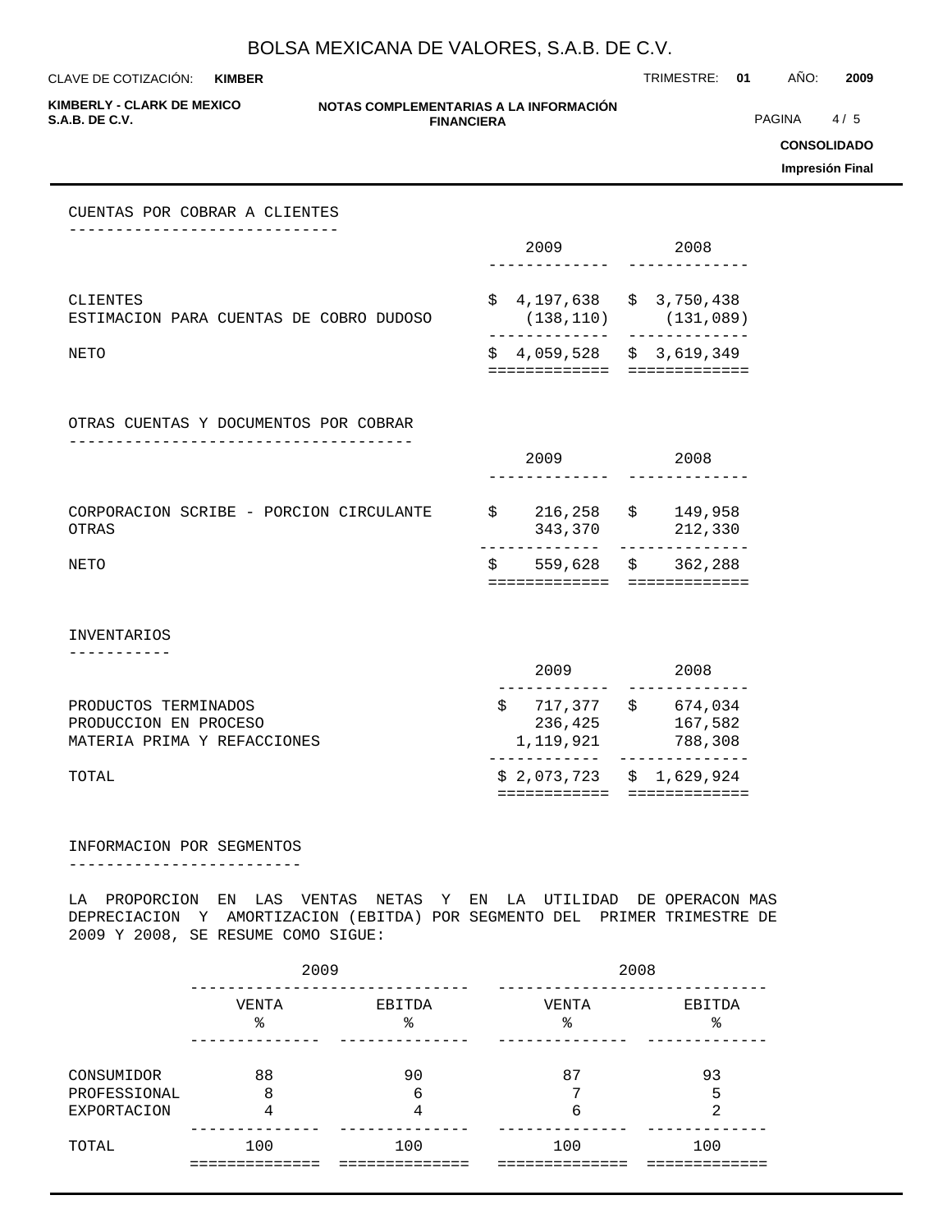## CUENTAS POR COBRAR A CLIENTES

| | 2009 | 2008 |
|---|---|---|
| CLIENTES | $ 4,197,638 | $ 3,750,438 |
| ESTIMACION PARA CUENTAS DE COBRO DUDOSO | (138,110) | (131,089) |
| NETO | $ 4,059,528 | $ 3,619,349 |

## OTRAS CUENTAS Y DOCUMENTOS POR COBRAR

| | 2009 | 2008 |
|---|---|---|
| CORPORACION SCRIBE - PORCION CIRCULANTE | $ 216,258 | $ 149,958 |
| OTRAS | 343,370 | 212,330 |
| NETO | $ 559,628 | $ 362,288 |

## INVENTARIOS

| | 2009 | 2008 |
|---|---|---|
| PRODUCTOS TERMINADOS | $ 717,377 | $ 674,034 |
| PRODUCCION EN PROCESO | 236,425 | 167,582 |
| MATERIA PRIMA Y REFACCIONES | 1,119,921 | 788,308 |
| TOTAL | $ 2,073,723 | $ 1,629,924 |

## INFORMACION POR SEGMENTOS

LA PROPORCION EN LAS VENTAS NETAS Y EN LA UTILIDAD DE OPERACON MAS DEPRECIACION Y AMORTIZACION (EBITDA) POR SEGMENTO DEL PRIMER TRIMESTRE DE 2009 Y 2008, SE RESUME COMO SIGUE:

| | 2009 | | 2008 | |
|---|---|---|---|---|
| | VENTA % | EBITDA % | VENTA % | EBITDA % |
| CONSUMIDOR | 88 | 90 | 87 | 93 |
| PROFESSIONAL | 8 | 6 | 7 | 5 |
| EXPORTACION | 4 | 4 | 6 | 2 |
| TOTAL | 100 | 100 | 100 | 100 |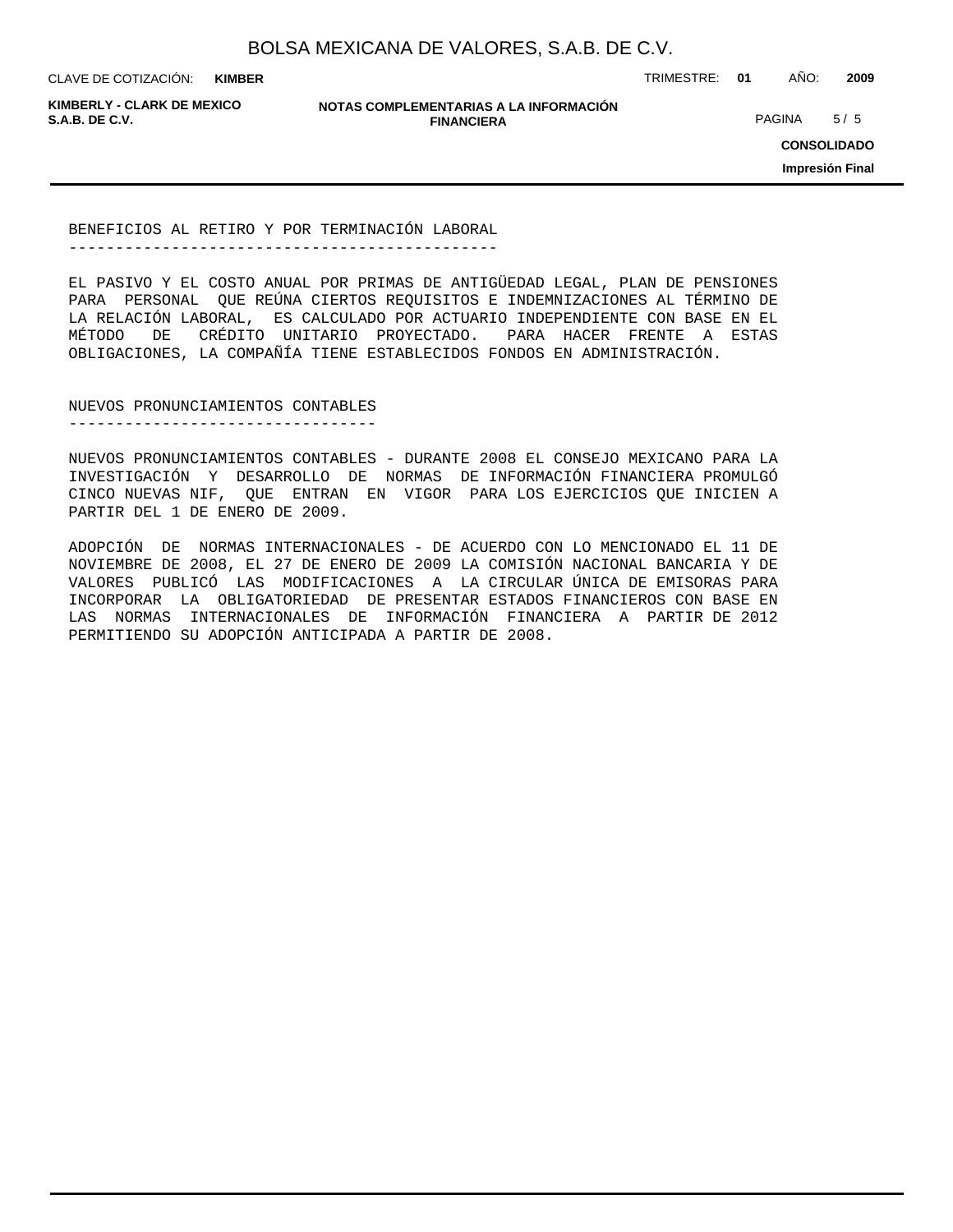## BENEFICIOS AL RETIRO Y POR TERMINACIÓN LABORAL

EL PASIVO Y EL COSTO ANUAL POR PRIMAS DE ANTIGÜEDAD LEGAL, PLAN DE PENSIONES PARA PERSONAL QUE REÚNA CIERTOS REQUISITOS E INDEMNIZACIONES AL TÉRMINO DE LA RELACIÓN LABORAL, ES CALCULADO POR ACTUARIO INDEPENDIENTE CON BASE EN EL MÉTODO DE CRÉDITO UNITARIO PROYECTADO. PARA HACER FRENTE A ESTAS OBLIGACIONES, LA COMPAÑÍA TIENE ESTABLECIDOS FONDOS EN ADMINISTRACIÓN.

## NUEVOS PRONUNCIAMIENTOS CONTABLES

NUEVOS PRONUNCIAMIENTOS CONTABLES - DURANTE 2008 EL CONSEJO MEXICANO PARA LA INVESTIGACIÓN Y DESARROLLO DE NORMAS DE INFORMACIÓN FINANCIERA PROMULGÓ CINCO NUEVAS NIF, QUE ENTRAN EN VIGOR PARA LOS EJERCICIOS QUE INICIEN A PARTIR DEL 1 DE ENERO DE 2009.

ADOPCIÓN DE NORMAS INTERNACIONALES - DE ACUERDO CON LO MENCIONADO EL 11 DE NOVIEMBRE DE 2008, EL 27 DE ENERO DE 2009 LA COMISIÓN NACIONAL BANCARIA Y DE VALORES PUBLICÓ LAS MODIFICACIONES A LA CIRCULAR ÚNICA DE EMISORAS PARA INCORPORAR LA OBLIGATORIEDAD DE PRESENTAR ESTADOS FINANCIEROS CON BASE EN LAS NORMAS INTERNACIONALES DE INFORMACIÓN FINANCIERA A PARTIR DE 2012 PERMITIENDO SU ADOPCIÓN ANTICIPADA A PARTIR DE 2008.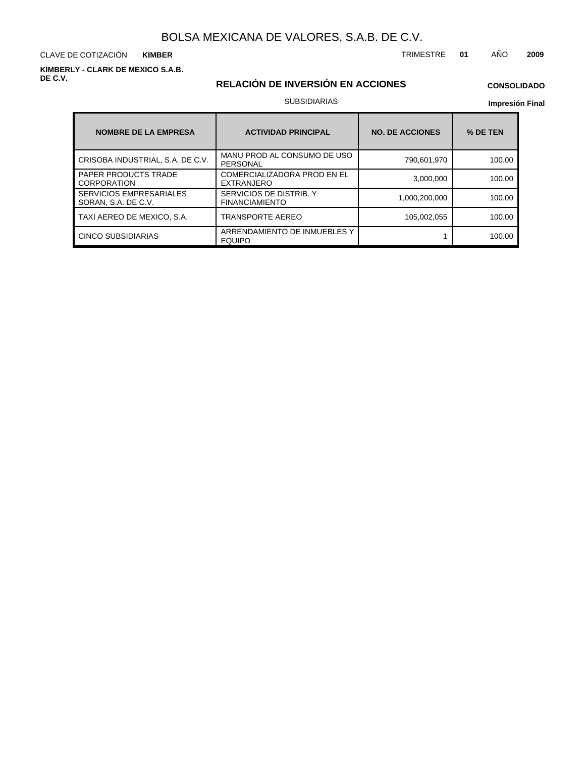BOLSA MEXICANA DE VALORES, S.A.B. DE C.V.

CLAVE DE COTIZACIÓN **KIMBER**

TRIMESTRE **01** AÑO **2009**

**KIMBERLY - CLARK DE MEXICO S.A.B. DE C.V.**

## RELACIÓN DE INVERSIÓN EN ACCIONES

**CONSOLIDADO**

SUBSIDIARIAS

**Impresión Final**

| NOMBRE DE LA EMPRESA | ACTIVIDAD PRINCIPAL | NO. DE ACCIONES | % DE TEN |
|---|---|---|---|
| CRISOBA INDUSTRIAL, S.A. DE C.V. | MANU PROD AL CONSUMO DE USO PERSONAL | 790,601,970 | 100.00 |
| PAPER PRODUCTS TRADE CORPORATION | COMERCIALIZADORA PROD EN EL EXTRANJERO | 3,000,000 | 100.00 |
| SERVICIOS EMPRESARIALES SORAN, S.A. DE C.V. | SERVICIOS DE DISTRIB. Y FINANCIAMIENTO | 1,000,200,000 | 100.00 |
| TAXI AEREO DE MEXICO, S.A. | TRANSPORTE AEREO | 105,002,055 | 100.00 |
| CINCO SUBSIDIARIAS | ARRENDAMIENTO DE INMUEBLES Y EQUIPO | 1 | 100.00 |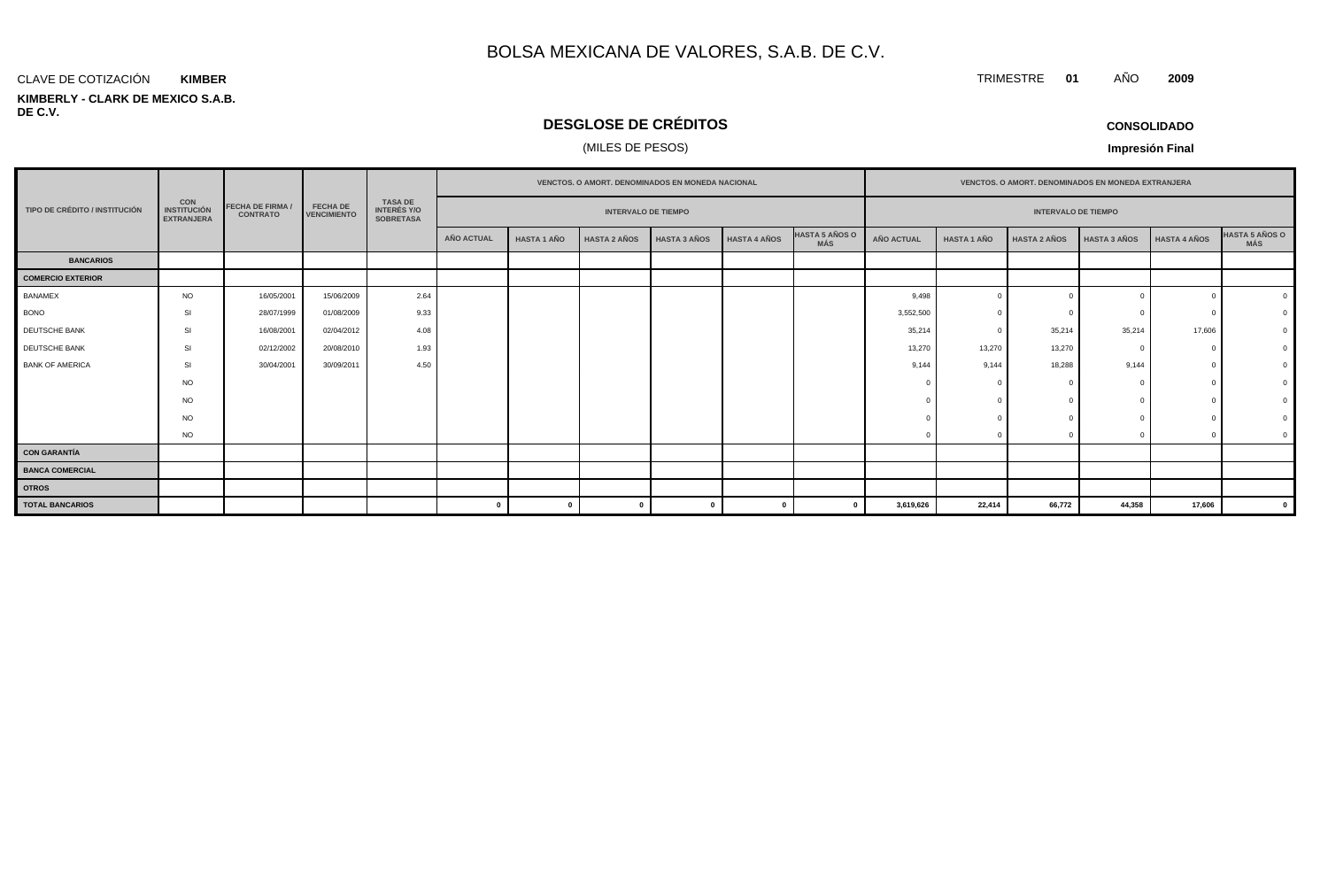# BOLSA MEXICANA DE VALORES, S.A.B. DE C.V.

CLAVE DE COTIZACIÓN **KIMBER**

TRIMESTRE **01** AÑO **2009**

**KIMBERLY - CLARK DE MEXICO S.A.B. DE C.V.**

## DESGLOSE DE CRÉDITOS

(MILES DE PESOS)

**CONSOLIDADO**

**Impresión Final**

| TIPO DE CRÉDITO / INSTITUCIÓN | CON INSTITUCIÓN EXTRANJERA | FECHA DE FIRMA / CONTRATO | FECHA DE VENCIMIENTO | TASA DE INTERÉS Y/O SOBRETASA | VENCTOS. O AMORT. DENOMINADOS EN MONEDA NACIONAL | | | | | | VENCTOS. O AMORT. DENOMINADOS EN MONEDA EXTRANJERA | | | | | |
|---|---|---|---|---|---|---|---|---|---|---|---|---|---|---|---|---|
| | | | | | INTERVALO DE TIEMPO | | | | | | INTERVALO DE TIEMPO | | | | | |
| | | | | | AÑO ACTUAL | HASTA 1 AÑO | HASTA 2 AÑOS | HASTA 3 AÑOS | HASTA 4 AÑOS | HASTA 5 AÑOS O MÁS | AÑO ACTUAL | HASTA 1 AÑO | HASTA 2 AÑOS | HASTA 3 AÑOS | HASTA 4 AÑOS | HASTA 5 AÑOS O MÁS |
| **BANCARIOS** | | | | | | | | | | | | | | | | |
| **COMERCIO EXTERIOR** | | | | | | | | | | | | | | | | |
| BANAMEX | NO | 16/05/2001 | 15/06/2009 | 2.64 | | | | | | | 9,498 | 0 | 0 | 0 | 0 | 0 |
| BONO | SI | 28/07/1999 | 01/08/2009 | 9.33 | | | | | | | 3,552,500 | 0 | 0 | 0 | 0 | 0 |
| DEUTSCHE BANK | SI | 16/08/2001 | 02/04/2012 | 4.08 | | | | | | | 35,214 | 0 | 35,214 | 35,214 | 17,606 | 0 |
| DEUTSCHE BANK | SI | 02/12/2002 | 20/08/2010 | 1.93 | | | | | | | 13,270 | 13,270 | 13,270 | 0 | 0 | 0 |
| BANK OF AMERICA | SI | 30/04/2001 | 30/09/2011 | 4.50 | | | | | | | 9,144 | 9,144 | 18,288 | 9,144 | 0 | 0 |
| | NO | | | | | | | | | | 0 | 0 | 0 | 0 | 0 | 0 |
| | NO | | | | | | | | | | 0 | 0 | 0 | 0 | 0 | 0 |
| | NO | | | | | | | | | | 0 | 0 | 0 | 0 | 0 | 0 |
| | NO | | | | | | | | | | 0 | 0 | 0 | 0 | 0 | 0 |
| **CON GARANTÍA** | | | | | | | | | | | | | | | | |
| **BANCA COMERCIAL** | | | | | | | | | | | | | | | | |
| **OTROS** | | | | | | | | | | | | | | | | |
| **TOTAL BANCARIOS** | | | | | **0** | **0** | **0** | **0** | **0** | **0** | **3,619,626** | **22,414** | **66,772** | **44,358** | **17,606** | **0** |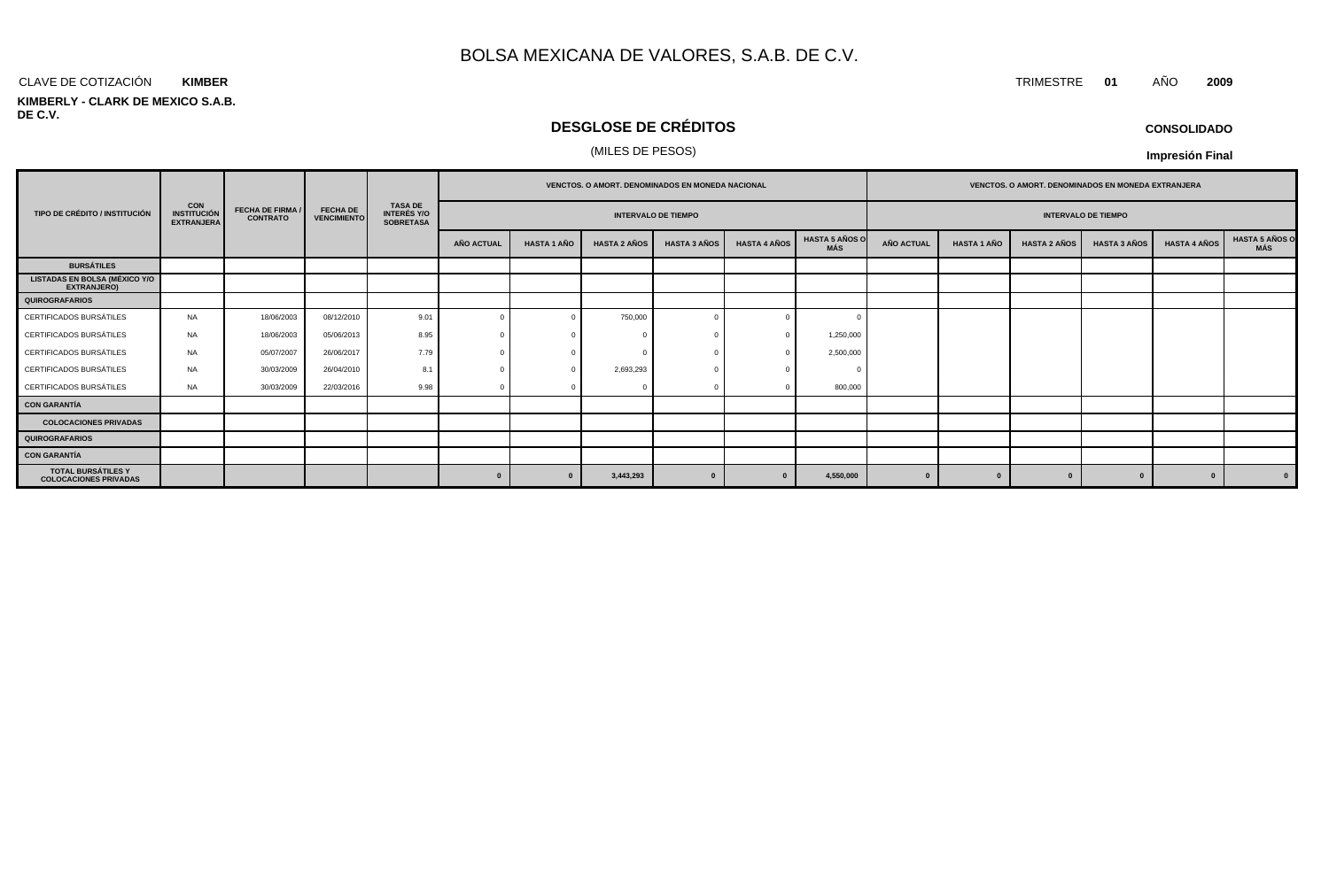# BOLSA MEXICANA DE VALORES, S.A.B. DE C.V.

CLAVE DE COTIZACIÓN **KIMBER**

TRIMESTRE **01** AÑO **2009**

**KIMBERLY - CLARK DE MEXICO S.A.B. DE C.V.**

## DESGLOSE DE CRÉDITOS

(MILES DE PESOS)

**CONSOLIDADO**

**Impresión Final**

| TIPO DE CRÉDITO / INSTITUCIÓN | CON INSTITUCIÓN EXTRANJERA | FECHA DE FIRMA / CONTRATO | FECHA DE VENCIMIENTO | TASA DE INTERÉS Y/O SOBRETASA | VENCTOS. O AMORT. DENOMINADOS EN MONEDA NACIONAL | | | | | | VENCTOS. O AMORT. DENOMINADOS EN MONEDA EXTRANJERA | | | | | |
|---|---|---|---|---|---|---|---|---|---|---|---|---|---|---|---|---|
| | | | | | INTERVALO DE TIEMPO | | | | | | INTERVALO DE TIEMPO | | | | | |
| | | | | | AÑO ACTUAL | HASTA 1 AÑO | HASTA 2 AÑOS | HASTA 3 AÑOS | HASTA 4 AÑOS | HASTA 5 AÑOS O MÁS | AÑO ACTUAL | HASTA 1 AÑO | HASTA 2 AÑOS | HASTA 3 AÑOS | HASTA 4 AÑOS | HASTA 5 AÑOS O MÁS |
| **BURSÁTILES** | | | | | | | | | | | | | | | | |
| **LISTADAS EN BOLSA (MÉXICO Y/O EXTRANJERO)** | | | | | | | | | | | | | | | | |
| **QUIROGRAFARIOS** | | | | | | | | | | | | | | | | |
| CERTIFICADOS BURSÁTILES | NA | 18/06/2003 | 08/12/2010 | 9.01 | 0 | 0 | 750,000 | 0 | 0 | 0 | | | | | | |
| CERTIFICADOS BURSÁTILES | NA | 18/06/2003 | 05/06/2013 | 8.95 | 0 | 0 | 0 | 0 | 0 | 1,250,000 | | | | | | |
| CERTIFICADOS BURSÁTILES | NA | 05/07/2007 | 26/06/2017 | 7.79 | 0 | 0 | 0 | 0 | 0 | 2,500,000 | | | | | | |
| CERTIFICADOS BURSÁTILES | NA | 30/03/2009 | 26/04/2010 | 8.1 | 0 | 0 | 2,693,293 | 0 | 0 | 0 | | | | | | |
| CERTIFICADOS BURSÁTILES | NA | 30/03/2009 | 22/03/2016 | 9.98 | 0 | 0 | 0 | 0 | 0 | 800,000 | | | | | | |
| **CON GARANTÍA** | | | | | | | | | | | | | | | | |
| **COLOCACIONES PRIVADAS** | | | | | | | | | | | | | | | | |
| **QUIROGRAFARIOS** | | | | | | | | | | | | | | | | |
| **CON GARANTÍA** | | | | | | | | | | | | | | | | |
| **TOTAL BURSÁTILES Y COLOCACIONES PRIVADAS** | | | | | **0** | **0** | **3,443,293** | **0** | **0** | **4,550,000** | **0** | **0** | **0** | **0** | **0** | **0** |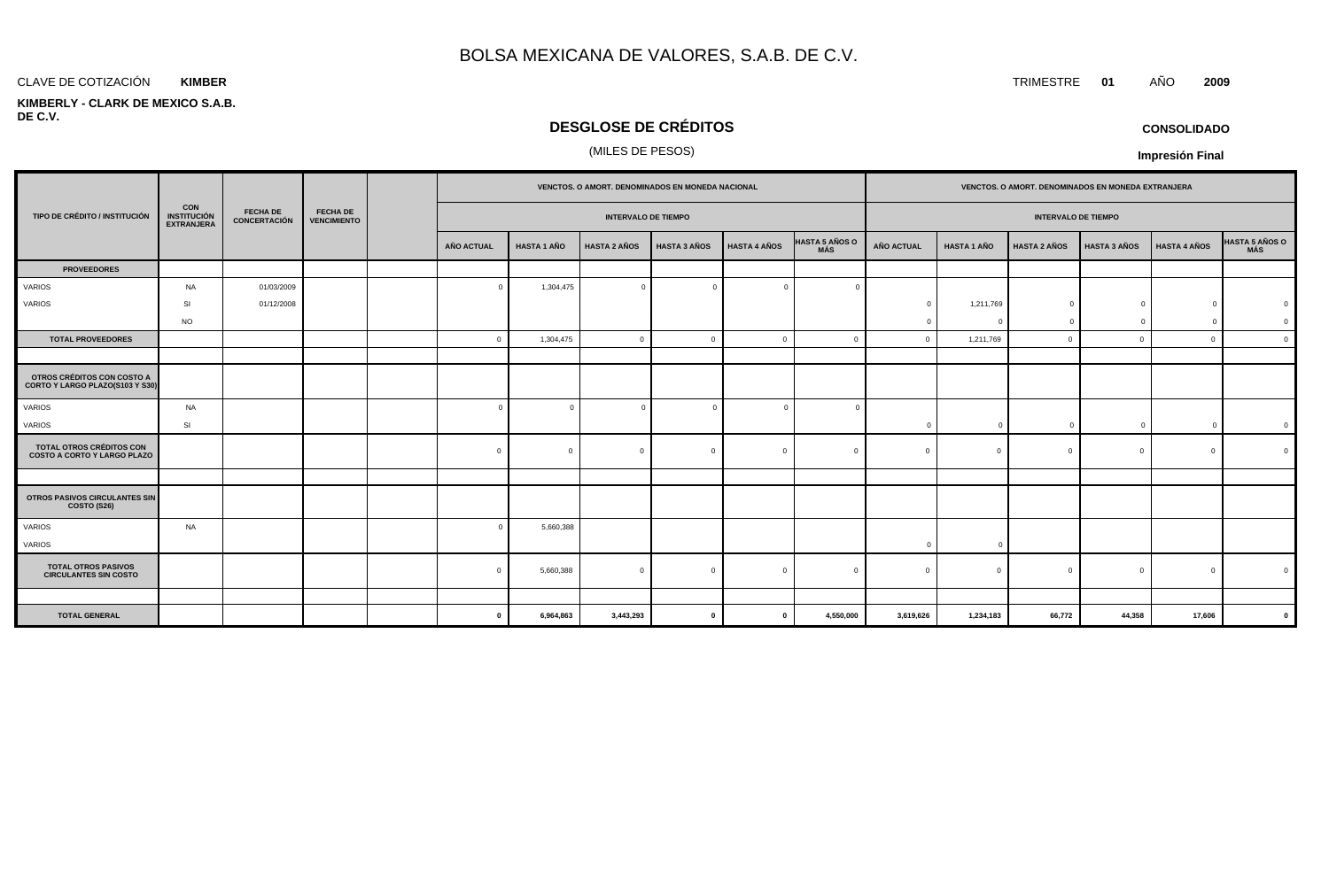# BOLSA MEXICANA DE VALORES, S.A.B. DE C.V.

CLAVE DE COTIZACIÓN **KIMBER**

TRIMESTRE **01** AÑO **2009**

**KIMBERLY - CLARK DE MEXICO S.A.B. DE C.V.**

## DESGLOSE DE CRÉDITOS

(MILES DE PESOS)

**CONSOLIDADO**

**Impresión Final**

| TIPO DE CRÉDITO / INSTITUCIÓN | CON INSTITUCIÓN EXTRANJERA | FECHA DE CONCERTACIÓN | FECHA DE VENCIMIENTO | | VENCTOS. O AMORT. DENOMINADOS EN MONEDA NACIONAL | | | | | | VENCTOS. O AMORT. DENOMINADOS EN MONEDA EXTRANJERA | | | | | |
|---|---|---|---|---|---|---|---|---|---|---|---|---|---|---|---|---|
| | | | | | INTERVALO DE TIEMPO | | | | | | INTERVALO DE TIEMPO | | | | | |
| | | | | | AÑO ACTUAL | HASTA 1 AÑO | HASTA 2 AÑOS | HASTA 3 AÑOS | HASTA 4 AÑOS | HASTA 5 AÑOS O MÁS | AÑO ACTUAL | HASTA 1 AÑO | HASTA 2 AÑOS | HASTA 3 AÑOS | HASTA 4 AÑOS | HASTA 5 AÑOS O MÁS |
| **PROVEEDORES** | | | | | | | | | | | | | | | | |
| VARIOS | NA | 01/03/2009 | | | 0 | 1,304,475 | 0 | 0 | 0 | 0 | | | | | | |
| VARIOS | SI | 01/12/2008 | | | | | | | | | 0 | 1,211,769 | 0 | 0 | 0 | 0 |
| | NO | | | | | | | | | | 0 | 0 | 0 | 0 | 0 | 0 |
| **TOTAL PROVEEDORES** | | | | | 0 | 1,304,475 | 0 | 0 | 0 | 0 | 0 | 1,211,769 | 0 | 0 | 0 | 0 |
| | | | | | | | | | | | | | | | | |
| **OTROS CRÉDITOS CON COSTO A CORTO Y LARGO PLAZO(S103 Y S30)** | | | | | | | | | | | | | | | | |
| VARIOS | NA | | | | 0 | 0 | 0 | 0 | 0 | 0 | | | | | | |
| VARIOS | SI | | | | | | | | | | 0 | 0 | 0 | 0 | 0 | 0 |
| **TOTAL OTROS CRÉDITOS CON COSTO A CORTO Y LARGO PLAZO** | | | | | 0 | 0 | 0 | 0 | 0 | 0 | 0 | 0 | 0 | 0 | 0 | 0 |
| | | | | | | | | | | | | | | | | |
| **OTROS PASIVOS CIRCULANTES SIN COSTO (S26)** | | | | | | | | | | | | | | | | |
| VARIOS | NA | | | | 0 | 5,660,388 | | | | | | | | | | |
| VARIOS | | | | | | | | | | | 0 | 0 | | | | |
| **TOTAL OTROS PASIVOS CIRCULANTES SIN COSTO** | | | | | 0 | 5,660,388 | 0 | 0 | 0 | 0 | 0 | 0 | 0 | 0 | 0 | 0 |
| | | | | | | | | | | | | | | | | |
| **TOTAL GENERAL** | | | | | **0** | **6,964,863** | **3,443,293** | **0** | **0** | **4,550,000** | **3,619,626** | **1,234,183** | **66,772** | **44,358** | **17,606** | **0** |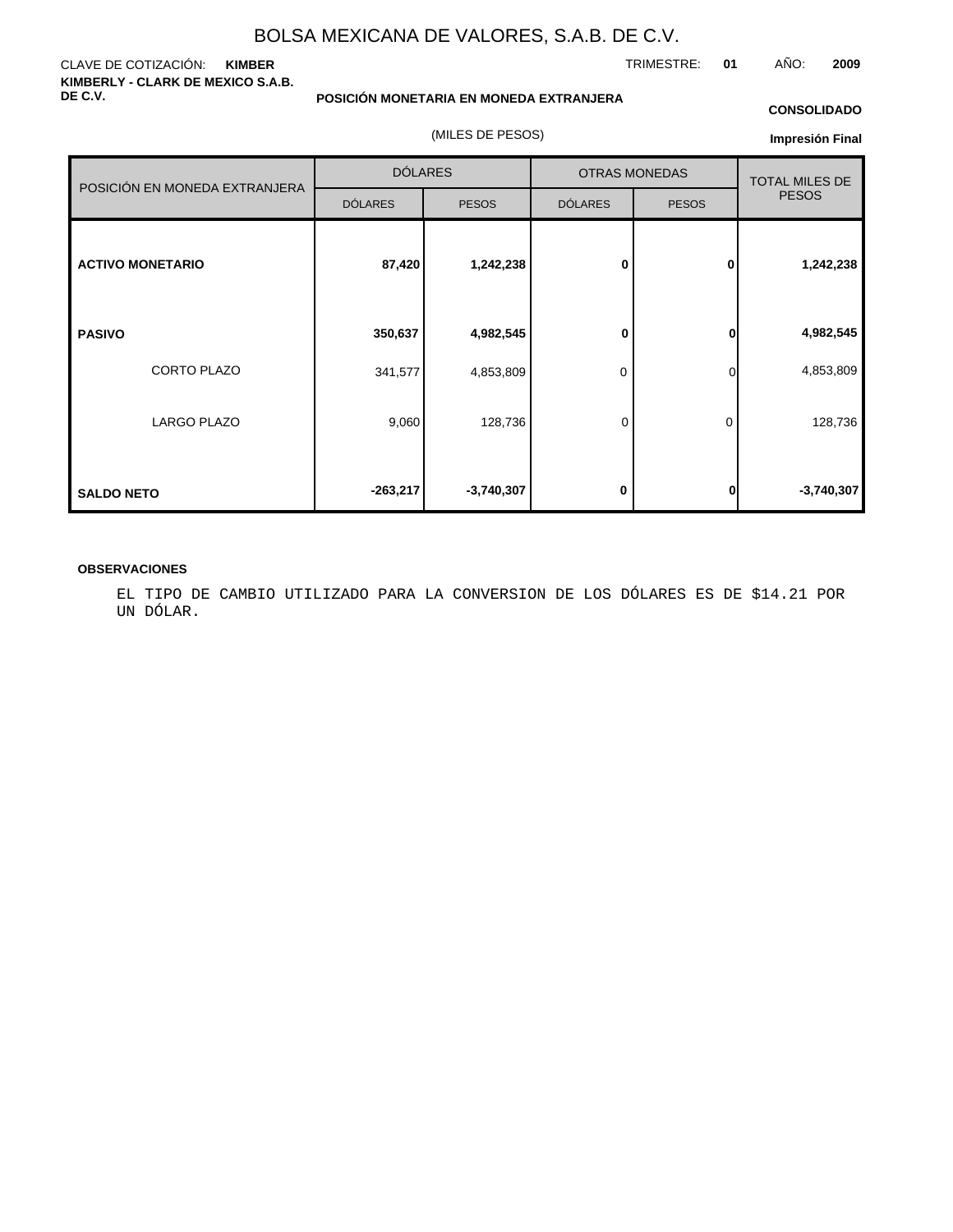# BOLSA MEXICANA DE VALORES, S.A.B. DE C.V.

CLAVE DE COTIZACIÓN: **KIMBER**

TRIMESTRE: **01** AÑO: **2009**

**KIMBERLY - CLARK DE MEXICO S.A.B. DE C.V.**

**POSICIÓN MONETARIA EN MONEDA EXTRANJERA**

**CONSOLIDADO**

(MILES DE PESOS)

**Impresión Final**

| POSICIÓN EN MONEDA EXTRANJERA | DÓLARES | | OTRAS MONEDAS | | TOTAL MILES DE PESOS |
|---|---|---|---|---|---|
| | DÓLARES | PESOS | DÓLARES | PESOS | |
| **ACTIVO MONETARIO** | **87,420** | **1,242,238** | **0** | **0** | **1,242,238** |
| **PASIVO** | **350,637** | **4,982,545** | **0** | **0** | **4,982,545** |
| CORTO PLAZO | 341,577 | 4,853,809 | 0 | 0 | 4,853,809 |
| LARGO PLAZO | 9,060 | 128,736 | 0 | 0 | 128,736 |
| **SALDO NETO** | **-263,217** | **-3,740,307** | **0** | **0** | **-3,740,307** |

**OBSERVACIONES**

EL TIPO DE CAMBIO UTILIZADO PARA LA CONVERSION DE LOS DÓLARES ES DE $14.21 POR UN DÓLAR.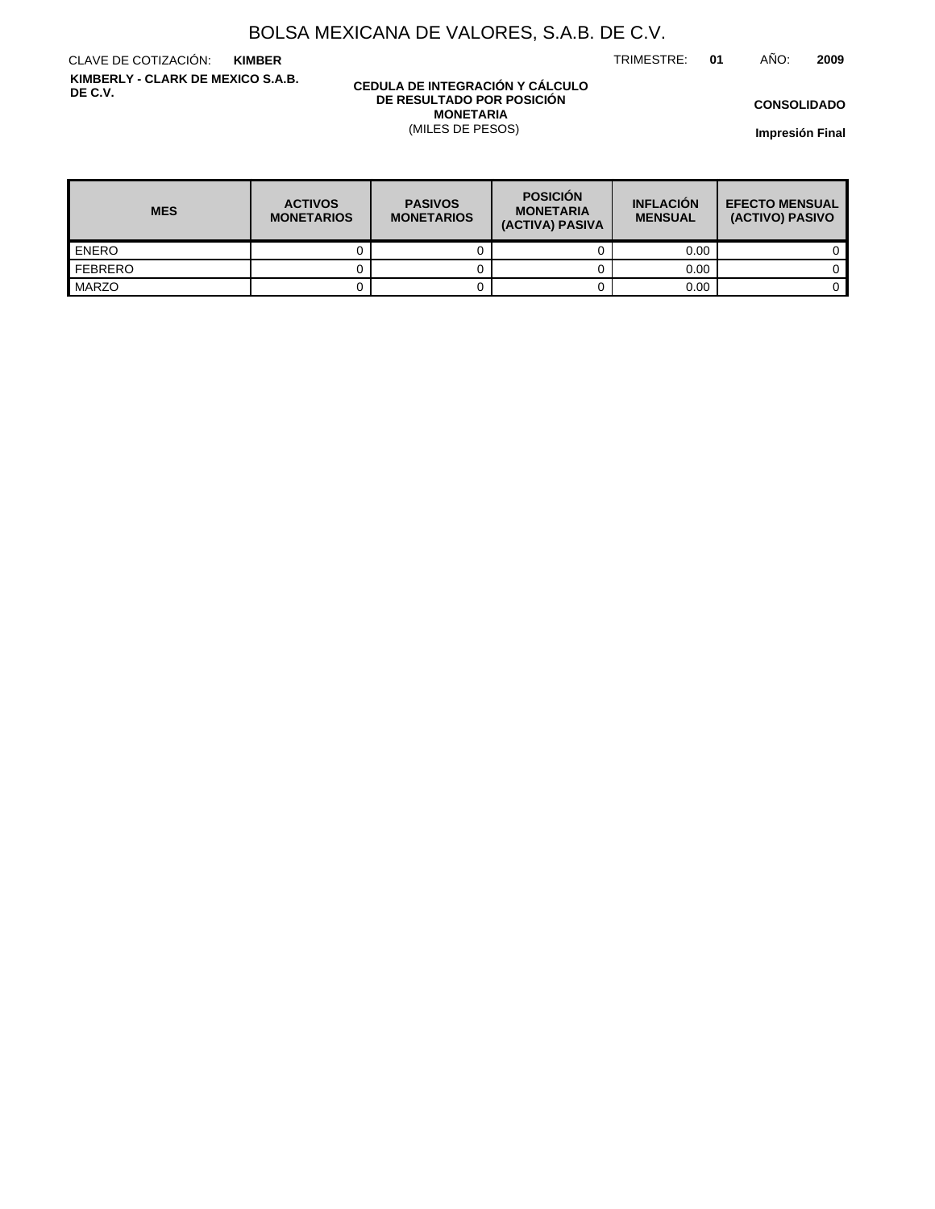# BOLSA MEXICANA DE VALORES, S.A.B. DE C.V.

CLAVE DE COTIZACIÓN: **KIMBER**

TRIMESTRE: **01** AÑO: **2009**

**KIMBERLY - CLARK DE MEXICO S.A.B. DE C.V.**

**CEDULA DE INTEGRACIÓN Y CÁLCULO DE RESULTADO POR POSICIÓN MONETARIA**
(MILES DE PESOS)

**CONSOLIDADO**

**Impresión Final**

| MES | ACTIVOS MONETARIOS | PASIVOS MONETARIOS | POSICIÓN MONETARIA (ACTIVA) PASIVA | INFLACIÓN MENSUAL | EFECTO MENSUAL (ACTIVO) PASIVO |
|---|---|---|---|---|---|
| ENERO | 0 | 0 | 0 | 0.00 | 0 |
| FEBRERO | 0 | 0 | 0 | 0.00 | 0 |
| MARZO | 0 | 0 | 0 | 0.00 | 0 |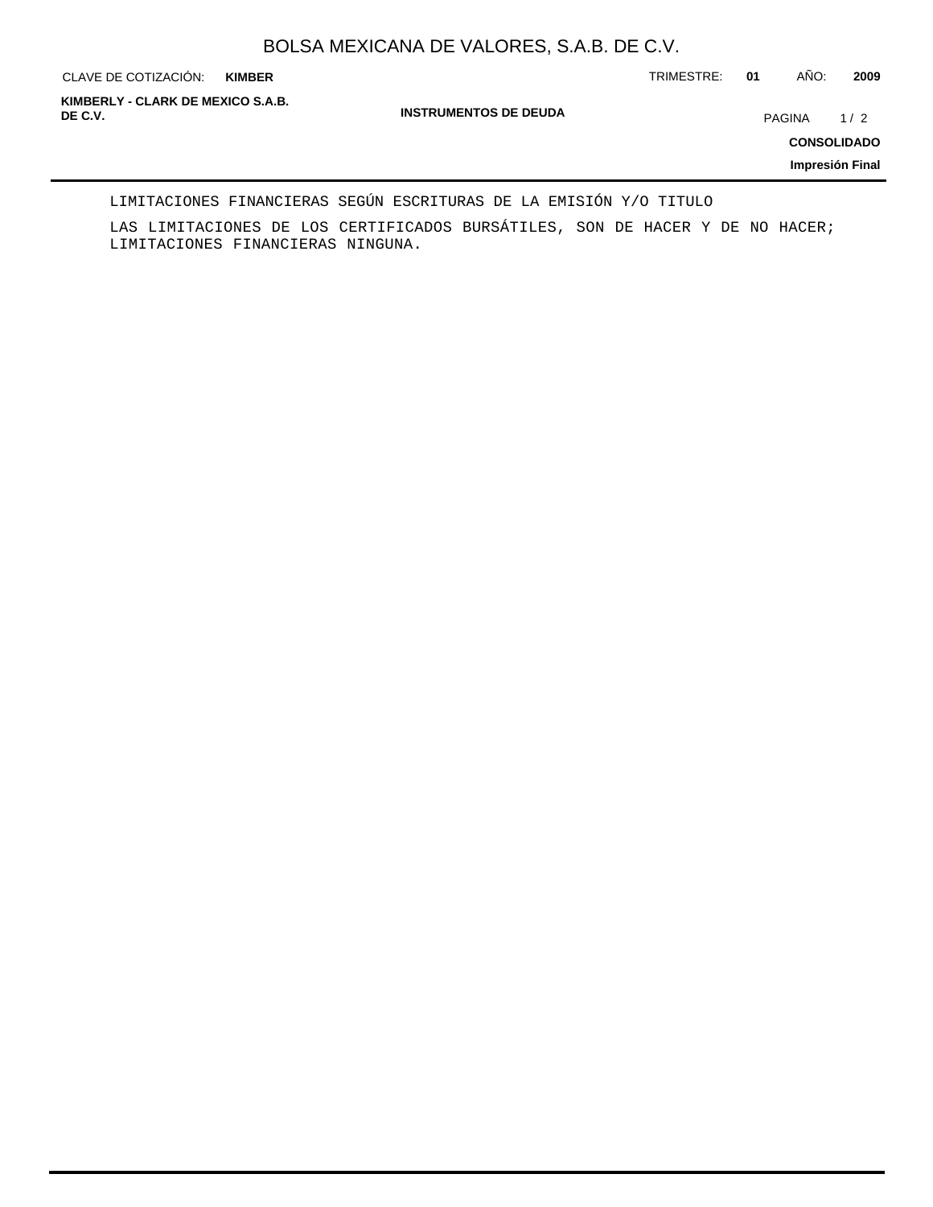LIMITACIONES FINANCIERAS SEGÚN ESCRITURAS DE LA EMISIÓN Y/O TITULO

LAS LIMITACIONES DE LOS CERTIFICADOS BURSÁTILES, SON DE HACER Y DE NO HACER; LIMITACIONES FINANCIERAS NINGUNA.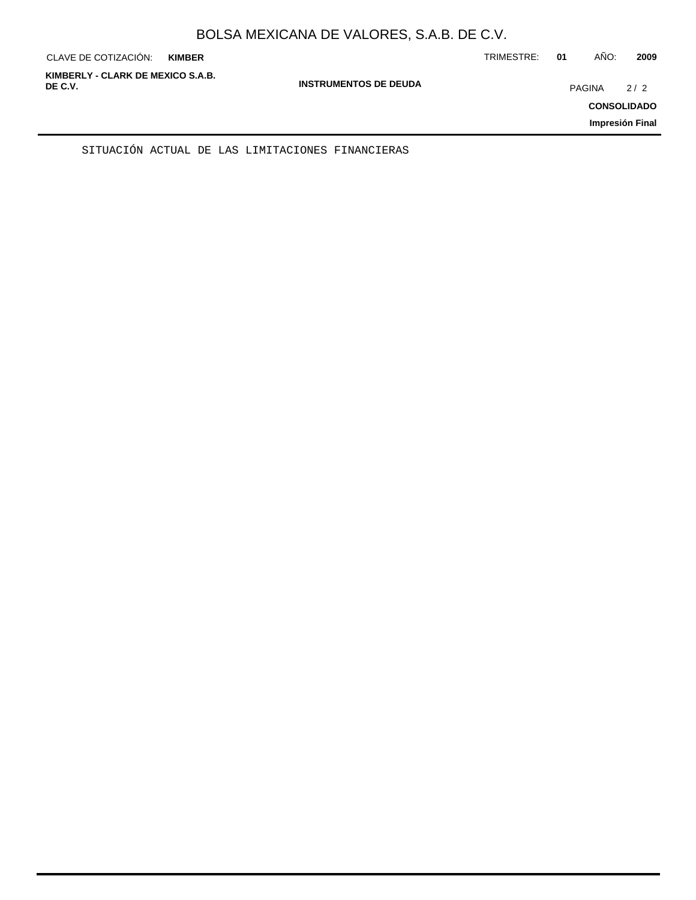SITUACIÓN ACTUAL DE LAS LIMITACIONES FINANCIERAS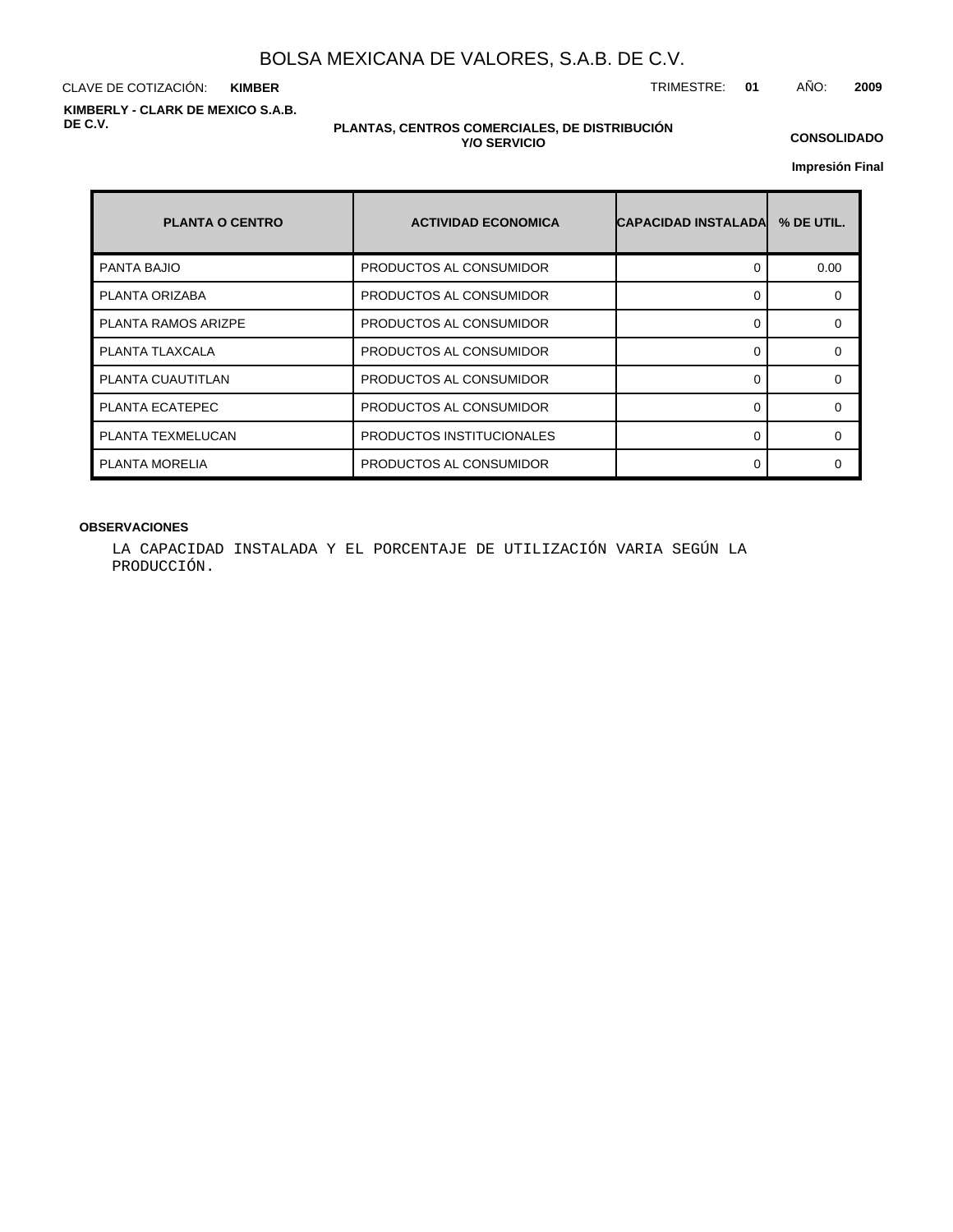# BOLSA MEXICANA DE VALORES, S.A.B. DE C.V.

CLAVE DE COTIZACIÓN: **KIMBER**

TRIMESTRE: **01** AÑO: **2009**

**KIMBERLY - CLARK DE MEXICO S.A.B. DE C.V.**

**PLANTAS, CENTROS COMERCIALES, DE DISTRIBUCIÓN Y/O SERVICIO**

**CONSOLIDADO**

**Impresión Final**

| PLANTA O CENTRO | ACTIVIDAD ECONOMICA | CAPACIDAD INSTALADA | % DE UTIL. |
|---|---|---|---|
| PANTA BAJIO | PRODUCTOS AL CONSUMIDOR | 0 | 0.00 |
| PLANTA ORIZABA | PRODUCTOS AL CONSUMIDOR | 0 | 0 |
| PLANTA RAMOS ARIZPE | PRODUCTOS AL CONSUMIDOR | 0 | 0 |
| PLANTA TLAXCALA | PRODUCTOS AL CONSUMIDOR | 0 | 0 |
| PLANTA CUAUTITLAN | PRODUCTOS AL CONSUMIDOR | 0 | 0 |
| PLANTA ECATEPEC | PRODUCTOS AL CONSUMIDOR | 0 | 0 |
| PLANTA TEXMELUCAN | PRODUCTOS INSTITUCIONALES | 0 | 0 |
| PLANTA MORELIA | PRODUCTOS AL CONSUMIDOR | 0 | 0 |

**OBSERVACIONES**

LA CAPACIDAD INSTALADA Y EL PORCENTAJE DE UTILIZACIÓN VARIA SEGÚN LA PRODUCCIÓN.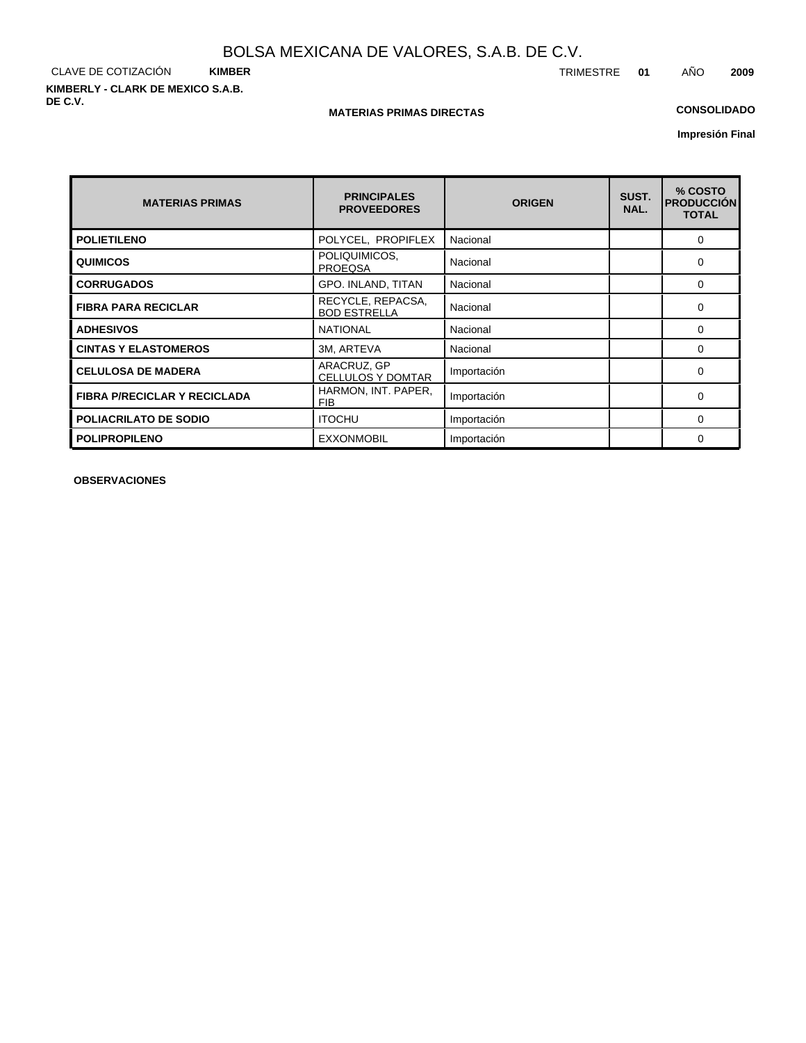# BOLSA MEXICANA DE VALORES, S.A.B. DE C.V.

CLAVE DE COTIZACIÓN **KIMBER** TRIMESTRE **01** AÑO **2009**

**KIMBERLY - CLARK DE MEXICO S.A.B. DE C.V.**

**MATERIAS PRIMAS DIRECTAS**

**CONSOLIDADO**

**Impresión Final**

| MATERIAS PRIMAS | PRINCIPALES PROVEEDORES | ORIGEN | SUST. NAL. | % COSTO PRODUCCIÓN TOTAL |
|---|---|---|---|---|
| **POLIETILENO** | POLYCEL, PROPIFLEX | Nacional | | 0 |
| **QUIMICOS** | POLIQUIMICOS, PROEQSA | Nacional | | 0 |
| **CORRUGADOS** | GPO. INLAND, TITAN | Nacional | | 0 |
| **FIBRA PARA RECICLAR** | RECYCLE, REPACSA, BOD ESTRELLA | Nacional | | 0 |
| **ADHESIVOS** | NATIONAL | Nacional | | 0 |
| **CINTAS Y ELASTOMEROS** | 3M, ARTEVA | Nacional | | 0 |
| **CELULOSA DE MADERA** | ARACRUZ, GP CELLULOS Y DOMTAR | Importación | | 0 |
| **FIBRA P/RECICLAR Y RECICLADA** | HARMON, INT. PAPER, FIB | Importación | | 0 |
| **POLIACRILATO DE SODIO** | ITOCHU | Importación | | 0 |
| **POLIPROPILENO** | EXXONMOBIL | Importación | | 0 |

**OBSERVACIONES**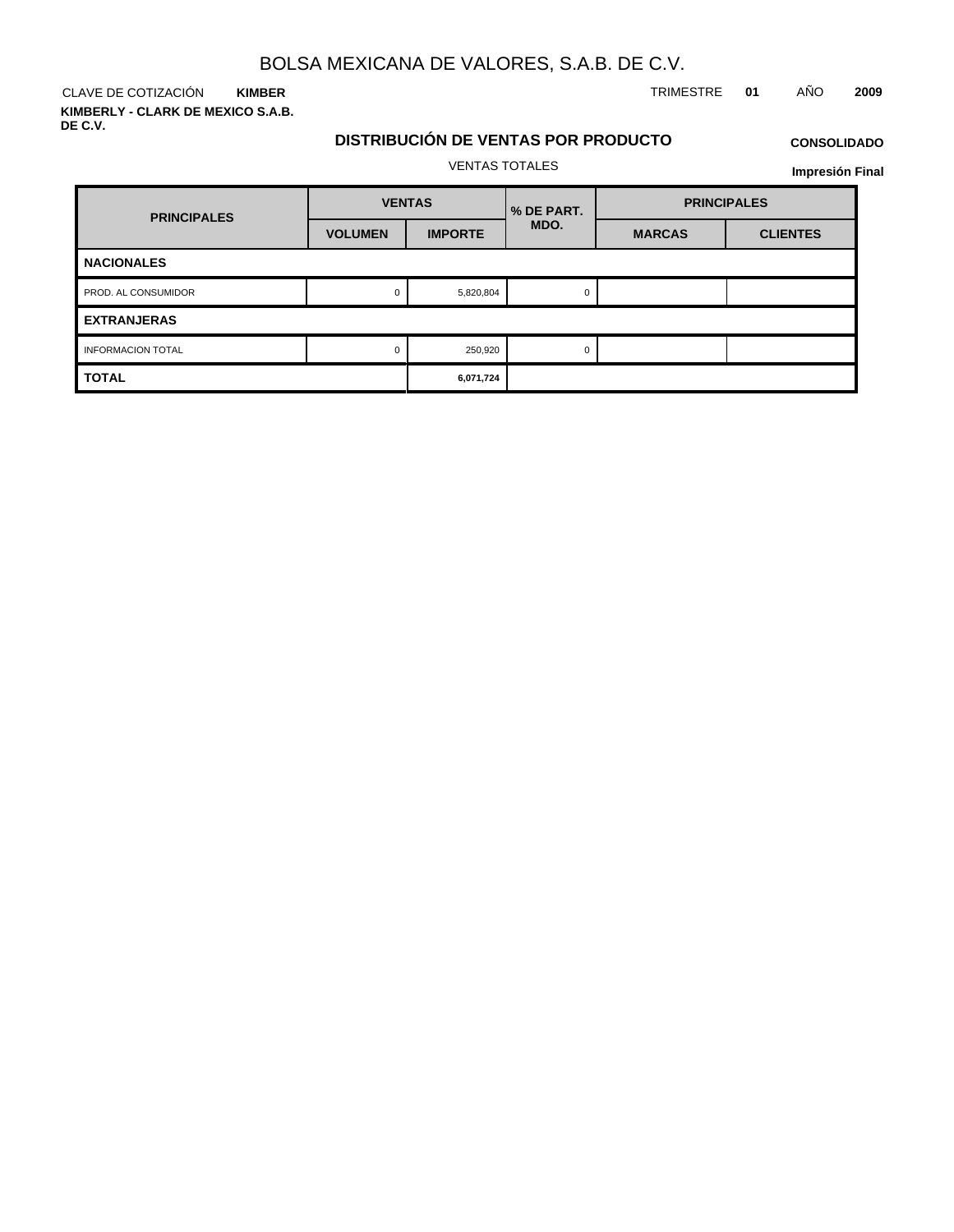# BOLSA MEXICANA DE VALORES, S.A.B. DE C.V.

CLAVE DE COTIZACIÓN **KIMBER**

TRIMESTRE **01** AÑO **2009**

**KIMBERLY - CLARK DE MEXICO S.A.B. DE C.V.**

## DISTRIBUCIÓN DE VENTAS POR PRODUCTO

**CONSOLIDADO**

VENTAS TOTALES

**Impresión Final**

| PRINCIPALES | VENTAS | | % DE PART. MDO. | PRINCIPALES | |
|---|---|---|---|---|---|
| | VOLUMEN | IMPORTE | | MARCAS | CLIENTES |
| **NACIONALES** | | | | | |
| PROD. AL CONSUMIDOR | 0 | 5,820,804 | 0 | | |
| **EXTRANJERAS** | | | | | |
| INFORMACION TOTAL | 0 | 250,920 | 0 | | |
| **TOTAL** | | **6,071,724** | | | |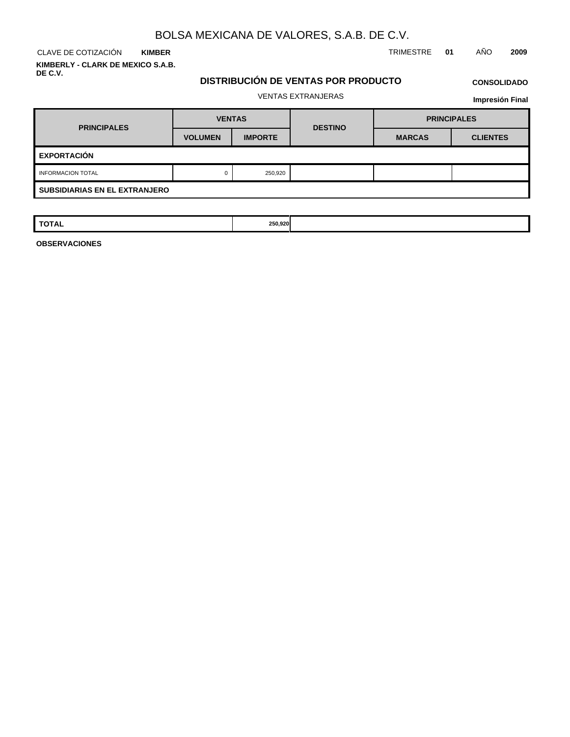# BOLSA MEXICANA DE VALORES, S.A.B. DE C.V.

CLAVE DE COTIZACIÓN **KIMBER**

TRIMESTRE **01** AÑO **2009**

**KIMBERLY - CLARK DE MEXICO S.A.B. DE C.V.**

## DISTRIBUCIÓN DE VENTAS POR PRODUCTO

**CONSOLIDADO**

VENTAS EXTRANJERAS

**Impresión Final**

| PRINCIPALES | VENTAS | | DESTINO | PRINCIPALES | |
|---|---|---|---|---|---|
| | VOLUMEN | IMPORTE | | MARCAS | CLIENTES |
| **EXPORTACIÓN** | | | | | |
| INFORMACION TOTAL | 0 | 250,920 | | | |
| **SUBSIDIARIAS EN EL EXTRANJERO** | | | | | |

| TOTAL | 250,920 |
|---|---|

**OBSERVACIONES**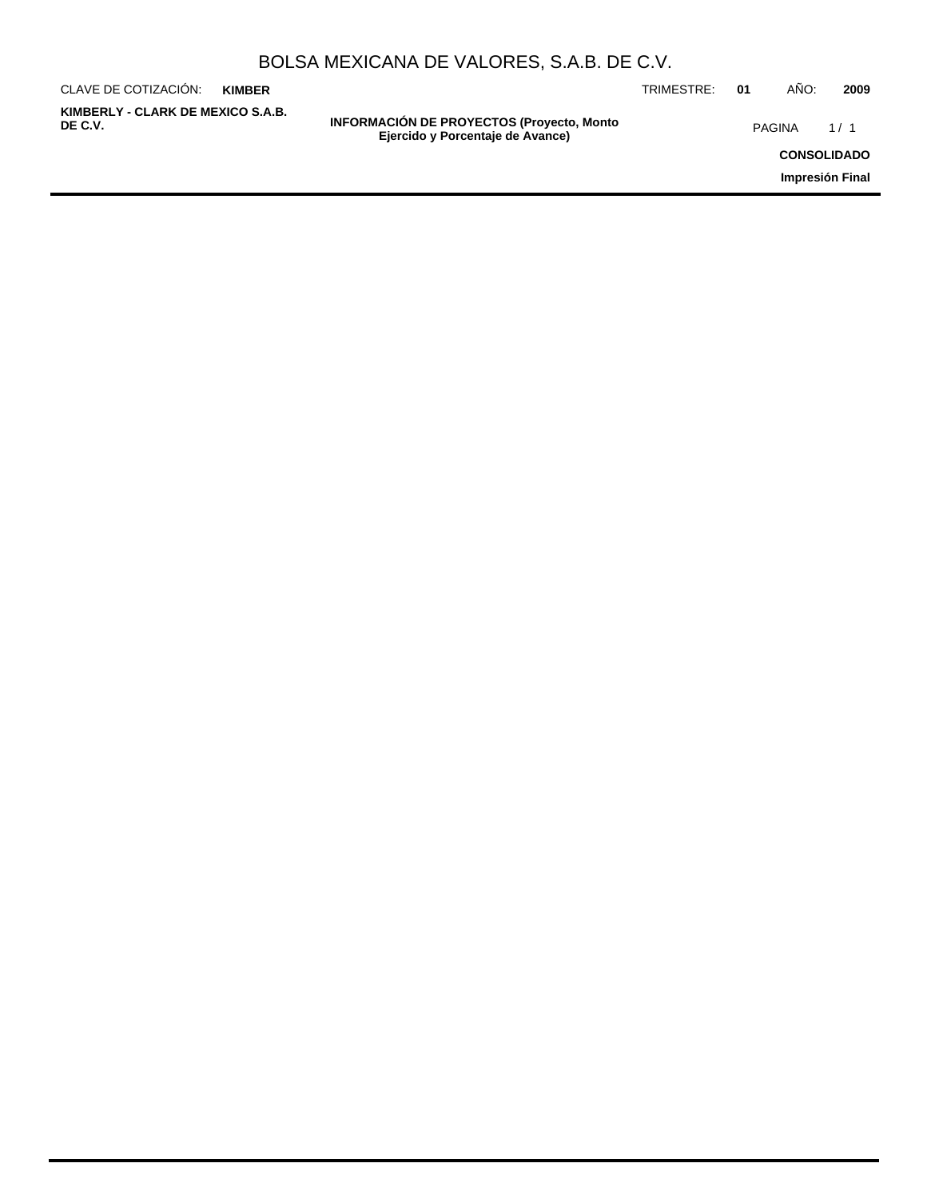BOLSA MEXICANA DE VALORES, S.A.B. DE C.V.

CLAVE DE COTIZACIÓN: **KIMBER**

TRIMESTRE: **01** AÑO: **2009**

**KIMBERLY - CLARK DE MEXICO S.A.B. DE C.V.**

**INFORMACIÓN DE PROYECTOS (Proyecto, Monto Ejercido y Porcentaje de Avance)**

**CONSOLIDADO**

**Impresión Final**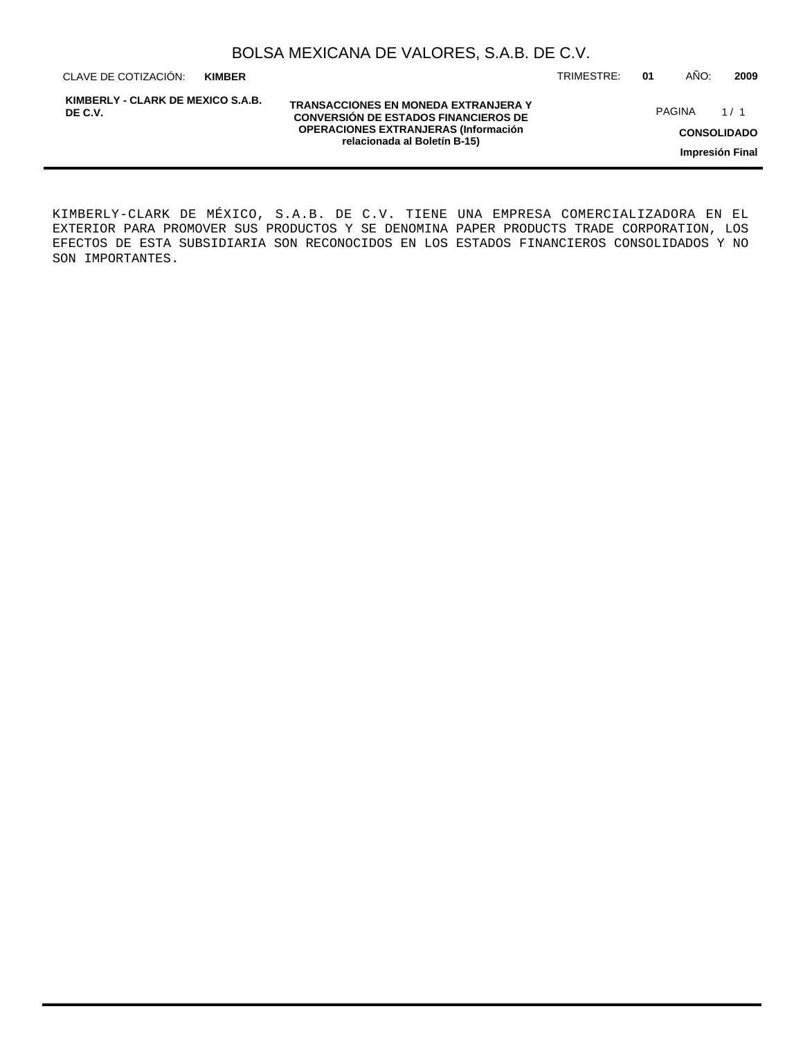## TRANSACCIONES EN MONEDA EXTRANJERA Y CONVERSIÓN DE ESTADOS FINANCIEROS DE OPERACIONES EXTRANJERAS (Información relacionada al Boletín B-15)

KIMBERLY-CLARK DE MÉXICO, S.A.B. DE C.V. TIENE UNA EMPRESA COMERCIALIZADORA EN EL EXTERIOR PARA PROMOVER SUS PRODUCTOS Y SE DENOMINA PAPER PRODUCTS TRADE CORPORATION, LOS EFECTOS DE ESTA SUBSIDIARIA SON RECONOCIDOS EN LOS ESTADOS FINANCIEROS CONSOLIDADOS Y NO SON IMPORTANTES.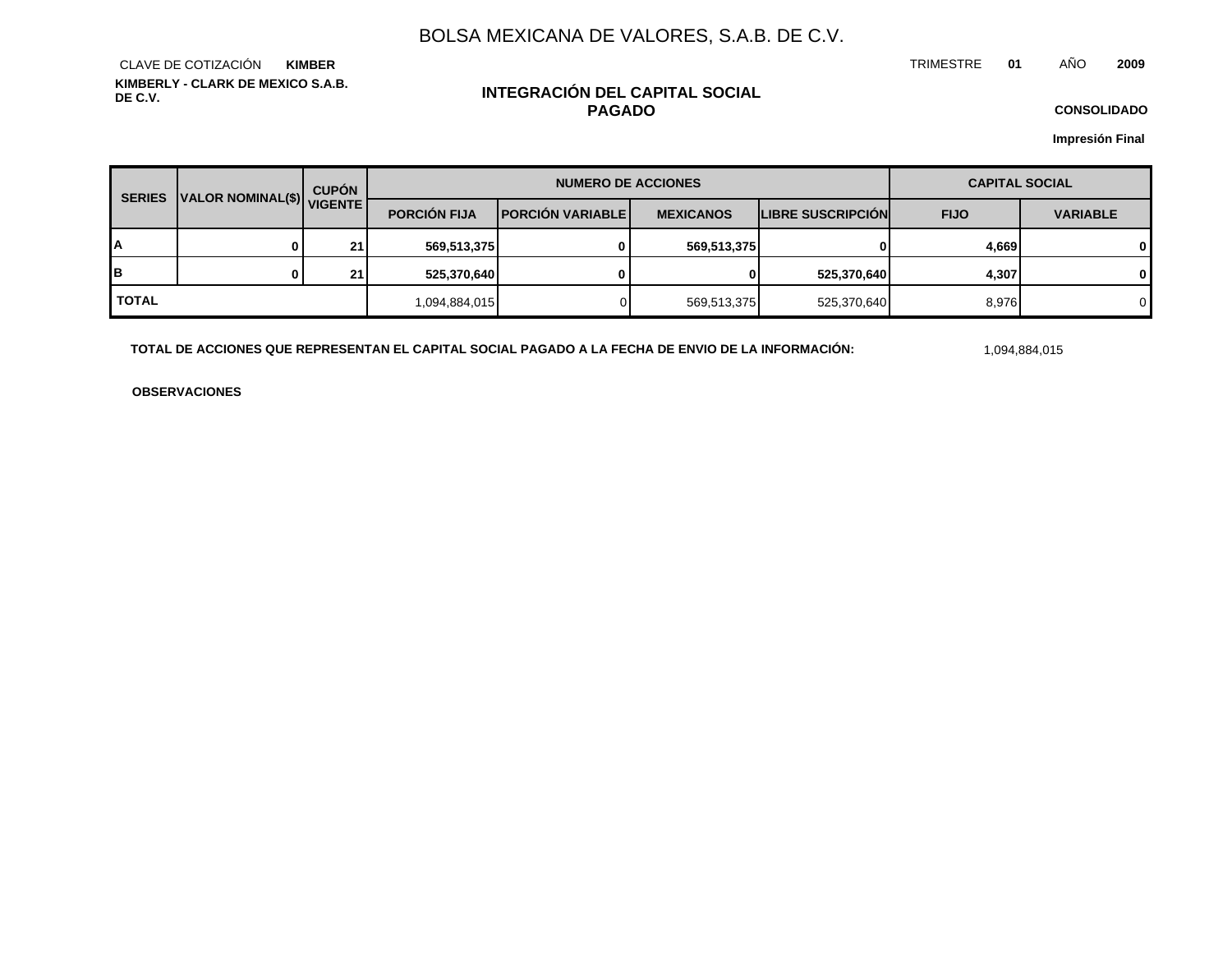BOLSA MEXICANA DE VALORES, S.A.B. DE C.V.

CLAVE DE COTIZACIÓN **KIMBER**

TRIMESTRE **01** AÑO **2009**

**KIMBERLY - CLARK DE MEXICO S.A.B. DE C.V.**

## INTEGRACIÓN DEL CAPITAL SOCIAL PAGADO

**CONSOLIDADO**

**Impresión Final**

| SERIES | VALOR NOMINAL($) | CUPÓN VIGENTE | NUMERO DE ACCIONES | | | | CAPITAL SOCIAL | |
|---|---|---|---|---|---|---|---|---|
| | | | PORCIÓN FIJA | PORCIÓN VARIABLE | MEXICANOS | LIBRE SUSCRIPCIÓN | FIJO | VARIABLE |
| A | 0 | 21 | 569,513,375 | 0 | 569,513,375 | 0 | 4,669 | 0 |
| B | 0 | 21 | 525,370,640 | 0 | 0 | 525,370,640 | 4,307 | 0 |
| TOTAL | | | 1,094,884,015 | 0 | 569,513,375 | 525,370,640 | 8,976 | 0 |

**TOTAL DE ACCIONES QUE REPRESENTAN EL CAPITAL SOCIAL PAGADO A LA FECHA DE ENVIO DE LA INFORMACIÓN:** 1,094,884,015

**OBSERVACIONES**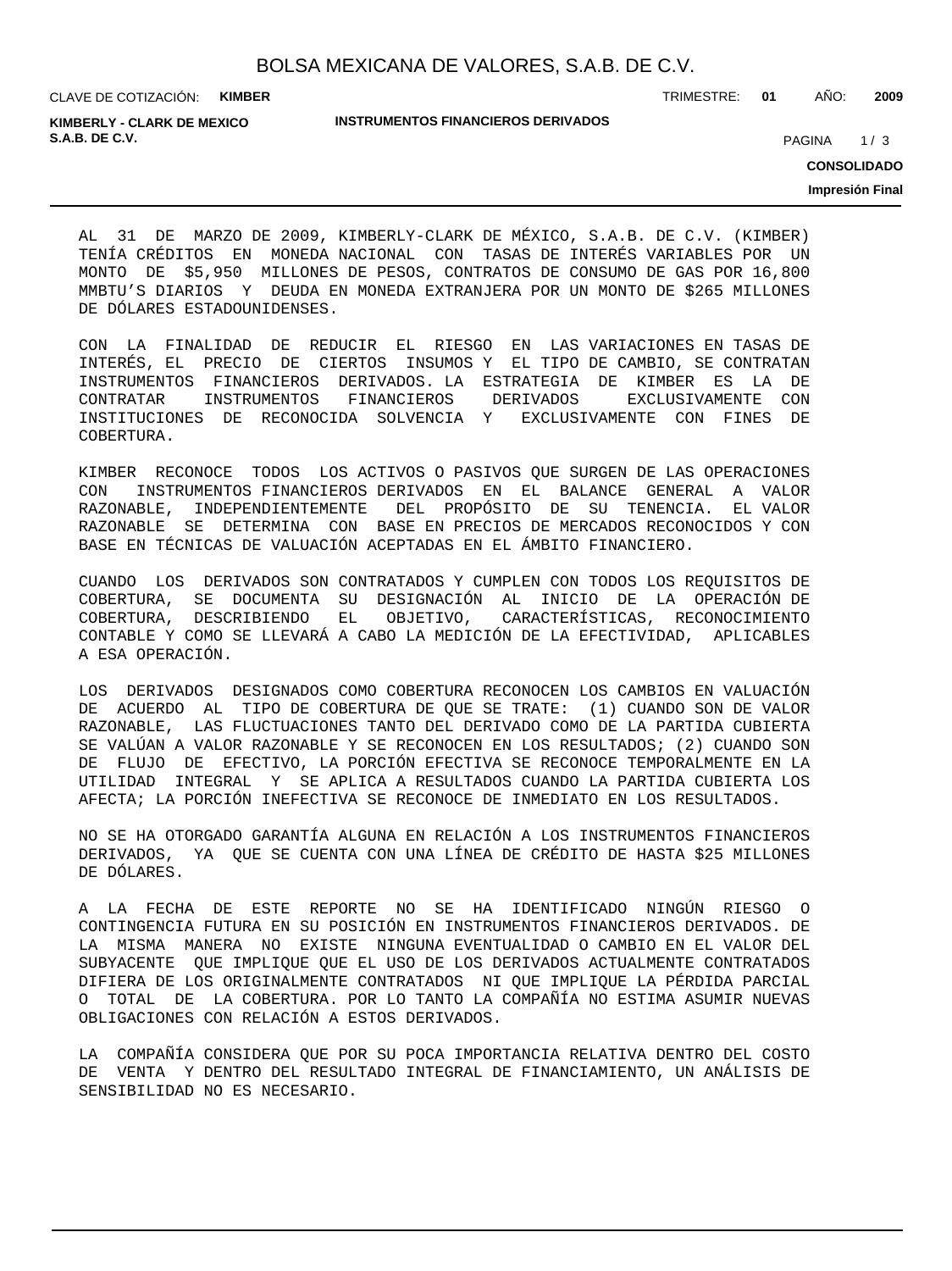## INSTRUMENTOS FINANCIEROS DERIVADOS

AL 31 DE MARZO DE 2009, KIMBERLY-CLARK DE MÉXICO, S.A.B. DE C.V. (KIMBER) TENÍA CRÉDITOS EN MONEDA NACIONAL CON TASAS DE INTERÉS VARIABLES POR UN MONTO DE $5,950 MILLONES DE PESOS, CONTRATOS DE CONSUMO DE GAS POR 16,800 MMBTU'S DIARIOS Y DEUDA EN MONEDA EXTRANJERA POR UN MONTO DE $265 MILLONES DE DÓLARES ESTADOUNIDENSES.

CON LA FINALIDAD DE REDUCIR EL RIESGO EN LAS VARIACIONES EN TASAS DE INTERÉS, EL PRECIO DE CIERTOS INSUMOS Y EL TIPO DE CAMBIO, SE CONTRATAN INSTRUMENTOS FINANCIEROS DERIVADOS. LA ESTRATEGIA DE KIMBER ES LA DE CONTRATAR INSTRUMENTOS FINANCIEROS DERIVADOS EXCLUSIVAMENTE CON INSTITUCIONES DE RECONOCIDA SOLVENCIA Y EXCLUSIVAMENTE CON FINES DE COBERTURA.

KIMBER RECONOCE TODOS LOS ACTIVOS O PASIVOS QUE SURGEN DE LAS OPERACIONES CON INSTRUMENTOS FINANCIEROS DERIVADOS EN EL BALANCE GENERAL A VALOR RAZONABLE, INDEPENDIENTEMENTE DEL PROPÓSITO DE SU TENENCIA. EL VALOR RAZONABLE SE DETERMINA CON BASE EN PRECIOS DE MERCADOS RECONOCIDOS Y CON BASE EN TÉCNICAS DE VALUACIÓN ACEPTADAS EN EL ÁMBITO FINANCIERO.

CUANDO LOS DERIVADOS SON CONTRATADOS Y CUMPLEN CON TODOS LOS REQUISITOS DE COBERTURA, SE DOCUMENTA SU DESIGNACIÓN AL INICIO DE LA OPERACIÓN DE COBERTURA, DESCRIBIENDO EL OBJETIVO, CARACTERÍSTICAS, RECONOCIMIENTO CONTABLE Y COMO SE LLEVARÁ A CABO LA MEDICIÓN DE LA EFECTIVIDAD, APLICABLES A ESA OPERACIÓN.

LOS DERIVADOS DESIGNADOS COMO COBERTURA RECONOCEN LOS CAMBIOS EN VALUACIÓN DE ACUERDO AL TIPO DE COBERTURA DE QUE SE TRATE: (1) CUANDO SON DE VALOR RAZONABLE, LAS FLUCTUACIONES TANTO DEL DERIVADO COMO DE LA PARTIDA CUBIERTA SE VALÚAN A VALOR RAZONABLE Y SE RECONOCEN EN LOS RESULTADOS; (2) CUANDO SON DE FLUJO DE EFECTIVO, LA PORCIÓN EFECTIVA SE RECONOCE TEMPORALMENTE EN LA UTILIDAD INTEGRAL Y SE APLICA A RESULTADOS CUANDO LA PARTIDA CUBIERTA LOS AFECTA; LA PORCIÓN INEFECTIVA SE RECONOCE DE INMEDIATO EN LOS RESULTADOS.

NO SE HA OTORGADO GARANTÍA ALGUNA EN RELACIÓN A LOS INSTRUMENTOS FINANCIEROS DERIVADOS, YA QUE SE CUENTA CON UNA LÍNEA DE CRÉDITO DE HASTA $25 MILLONES DE DÓLARES.

A LA FECHA DE ESTE REPORTE NO SE HA IDENTIFICADO NINGÚN RIESGO O CONTINGENCIA FUTURA EN SU POSICIÓN EN INSTRUMENTOS FINANCIEROS DERIVADOS. DE LA MISMA MANERA NO EXISTE NINGUNA EVENTUALIDAD O CAMBIO EN EL VALOR DEL SUBYACENTE QUE IMPLIQUE QUE EL USO DE LOS DERIVADOS ACTUALMENTE CONTRATADOS DIFIERA DE LOS ORIGINALMENTE CONTRATADOS NI QUE IMPLIQUE LA PÉRDIDA PARCIAL O TOTAL DE LA COBERTURA. POR LO TANTO LA COMPAÑÍA NO ESTIMA ASUMIR NUEVAS OBLIGACIONES CON RELACIÓN A ESTOS DERIVADOS.

LA COMPAÑÍA CONSIDERA QUE POR SU POCA IMPORTANCIA RELATIVA DENTRO DEL COSTO DE VENTA Y DENTRO DEL RESULTADO INTEGRAL DE FINANCIAMIENTO, UN ANÁLISIS DE SENSIBILIDAD NO ES NECESARIO.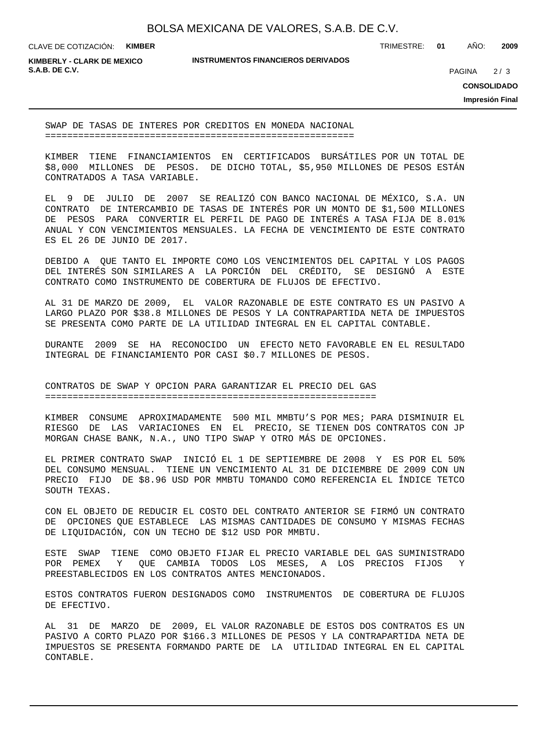## SWAP DE TASAS DE INTERES POR CREDITOS EN MONEDA NACIONAL

KIMBER TIENE FINANCIAMIENTOS EN CERTIFICADOS BURSÁTILES POR UN TOTAL DE $8,000 MILLONES DE PESOS. DE DICHO TOTAL, $5,950 MILLONES DE PESOS ESTÁN CONTRATADOS A TASA VARIABLE.

EL 9 DE JULIO DE 2007 SE REALIZÓ CON BANCO NACIONAL DE MÉXICO, S.A. UN CONTRATO DE INTERCAMBIO DE TASAS DE INTERÉS POR UN MONTO DE $1,500 MILLONES DE PESOS PARA CONVERTIR EL PERFIL DE PAGO DE INTERÉS A TASA FIJA DE 8.01% ANUAL Y CON VENCIMIENTOS MENSUALES. LA FECHA DE VENCIMIENTO DE ESTE CONTRATO ES EL 26 DE JUNIO DE 2017.

DEBIDO A QUE TANTO EL IMPORTE COMO LOS VENCIMIENTOS DEL CAPITAL Y LOS PAGOS DEL INTERÉS SON SIMILARES A LA PORCIÓN DEL CRÉDITO, SE DESIGNÓ A ESTE CONTRATO COMO INSTRUMENTO DE COBERTURA DE FLUJOS DE EFECTIVO.

AL 31 DE MARZO DE 2009, EL VALOR RAZONABLE DE ESTE CONTRATO ES UN PASIVO A LARGO PLAZO POR $38.8 MILLONES DE PESOS Y LA CONTRAPARTIDA NETA DE IMPUESTOS SE PRESENTA COMO PARTE DE LA UTILIDAD INTEGRAL EN EL CAPITAL CONTABLE.

DURANTE 2009 SE HA RECONOCIDO UN EFECTO NETO FAVORABLE EN EL RESULTADO INTEGRAL DE FINANCIAMIENTO POR CASI $0.7 MILLONES DE PESOS.

## CONTRATOS DE SWAP Y OPCION PARA GARANTIZAR EL PRECIO DEL GAS

KIMBER CONSUME APROXIMADAMENTE 500 MIL MMBTU’S POR MES; PARA DISMINUIR EL RIESGO DE LAS VARIACIONES EN EL PRECIO, SE TIENEN DOS CONTRATOS CON JP MORGAN CHASE BANK, N.A., UNO TIPO SWAP Y OTRO MÁS DE OPCIONES.

EL PRIMER CONTRATO SWAP INICIÓ EL 1 DE SEPTIEMBRE DE 2008 Y ES POR EL 50% DEL CONSUMO MENSUAL. TIENE UN VENCIMIENTO AL 31 DE DICIEMBRE DE 2009 CON UN PRECIO FIJO DE $8.96 USD POR MMBTU TOMANDO COMO REFERENCIA EL ÍNDICE TETCO SOUTH TEXAS.

CON EL OBJETO DE REDUCIR EL COSTO DEL CONTRATO ANTERIOR SE FIRMÓ UN CONTRATO DE OPCIONES QUE ESTABLECE LAS MISMAS CANTIDADES DE CONSUMO Y MISMAS FECHAS DE LIQUIDACIÓN, CON UN TECHO DE $12 USD POR MMBTU.

ESTE SWAP TIENE COMO OBJETO FIJAR EL PRECIO VARIABLE DEL GAS SUMINISTRADO POR PEMEX Y QUE CAMBIA TODOS LOS MESES, A LOS PRECIOS FIJOS Y PREESTABLECIDOS EN LOS CONTRATOS ANTES MENCIONADOS.

ESTOS CONTRATOS FUERON DESIGNADOS COMO INSTRUMENTOS DE COBERTURA DE FLUJOS DE EFECTIVO.

AL 31 DE MARZO DE 2009, EL VALOR RAZONABLE DE ESTOS DOS CONTRATOS ES UN PASIVO A CORTO PLAZO POR $166.3 MILLONES DE PESOS Y LA CONTRAPARTIDA NETA DE IMPUESTOS SE PRESENTA FORMANDO PARTE DE LA UTILIDAD INTEGRAL EN EL CAPITAL CONTABLE.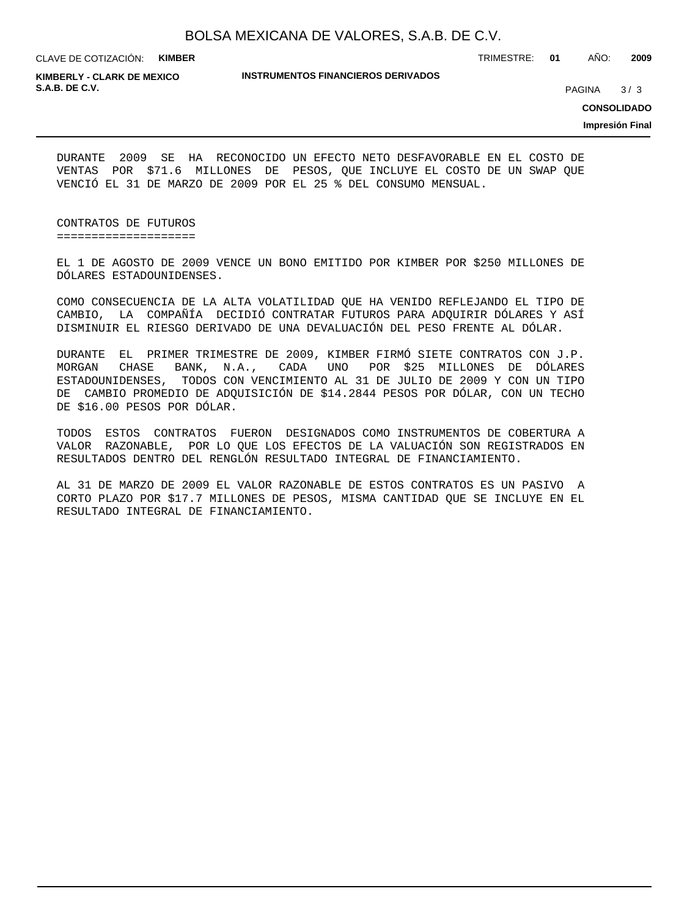DURANTE 2009 SE HA RECONOCIDO UN EFECTO NETO DESFAVORABLE EN EL COSTO DE VENTAS POR $71.6 MILLONES DE PESOS, QUE INCLUYE EL COSTO DE UN SWAP QUE VENCIÓ EL 31 DE MARZO DE 2009 POR EL 25 % DEL CONSUMO MENSUAL.

## CONTRATOS DE FUTUROS

EL 1 DE AGOSTO DE 2009 VENCE UN BONO EMITIDO POR KIMBER POR $250 MILLONES DE DÓLARES ESTADOUNIDENSES.

COMO CONSECUENCIA DE LA ALTA VOLATILIDAD QUE HA VENIDO REFLEJANDO EL TIPO DE CAMBIO, LA COMPAÑÍA DECIDIÓ CONTRATAR FUTUROS PARA ADQUIRIR DÓLARES Y ASÍ DISMINUIR EL RIESGO DERIVADO DE UNA DEVALUACIÓN DEL PESO FRENTE AL DÓLAR.

DURANTE EL PRIMER TRIMESTRE DE 2009, KIMBER FIRMÓ SIETE CONTRATOS CON J.P. MORGAN CHASE BANK, N.A., CADA UNO POR $25 MILLONES DE DÓLARES ESTADOUNIDENSES, TODOS CON VENCIMIENTO AL 31 DE JULIO DE 2009 Y CON UN TIPO DE CAMBIO PROMEDIO DE ADQUISICIÓN DE $14.2844 PESOS POR DÓLAR, CON UN TECHO DE $16.00 PESOS POR DÓLAR.

TODOS ESTOS CONTRATOS FUERON DESIGNADOS COMO INSTRUMENTOS DE COBERTURA A VALOR RAZONABLE, POR LO QUE LOS EFECTOS DE LA VALUACIÓN SON REGISTRADOS EN RESULTADOS DENTRO DEL RENGLÓN RESULTADO INTEGRAL DE FINANCIAMIENTO.

AL 31 DE MARZO DE 2009 EL VALOR RAZONABLE DE ESTOS CONTRATOS ES UN PASIVO A CORTO PLAZO POR $17.7 MILLONES DE PESOS, MISMA CANTIDAD QUE SE INCLUYE EN EL RESULTADO INTEGRAL DE FINANCIAMIENTO.